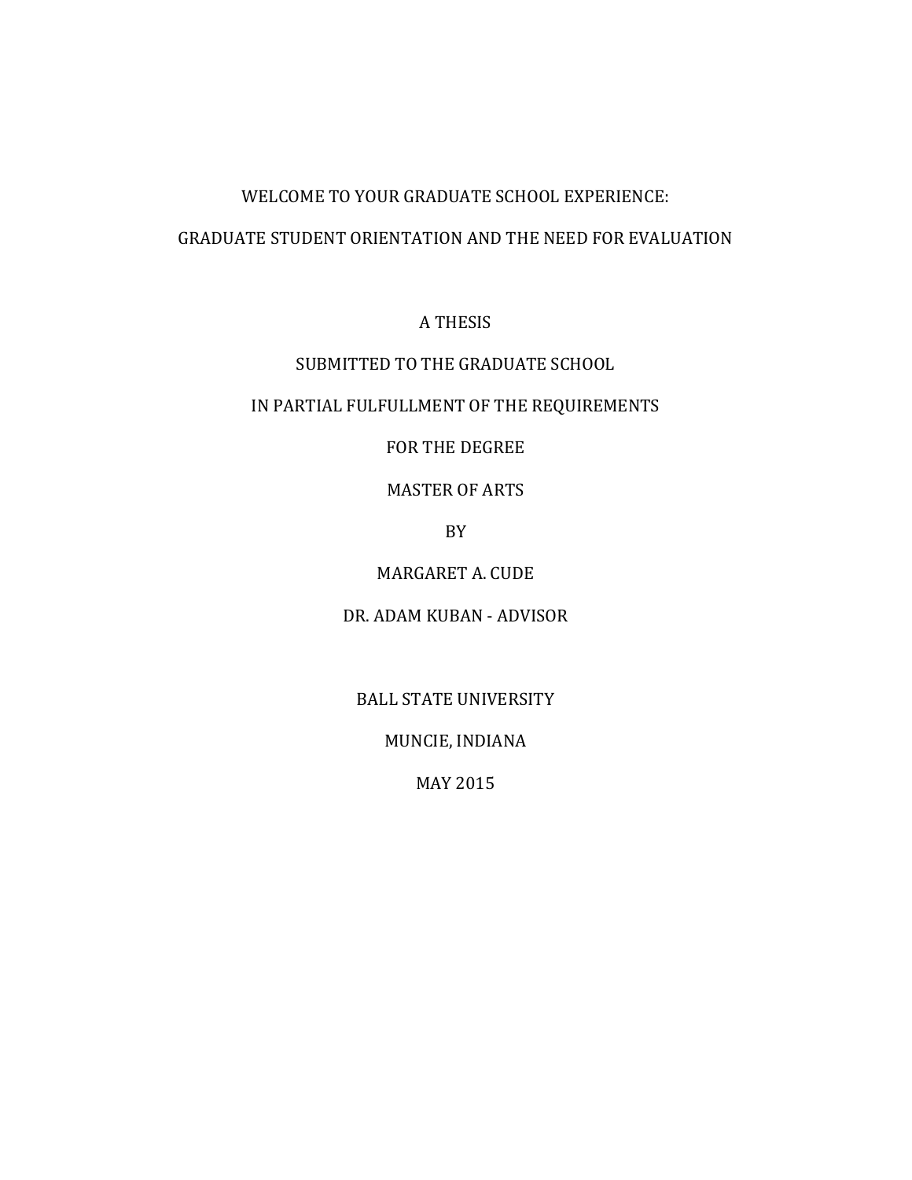# WELCOME TO YOUR GRADUATE SCHOOL EXPERIENCE:

# GRADUATE STUDENT ORIENTATION AND THE NEED FOR EVALUATION

A THESIS

SUBMITTED TO THE GRADUATE SCHOOL

IN PARTIAL FULFULLMENT OF THE REQUIREMENTS

FOR THE DEGREE

MASTER OF ARTS

BY

MARGARET A. CUDE

DR. ADAM KUBAN - ADVISOR

BALL STATE UNIVERSITY

MUNCIE, INDIANA

MAY 2015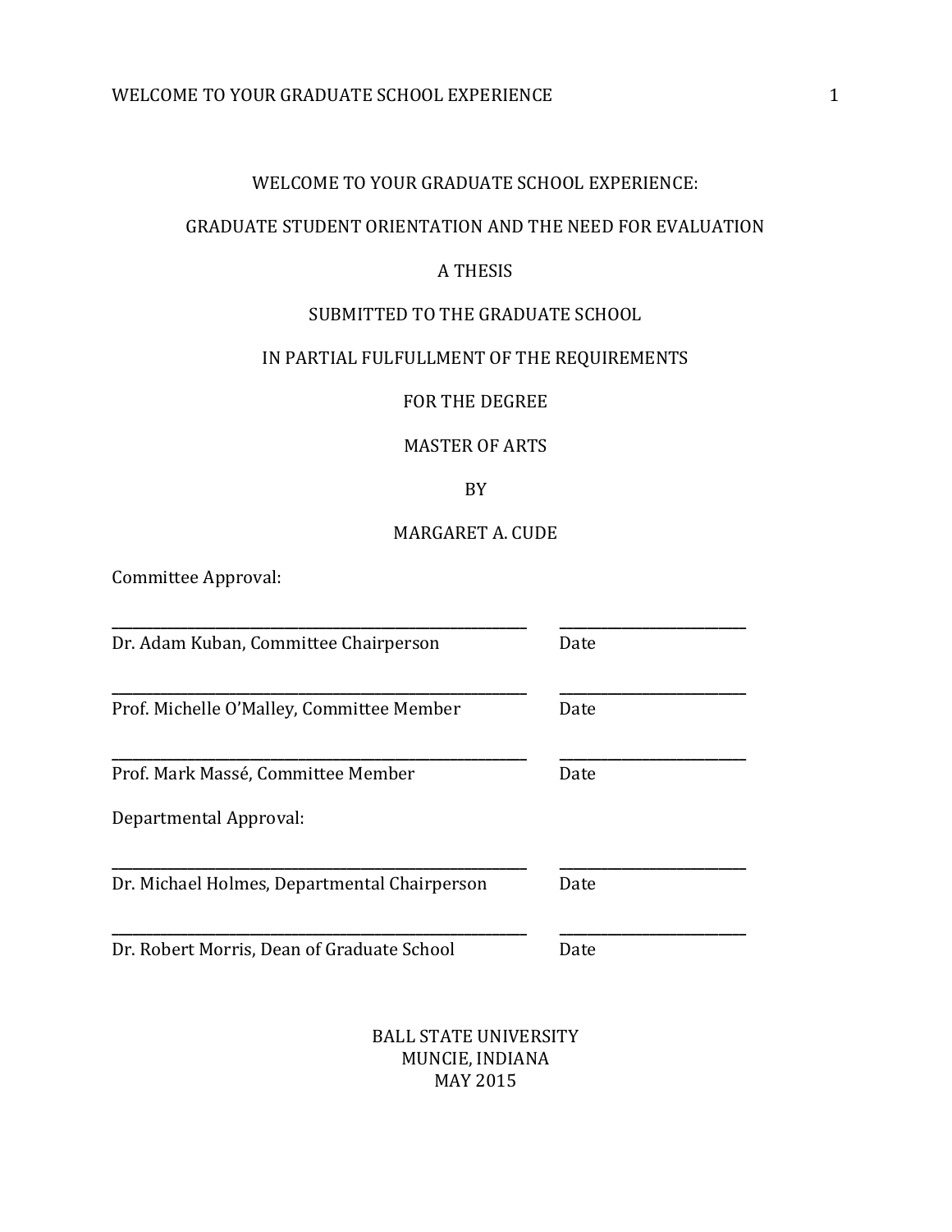WELCOME TO YOUR GRADUATE SCHOOL EXPERIENCE:

GRADUATE STUDENT ORIENTATION AND THE NEED FOR EVALUATION

A THESIS

SUBMITTED TO THE GRADUATE SCHOOL

IN PARTIAL FULFULLMENT OF THE REQUIREMENTS

FOR THE DEGREE

MASTER OF ARTS

BY

MARGARET A. CUDE

Committee Approval:

_____________________________________________ _____________________

Dr. Adam Kuban, Committee Chairperson Date

_____________________________________________ _____________________

Prof. Michelle O'Malley, Committee Member Date

_____________________________________________ _____________________

Prof. Mark Massé, Committee Member Date

Departmental Approval:

_____________________________________________ _____________________

Dr. Michael Holmes, Departmental Chairperson Date

_____________________________________________ _____________________

Dr. Robert Morris, Dean of Graduate School Date

BALL STATE UNIVERSITY
MUNCIE, INDIANA
MAY 2015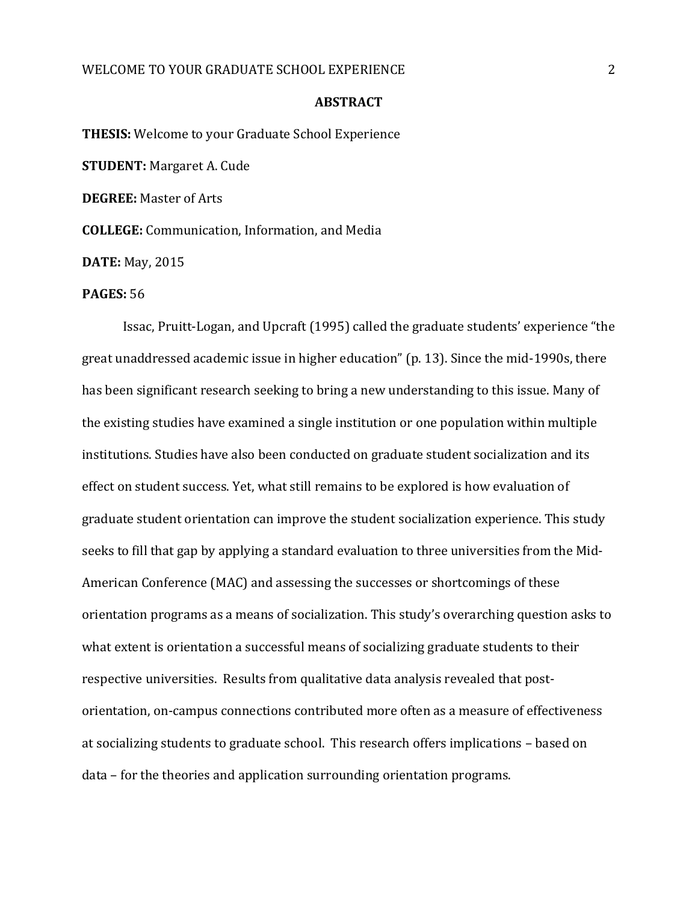# ABSTRACT

**THESIS:** Welcome to your Graduate School Experience

**STUDENT:** Margaret A. Cude

**DEGREE:** Master of Arts

**COLLEGE:** Communication, Information, and Media

**DATE:** May, 2015

**PAGES:** 56

Issac, Pruitt-Logan, and Upcraft (1995) called the graduate students' experience "the great unaddressed academic issue in higher education" (p. 13). Since the mid-1990s, there has been significant research seeking to bring a new understanding to this issue. Many of the existing studies have examined a single institution or one population within multiple institutions. Studies have also been conducted on graduate student socialization and its effect on student success. Yet, what still remains to be explored is how evaluation of graduate student orientation can improve the student socialization experience. This study seeks to fill that gap by applying a standard evaluation to three universities from the Mid-American Conference (MAC) and assessing the successes or shortcomings of these orientation programs as a means of socialization. This study's overarching question asks to what extent is orientation a successful means of socializing graduate students to their respective universities. Results from qualitative data analysis revealed that post-orientation, on-campus connections contributed more often as a measure of effectiveness at socializing students to graduate school. This research offers implications – based on data – for the theories and application surrounding orientation programs.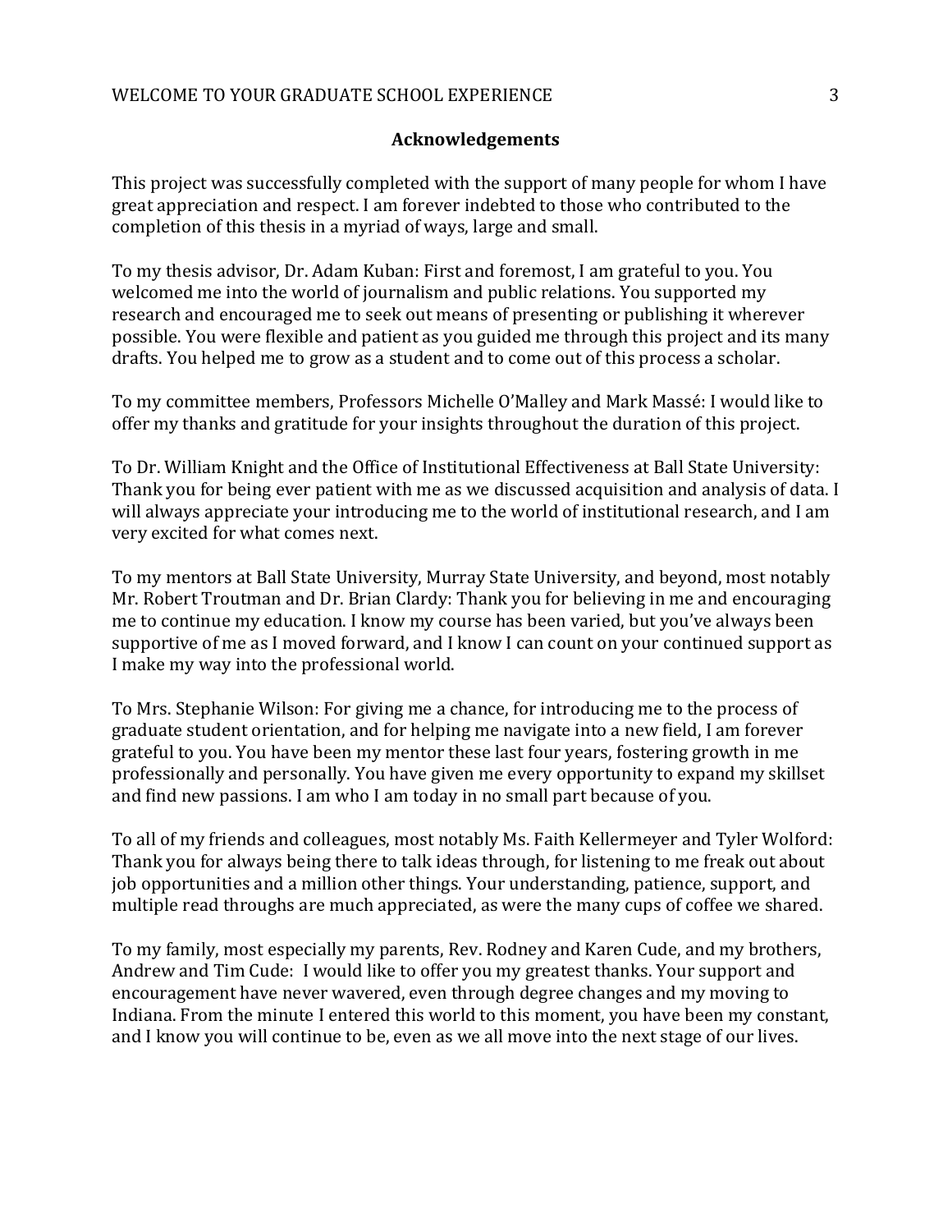## Acknowledgements

This project was successfully completed with the support of many people for whom I have great appreciation and respect. I am forever indebted to those who contributed to the completion of this thesis in a myriad of ways, large and small.

To my thesis advisor, Dr. Adam Kuban: First and foremost, I am grateful to you. You welcomed me into the world of journalism and public relations. You supported my research and encouraged me to seek out means of presenting or publishing it wherever possible. You were flexible and patient as you guided me through this project and its many drafts. You helped me to grow as a student and to come out of this process a scholar.

To my committee members, Professors Michelle O'Malley and Mark Massé: I would like to offer my thanks and gratitude for your insights throughout the duration of this project.

To Dr. William Knight and the Office of Institutional Effectiveness at Ball State University: Thank you for being ever patient with me as we discussed acquisition and analysis of data. I will always appreciate your introducing me to the world of institutional research, and I am very excited for what comes next.

To my mentors at Ball State University, Murray State University, and beyond, most notably Mr. Robert Troutman and Dr. Brian Clardy: Thank you for believing in me and encouraging me to continue my education. I know my course has been varied, but you've always been supportive of me as I moved forward, and I know I can count on your continued support as I make my way into the professional world.

To Mrs. Stephanie Wilson: For giving me a chance, for introducing me to the process of graduate student orientation, and for helping me navigate into a new field, I am forever grateful to you. You have been my mentor these last four years, fostering growth in me professionally and personally. You have given me every opportunity to expand my skillset and find new passions. I am who I am today in no small part because of you.

To all of my friends and colleagues, most notably Ms. Faith Kellermeyer and Tyler Wolford: Thank you for always being there to talk ideas through, for listening to me freak out about job opportunities and a million other things. Your understanding, patience, support, and multiple read throughs are much appreciated, as were the many cups of coffee we shared.

To my family, most especially my parents, Rev. Rodney and Karen Cude, and my brothers, Andrew and Tim Cude: I would like to offer you my greatest thanks. Your support and encouragement have never wavered, even through degree changes and my moving to Indiana. From the minute I entered this world to this moment, you have been my constant, and I know you will continue to be, even as we all move into the next stage of our lives.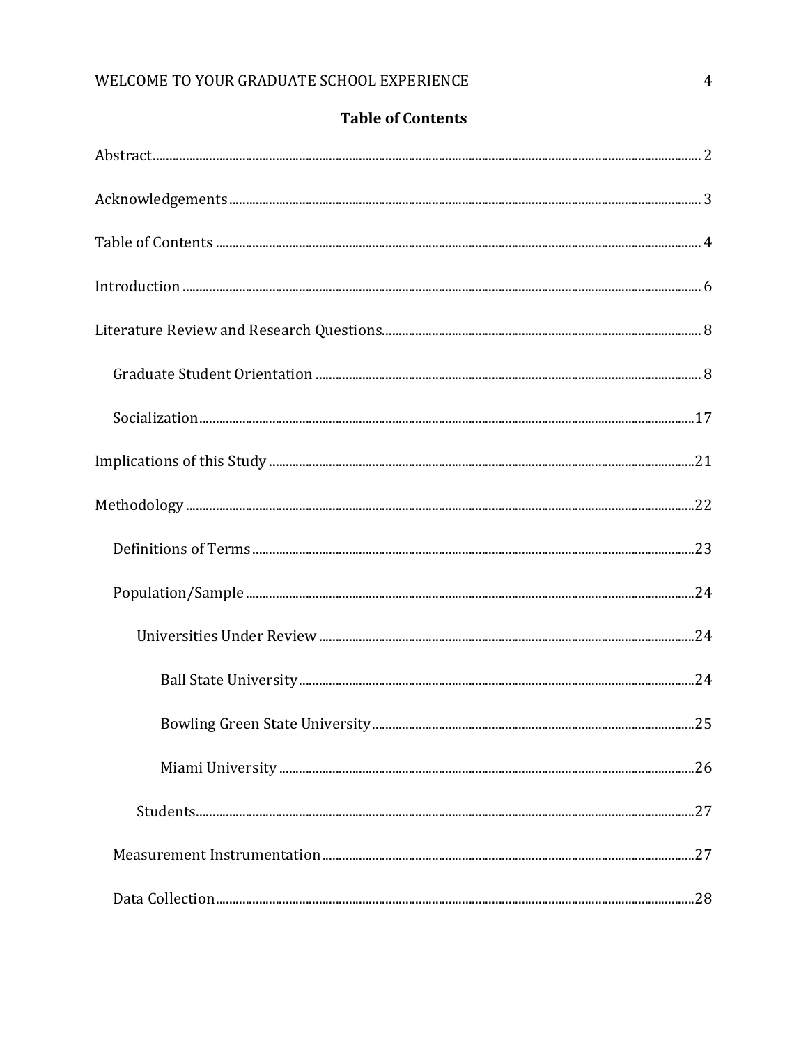## Table of Contents

Abstract ........................................................ 2

Acknowledgements ........................................................ 3

Table of Contents ........................................................ 4

Introduction ........................................................ 6

Literature Review and Research Questions ........................................................ 8

- Graduate Student Orientation ........................................................ 8
- Socialization ........................................................ 17

Implications of this Study ........................................................ 21

Methodology ........................................................ 22

- Definitions of Terms ........................................................ 23
- Population/Sample ........................................................ 24
  - Universities Under Review ........................................................ 24
    - Ball State University ........................................................ 24
    - Bowling Green State University ........................................................ 25
    - Miami University ........................................................ 26
  - Students ........................................................ 27
- Measurement Instrumentation ........................................................ 27
- Data Collection ........................................................ 28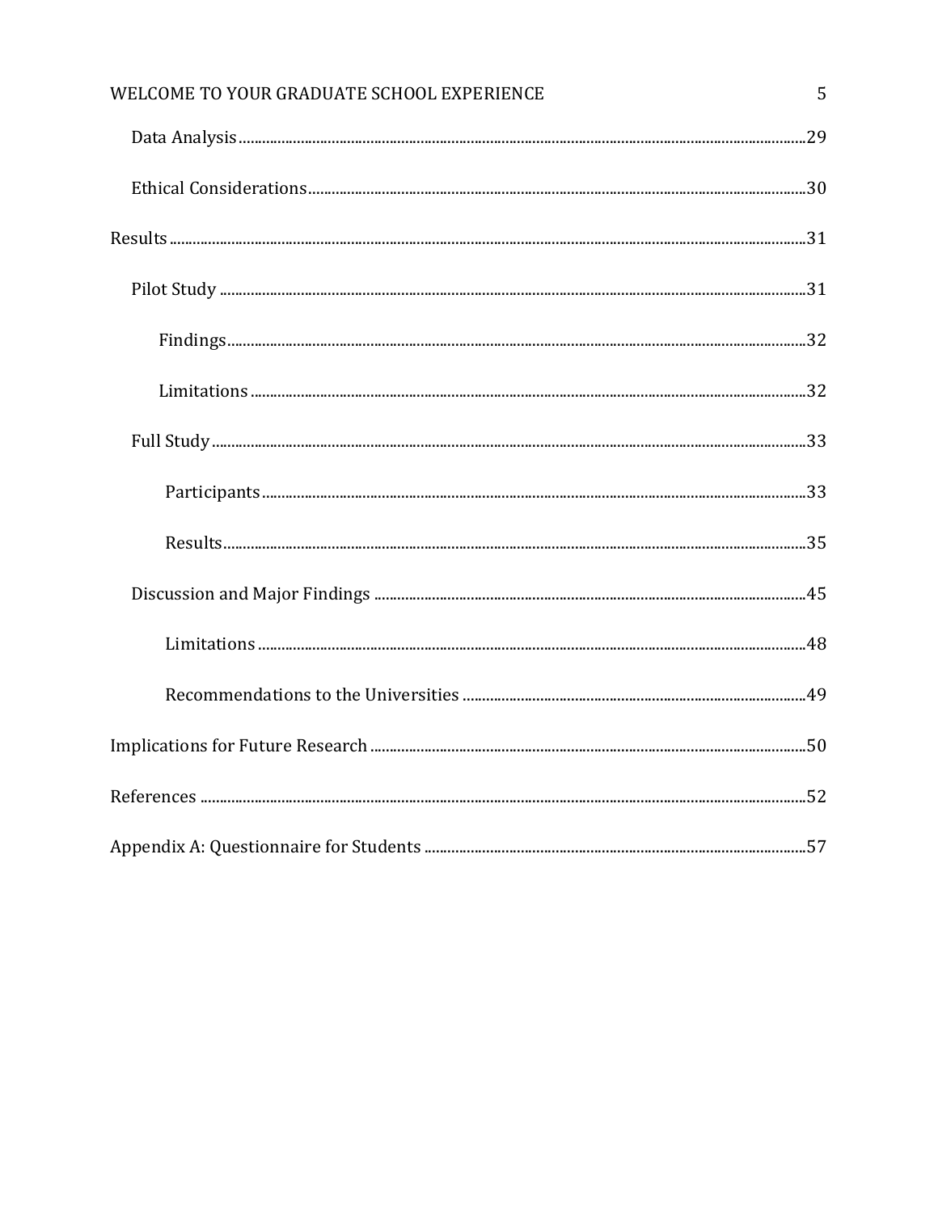- Data Analysis ........ 29
- Ethical Considerations ........ 30

Results ........ 31

- Pilot Study ........ 31
  - Findings ........ 32
  - Limitations ........ 32
- Full Study ........ 33
  - Participants ........ 33
  - Results ........ 35
- Discussion and Major Findings ........ 45
  - Limitations ........ 48
  - Recommendations to the Universities ........ 49

Implications for Future Research ........ 50

References ........ 52

Appendix A: Questionnaire for Students ........ 57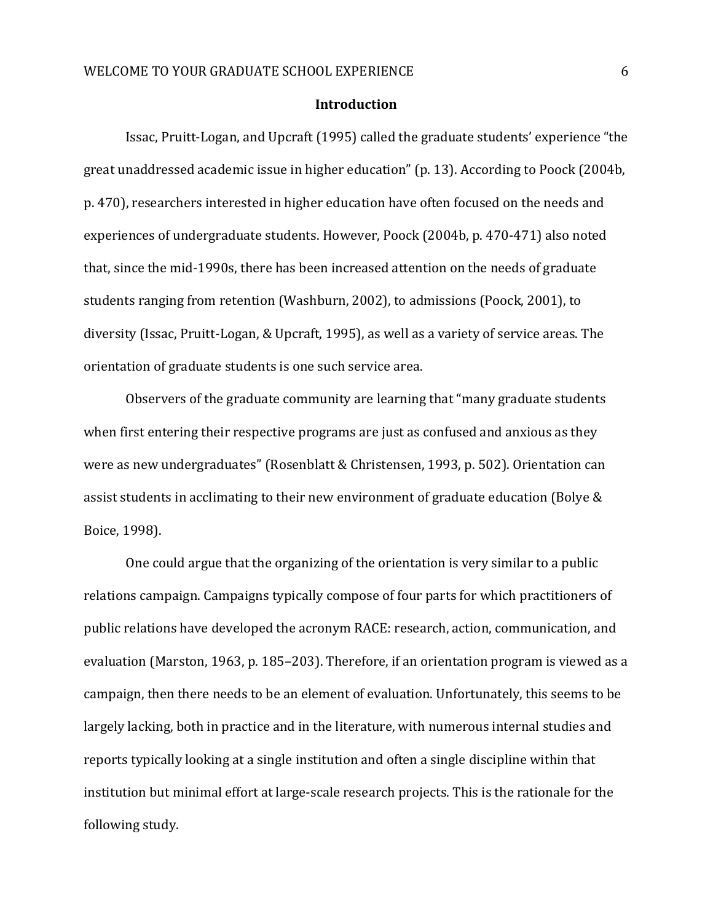## Introduction

Issac, Pruitt-Logan, and Upcraft (1995) called the graduate students' experience "the great unaddressed academic issue in higher education" (p. 13). According to Poock (2004b, p. 470), researchers interested in higher education have often focused on the needs and experiences of undergraduate students. However, Poock (2004b, p. 470-471) also noted that, since the mid-1990s, there has been increased attention on the needs of graduate students ranging from retention (Washburn, 2002), to admissions (Poock, 2001), to diversity (Issac, Pruitt-Logan, & Upcraft, 1995), as well as a variety of service areas. The orientation of graduate students is one such service area.

Observers of the graduate community are learning that "many graduate students when first entering their respective programs are just as confused and anxious as they were as new undergraduates" (Rosenblatt & Christensen, 1993, p. 502). Orientation can assist students in acclimating to their new environment of graduate education (Bolye & Boice, 1998).

One could argue that the organizing of the orientation is very similar to a public relations campaign. Campaigns typically compose of four parts for which practitioners of public relations have developed the acronym RACE: research, action, communication, and evaluation (Marston, 1963, p. 185–203). Therefore, if an orientation program is viewed as a campaign, then there needs to be an element of evaluation. Unfortunately, this seems to be largely lacking, both in practice and in the literature, with numerous internal studies and reports typically looking at a single institution and often a single discipline within that institution but minimal effort at large-scale research projects. This is the rationale for the following study.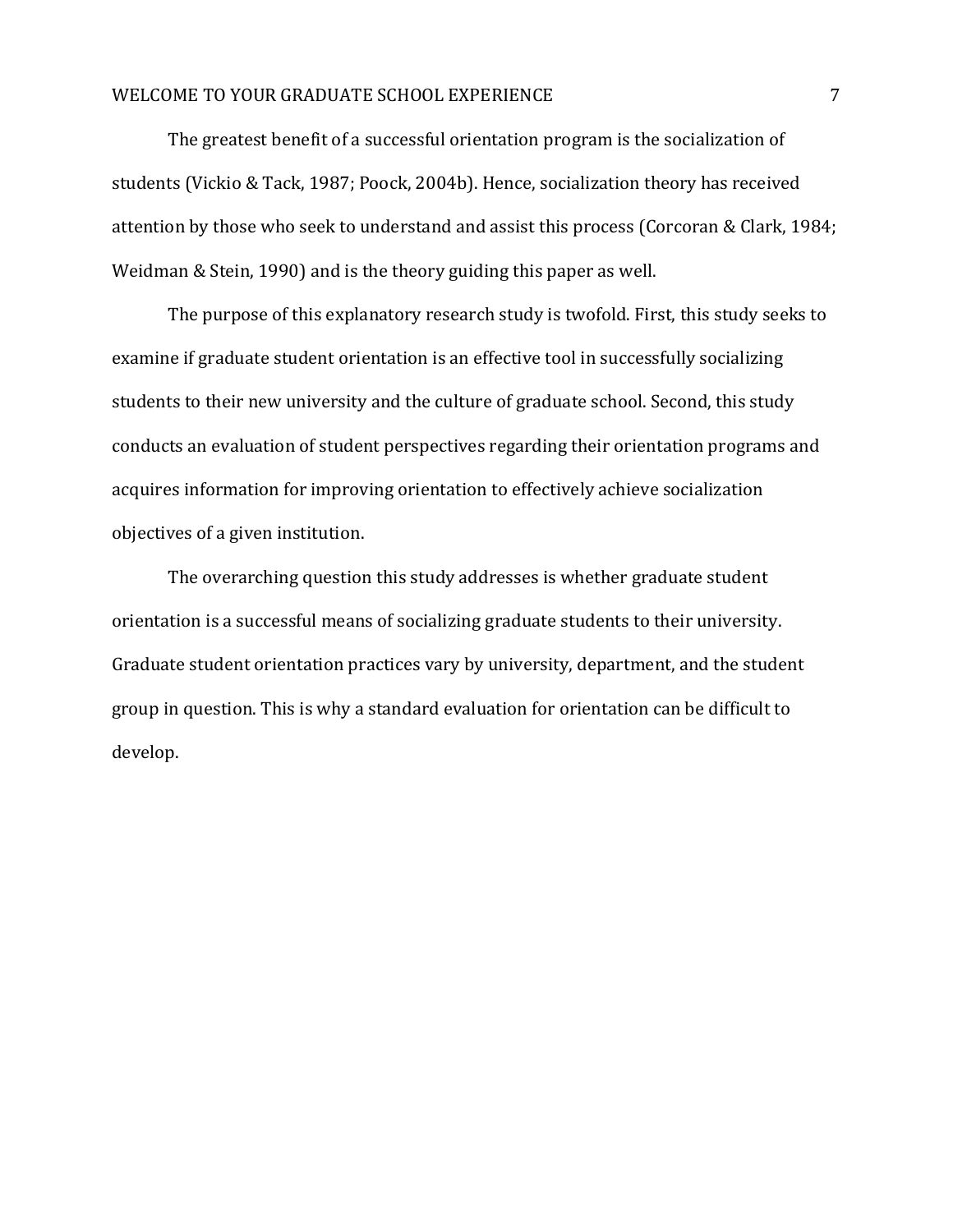The greatest benefit of a successful orientation program is the socialization of students (Vickio & Tack, 1987; Poock, 2004b). Hence, socialization theory has received attention by those who seek to understand and assist this process (Corcoran & Clark, 1984; Weidman & Stein, 1990) and is the theory guiding this paper as well.

The purpose of this explanatory research study is twofold. First, this study seeks to examine if graduate student orientation is an effective tool in successfully socializing students to their new university and the culture of graduate school. Second, this study conducts an evaluation of student perspectives regarding their orientation programs and acquires information for improving orientation to effectively achieve socialization objectives of a given institution.

The overarching question this study addresses is whether graduate student orientation is a successful means of socializing graduate students to their university. Graduate student orientation practices vary by university, department, and the student group in question. This is why a standard evaluation for orientation can be difficult to develop.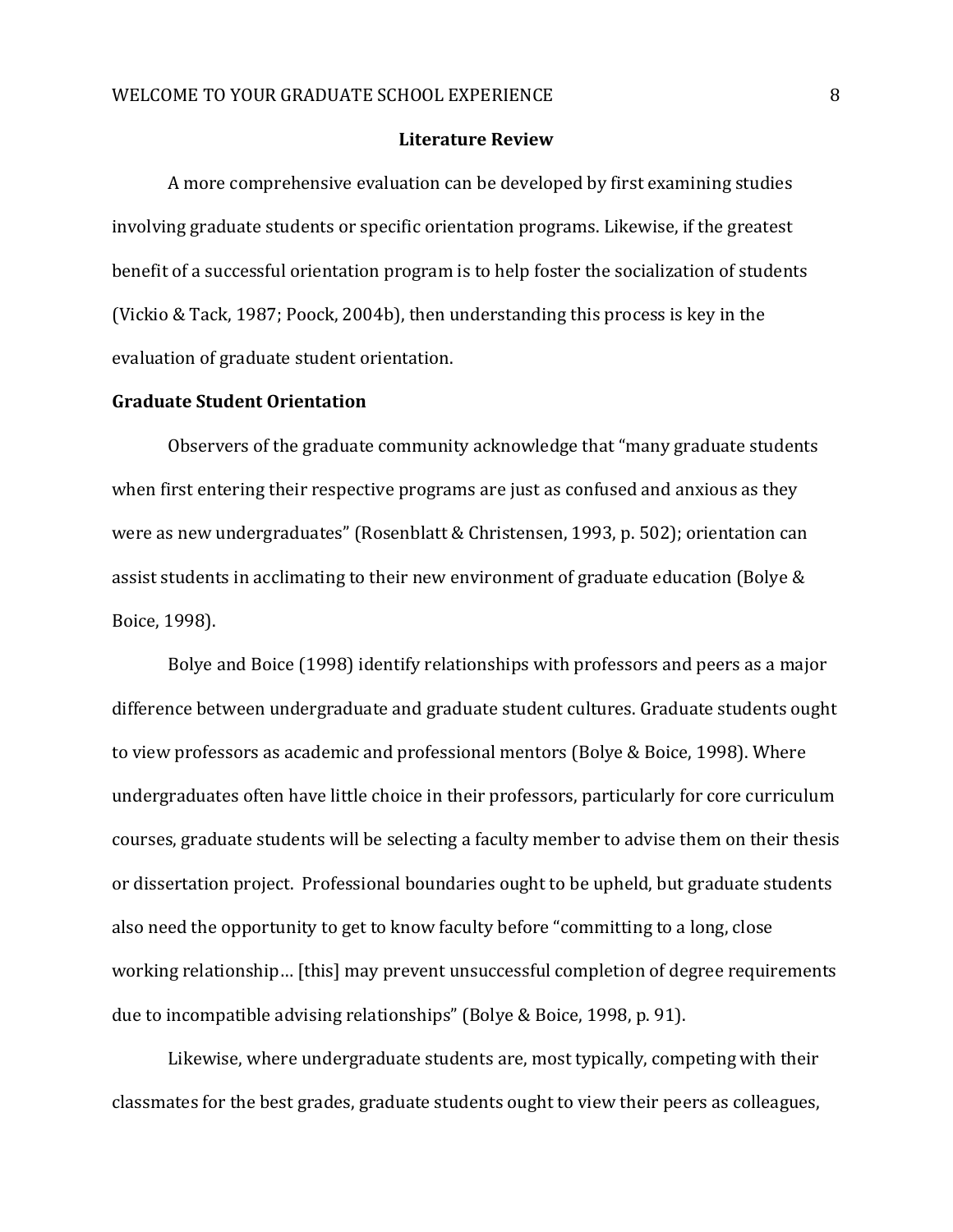## Literature Review

A more comprehensive evaluation can be developed by first examining studies involving graduate students or specific orientation programs. Likewise, if the greatest benefit of a successful orientation program is to help foster the socialization of students (Vickio & Tack, 1987; Poock, 2004b), then understanding this process is key in the evaluation of graduate student orientation.

### Graduate Student Orientation

Observers of the graduate community acknowledge that "many graduate students when first entering their respective programs are just as confused and anxious as they were as new undergraduates" (Rosenblatt & Christensen, 1993, p. 502); orientation can assist students in acclimating to their new environment of graduate education (Bolye & Boice, 1998).

Bolye and Boice (1998) identify relationships with professors and peers as a major difference between undergraduate and graduate student cultures. Graduate students ought to view professors as academic and professional mentors (Bolye & Boice, 1998). Where undergraduates often have little choice in their professors, particularly for core curriculum courses, graduate students will be selecting a faculty member to advise them on their thesis or dissertation project. Professional boundaries ought to be upheld, but graduate students also need the opportunity to get to know faculty before "committing to a long, close working relationship… [this] may prevent unsuccessful completion of degree requirements due to incompatible advising relationships" (Bolye & Boice, 1998, p. 91).

Likewise, where undergraduate students are, most typically, competing with their classmates for the best grades, graduate students ought to view their peers as colleagues,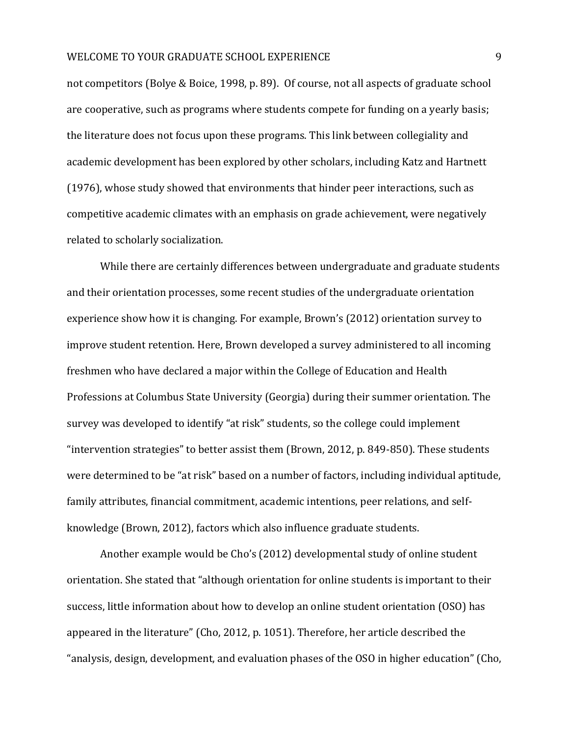not competitors (Bolye & Boice, 1998, p. 89). Of course, not all aspects of graduate school are cooperative, such as programs where students compete for funding on a yearly basis; the literature does not focus upon these programs. This link between collegiality and academic development has been explored by other scholars, including Katz and Hartnett (1976), whose study showed that environments that hinder peer interactions, such as competitive academic climates with an emphasis on grade achievement, were negatively related to scholarly socialization.

While there are certainly differences between undergraduate and graduate students and their orientation processes, some recent studies of the undergraduate orientation experience show how it is changing. For example, Brown's (2012) orientation survey to improve student retention. Here, Brown developed a survey administered to all incoming freshmen who have declared a major within the College of Education and Health Professions at Columbus State University (Georgia) during their summer orientation. The survey was developed to identify "at risk" students, so the college could implement "intervention strategies" to better assist them (Brown, 2012, p. 849-850). These students were determined to be "at risk" based on a number of factors, including individual aptitude, family attributes, financial commitment, academic intentions, peer relations, and self-knowledge (Brown, 2012), factors which also influence graduate students.

Another example would be Cho's (2012) developmental study of online student orientation. She stated that "although orientation for online students is important to their success, little information about how to develop an online student orientation (OSO) has appeared in the literature" (Cho, 2012, p. 1051). Therefore, her article described the "analysis, design, development, and evaluation phases of the OSO in higher education" (Cho,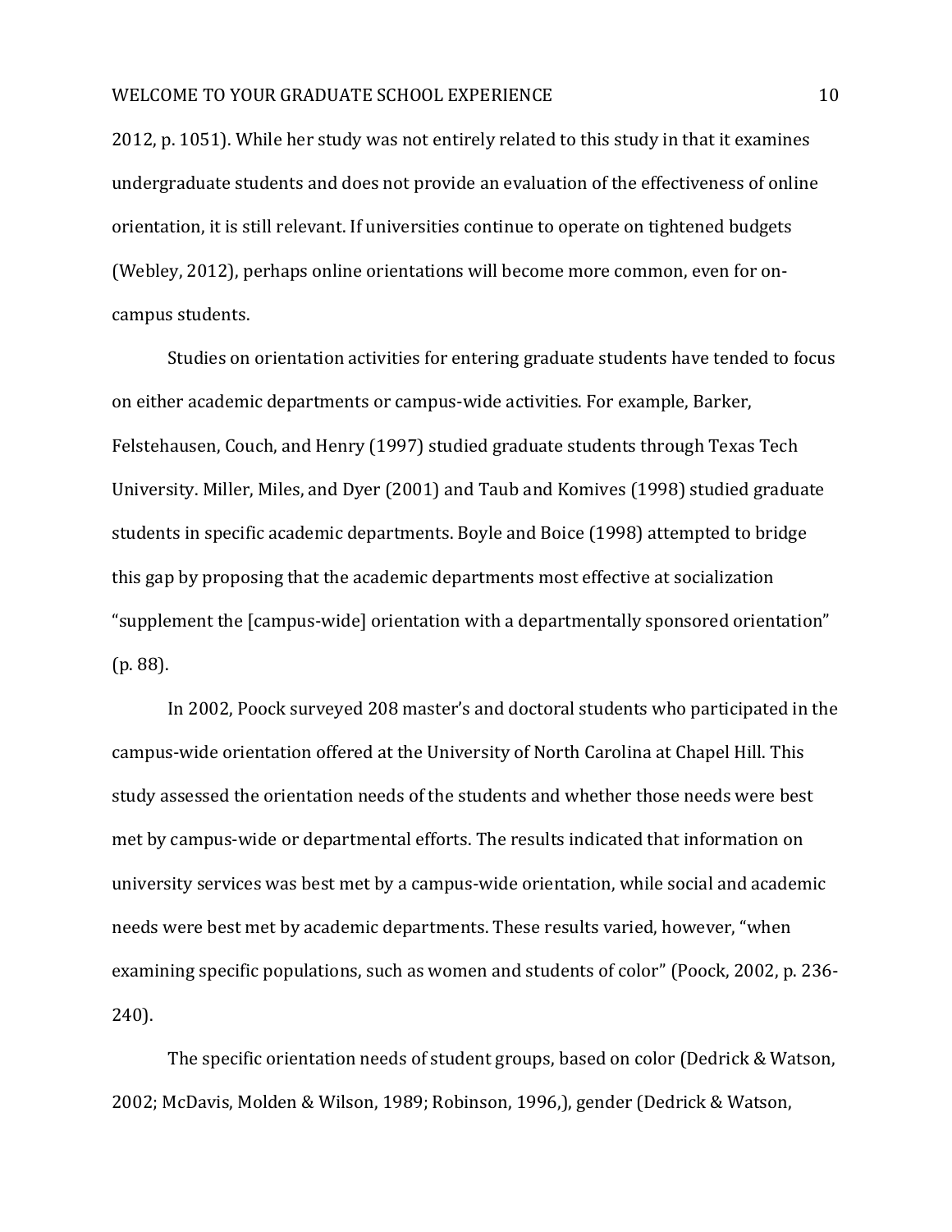2012, p. 1051). While her study was not entirely related to this study in that it examines undergraduate students and does not provide an evaluation of the effectiveness of online orientation, it is still relevant. If universities continue to operate on tightened budgets (Webley, 2012), perhaps online orientations will become more common, even for on-campus students.

Studies on orientation activities for entering graduate students have tended to focus on either academic departments or campus-wide activities. For example, Barker, Felstehausen, Couch, and Henry (1997) studied graduate students through Texas Tech University. Miller, Miles, and Dyer (2001) and Taub and Komives (1998) studied graduate students in specific academic departments. Boyle and Boice (1998) attempted to bridge this gap by proposing that the academic departments most effective at socialization "supplement the [campus-wide] orientation with a departmentally sponsored orientation" (p. 88).

In 2002, Poock surveyed 208 master's and doctoral students who participated in the campus-wide orientation offered at the University of North Carolina at Chapel Hill. This study assessed the orientation needs of the students and whether those needs were best met by campus-wide or departmental efforts. The results indicated that information on university services was best met by a campus-wide orientation, while social and academic needs were best met by academic departments. These results varied, however, "when examining specific populations, such as women and students of color" (Poock, 2002, p. 236-240).

The specific orientation needs of student groups, based on color (Dedrick & Watson, 2002; McDavis, Molden & Wilson, 1989; Robinson, 1996,), gender (Dedrick & Watson,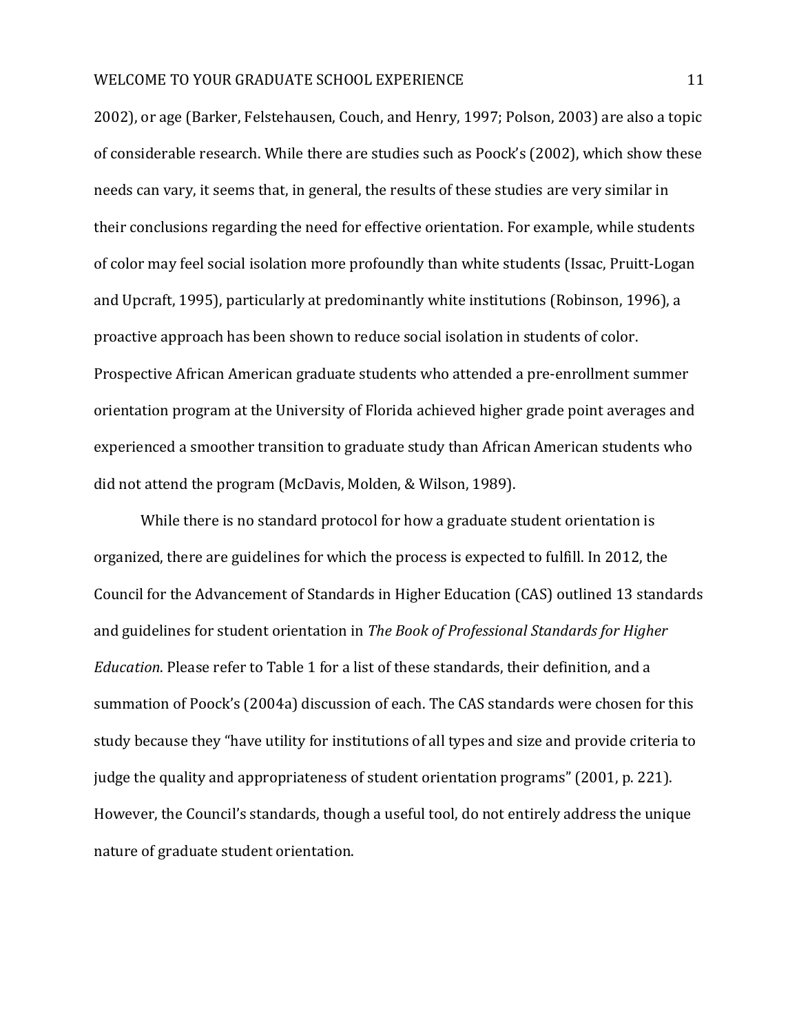2002), or age (Barker, Felstehausen, Couch, and Henry, 1997; Polson, 2003) are also a topic of considerable research. While there are studies such as Poock's (2002), which show these needs can vary, it seems that, in general, the results of these studies are very similar in their conclusions regarding the need for effective orientation. For example, while students of color may feel social isolation more profoundly than white students (Issac, Pruitt-Logan and Upcraft, 1995), particularly at predominantly white institutions (Robinson, 1996), a proactive approach has been shown to reduce social isolation in students of color. Prospective African American graduate students who attended a pre-enrollment summer orientation program at the University of Florida achieved higher grade point averages and experienced a smoother transition to graduate study than African American students who did not attend the program (McDavis, Molden, & Wilson, 1989).

While there is no standard protocol for how a graduate student orientation is organized, there are guidelines for which the process is expected to fulfill. In 2012, the Council for the Advancement of Standards in Higher Education (CAS) outlined 13 standards and guidelines for student orientation in *The Book of Professional Standards for Higher Education*. Please refer to Table 1 for a list of these standards, their definition, and a summation of Poock's (2004a) discussion of each. The CAS standards were chosen for this study because they "have utility for institutions of all types and size and provide criteria to judge the quality and appropriateness of student orientation programs" (2001, p. 221). However, the Council's standards, though a useful tool, do not entirely address the unique nature of graduate student orientation.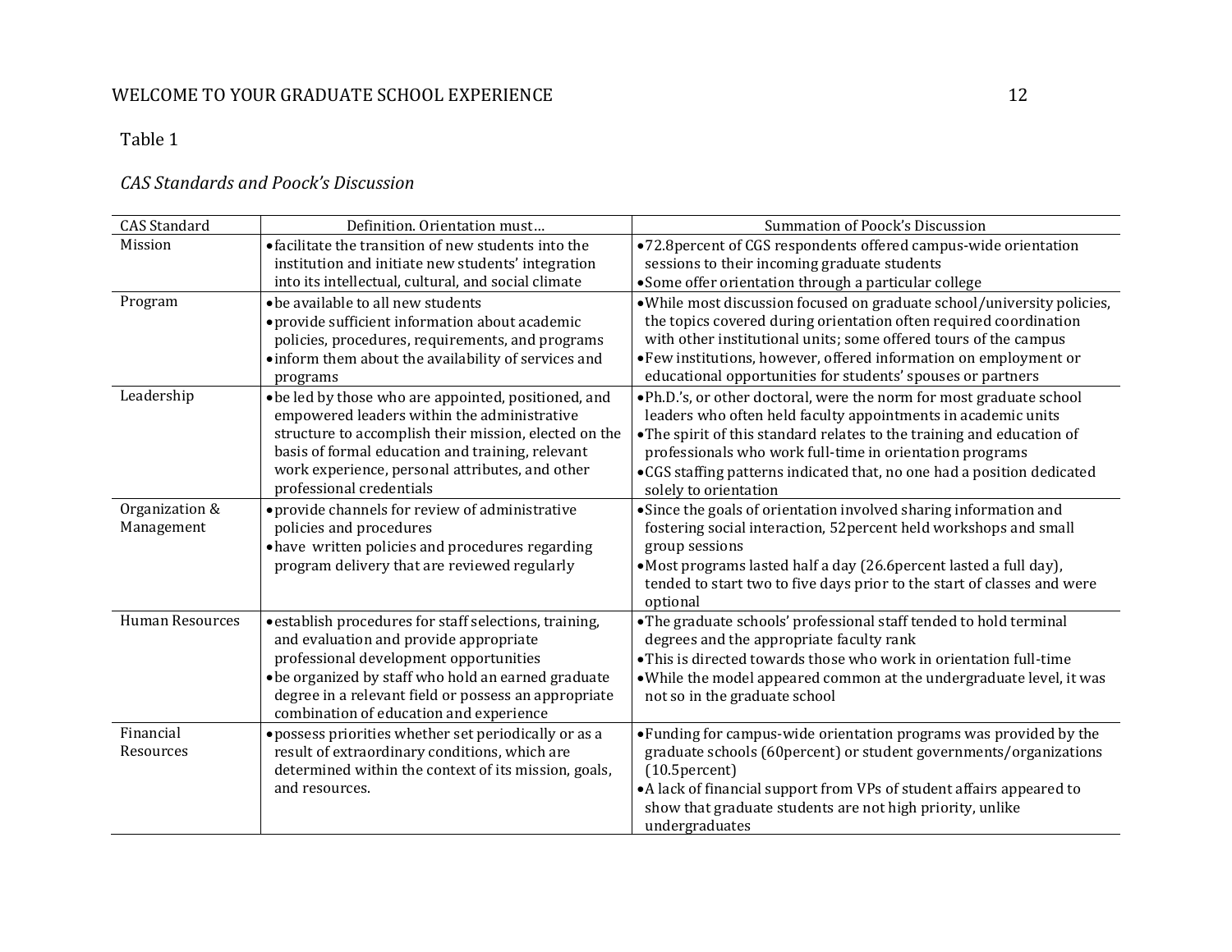Table 1

*CAS Standards and Poock's Discussion*

| CAS Standard | Definition. Orientation must… | Summation of Poock's Discussion |
|---|---|---|
| Mission | • facilitate the transition of new students into the institution and initiate new students' integration into its intellectual, cultural, and social climate | • 72.8percent of CGS respondents offered campus-wide orientation sessions to their incoming graduate students<br>• Some offer orientation through a particular college |
| Program | • be available to all new students<br>• provide sufficient information about academic policies, procedures, requirements, and programs<br>• inform them about the availability of services and programs | • While most discussion focused on graduate school/university policies, the topics covered during orientation often required coordination with other institutional units; some offered tours of the campus<br>• Few institutions, however, offered information on employment or educational opportunities for students' spouses or partners |
| Leadership | • be led by those who are appointed, positioned, and empowered leaders within the administrative structure to accomplish their mission, elected on the basis of formal education and training, relevant work experience, personal attributes, and other professional credentials | • Ph.D.'s, or other doctoral, were the norm for most graduate school leaders who often held faculty appointments in academic units<br>• The spirit of this standard relates to the training and education of professionals who work full-time in orientation programs<br>• CGS staffing patterns indicated that, no one had a position dedicated solely to orientation |
| Organization & Management | • provide channels for review of administrative policies and procedures<br>• have written policies and procedures regarding program delivery that are reviewed regularly | • Since the goals of orientation involved sharing information and fostering social interaction, 52percent held workshops and small group sessions<br>• Most programs lasted half a day (26.6percent lasted a full day), tended to start two to five days prior to the start of classes and were optional |
| Human Resources | • establish procedures for staff selections, training, and evaluation and provide appropriate professional development opportunities<br>• be organized by staff who hold an earned graduate degree in a relevant field or possess an appropriate combination of education and experience | • The graduate schools' professional staff tended to hold terminal degrees and the appropriate faculty rank<br>• This is directed towards those who work in orientation full-time<br>• While the model appeared common at the undergraduate level, it was not so in the graduate school |
| Financial Resources | • possess priorities whether set periodically or as a result of extraordinary conditions, which are determined within the context of its mission, goals, and resources. | • Funding for campus-wide orientation programs was provided by the graduate schools (60percent) or student governments/organizations (10.5percent)<br>• A lack of financial support from VPs of student affairs appeared to show that graduate students are not high priority, unlike undergraduates |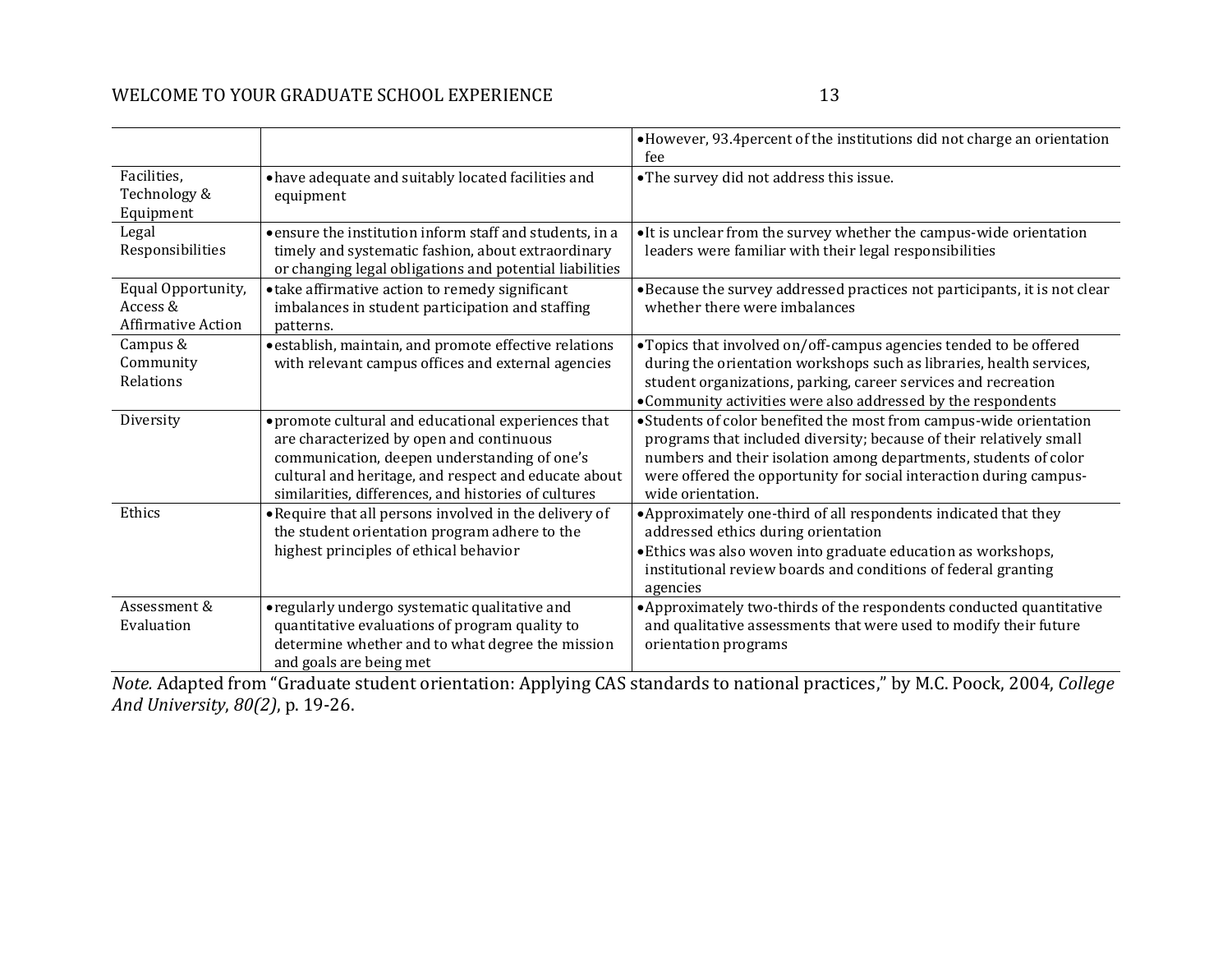| | | |
|---|---|---|
| | | • However, 93.4percent of the institutions did not charge an orientation fee |
| Facilities, Technology & Equipment | • have adequate and suitably located facilities and equipment | • The survey did not address this issue. |
| Legal Responsibilities | • ensure the institution inform staff and students, in a timely and systematic fashion, about extraordinary or changing legal obligations and potential liabilities | • It is unclear from the survey whether the campus-wide orientation leaders were familiar with their legal responsibilities |
| Equal Opportunity, Access & Affirmative Action | • take affirmative action to remedy significant imbalances in student participation and staffing patterns. | • Because the survey addressed practices not participants, it is not clear whether there were imbalances |
| Campus & Community Relations | • establish, maintain, and promote effective relations with relevant campus offices and external agencies | • Topics that involved on/off-campus agencies tended to be offered during the orientation workshops such as libraries, health services, student organizations, parking, career services and recreation<br>• Community activities were also addressed by the respondents |
| Diversity | • promote cultural and educational experiences that are characterized by open and continuous communication, deepen understanding of one's cultural and heritage, and respect and educate about similarities, differences, and histories of cultures | • Students of color benefited the most from campus-wide orientation programs that included diversity; because of their relatively small numbers and their isolation among departments, students of color were offered the opportunity for social interaction during campus-wide orientation. |
| Ethics | • Require that all persons involved in the delivery of the student orientation program adhere to the highest principles of ethical behavior | • Approximately one-third of all respondents indicated that they addressed ethics during orientation<br>• Ethics was also woven into graduate education as workshops, institutional review boards and conditions of federal granting agencies |
| Assessment & Evaluation | • regularly undergo systematic qualitative and quantitative evaluations of program quality to determine whether and to what degree the mission and goals are being met | • Approximately two-thirds of the respondents conducted quantitative and qualitative assessments that were used to modify their future orientation programs |

*Note.* Adapted from "Graduate student orientation: Applying CAS standards to national practices," by M.C. Poock, 2004, *College And University*, *80(2)*, p. 19-26.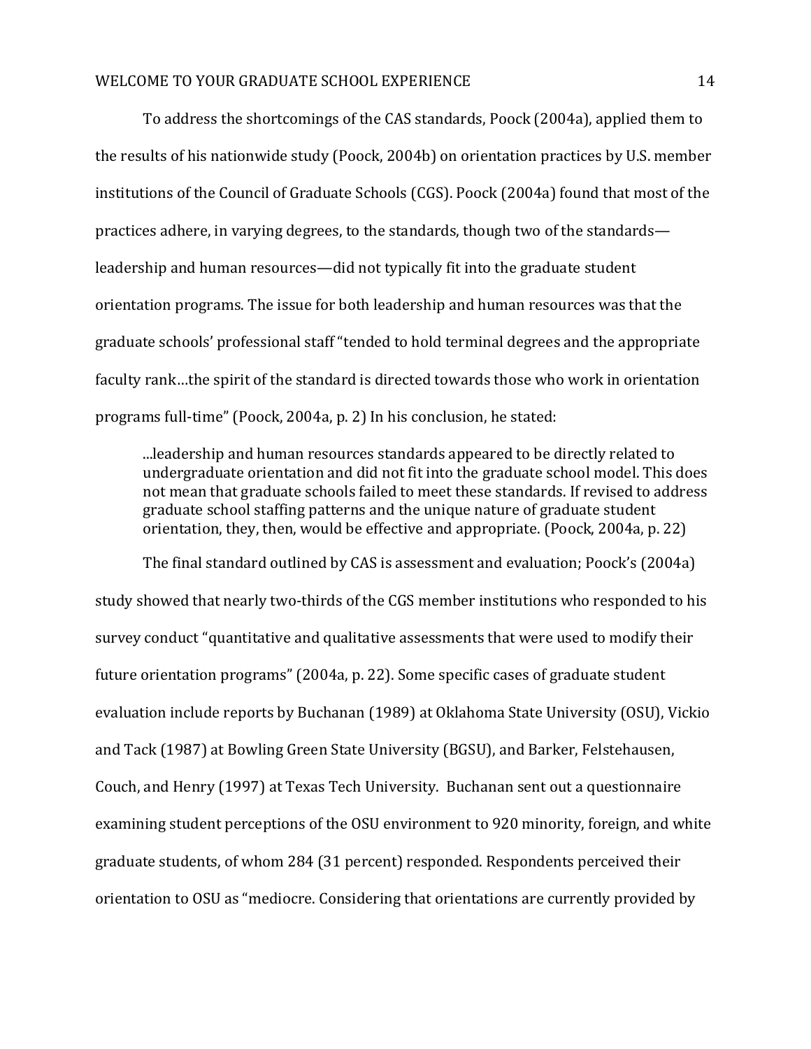To address the shortcomings of the CAS standards, Poock (2004a), applied them to the results of his nationwide study (Poock, 2004b) on orientation practices by U.S. member institutions of the Council of Graduate Schools (CGS). Poock (2004a) found that most of the practices adhere, in varying degrees, to the standards, though two of the standards—leadership and human resources—did not typically fit into the graduate student orientation programs. The issue for both leadership and human resources was that the graduate schools' professional staff "tended to hold terminal degrees and the appropriate faculty rank…the spirit of the standard is directed towards those who work in orientation programs full-time" (Poock, 2004a, p. 2) In his conclusion, he stated:

> ...leadership and human resources standards appeared to be directly related to undergraduate orientation and did not fit into the graduate school model. This does not mean that graduate schools failed to meet these standards. If revised to address graduate school staffing patterns and the unique nature of graduate student orientation, they, then, would be effective and appropriate. (Poock, 2004a, p. 22)

The final standard outlined by CAS is assessment and evaluation; Poock's (2004a) study showed that nearly two-thirds of the CGS member institutions who responded to his survey conduct "quantitative and qualitative assessments that were used to modify their future orientation programs" (2004a, p. 22). Some specific cases of graduate student evaluation include reports by Buchanan (1989) at Oklahoma State University (OSU), Vickio and Tack (1987) at Bowling Green State University (BGSU), and Barker, Felstehausen, Couch, and Henry (1997) at Texas Tech University. Buchanan sent out a questionnaire examining student perceptions of the OSU environment to 920 minority, foreign, and white graduate students, of whom 284 (31 percent) responded. Respondents perceived their orientation to OSU as "mediocre. Considering that orientations are currently provided by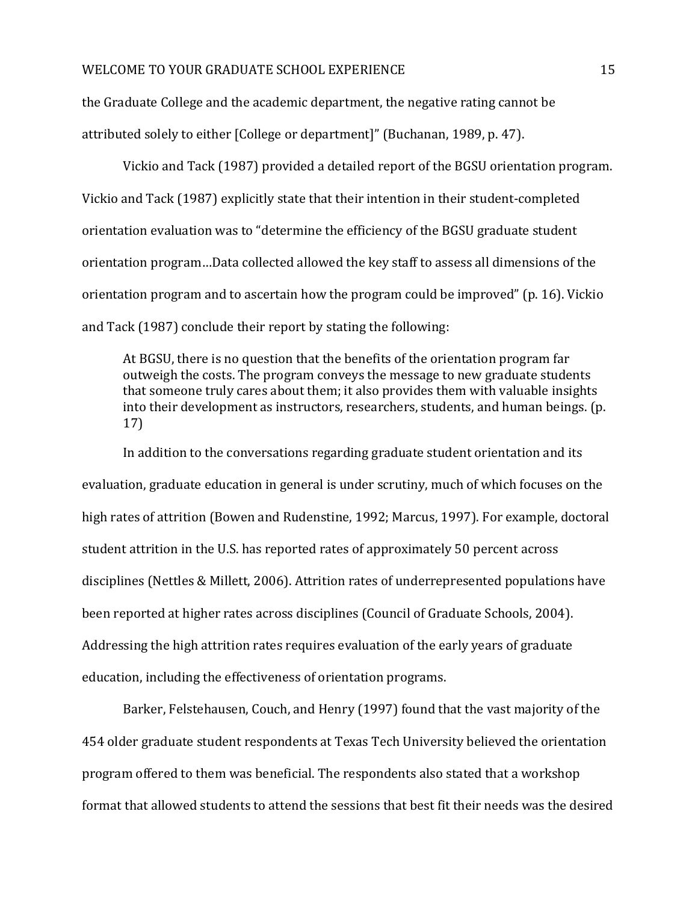the Graduate College and the academic department, the negative rating cannot be attributed solely to either [College or department]" (Buchanan, 1989, p. 47).

Vickio and Tack (1987) provided a detailed report of the BGSU orientation program. Vickio and Tack (1987) explicitly state that their intention in their student-completed orientation evaluation was to "determine the efficiency of the BGSU graduate student orientation program…Data collected allowed the key staff to assess all dimensions of the orientation program and to ascertain how the program could be improved" (p. 16). Vickio and Tack (1987) conclude their report by stating the following:

> At BGSU, there is no question that the benefits of the orientation program far outweigh the costs. The program conveys the message to new graduate students that someone truly cares about them; it also provides them with valuable insights into their development as instructors, researchers, students, and human beings. (p. 17)

In addition to the conversations regarding graduate student orientation and its evaluation, graduate education in general is under scrutiny, much of which focuses on the high rates of attrition (Bowen and Rudenstine, 1992; Marcus, 1997). For example, doctoral student attrition in the U.S. has reported rates of approximately 50 percent across disciplines (Nettles & Millett, 2006). Attrition rates of underrepresented populations have been reported at higher rates across disciplines (Council of Graduate Schools, 2004). Addressing the high attrition rates requires evaluation of the early years of graduate education, including the effectiveness of orientation programs.

Barker, Felstehausen, Couch, and Henry (1997) found that the vast majority of the 454 older graduate student respondents at Texas Tech University believed the orientation program offered to them was beneficial. The respondents also stated that a workshop format that allowed students to attend the sessions that best fit their needs was the desired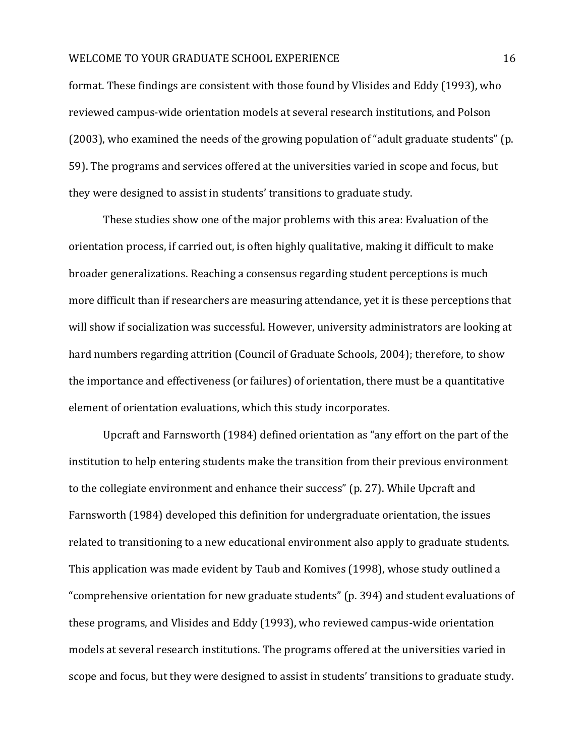format. These findings are consistent with those found by Vlisides and Eddy (1993), who reviewed campus-wide orientation models at several research institutions, and Polson (2003), who examined the needs of the growing population of "adult graduate students" (p. 59). The programs and services offered at the universities varied in scope and focus, but they were designed to assist in students' transitions to graduate study.

These studies show one of the major problems with this area: Evaluation of the orientation process, if carried out, is often highly qualitative, making it difficult to make broader generalizations. Reaching a consensus regarding student perceptions is much more difficult than if researchers are measuring attendance, yet it is these perceptions that will show if socialization was successful. However, university administrators are looking at hard numbers regarding attrition (Council of Graduate Schools, 2004); therefore, to show the importance and effectiveness (or failures) of orientation, there must be a quantitative element of orientation evaluations, which this study incorporates.

Upcraft and Farnsworth (1984) defined orientation as "any effort on the part of the institution to help entering students make the transition from their previous environment to the collegiate environment and enhance their success" (p. 27). While Upcraft and Farnsworth (1984) developed this definition for undergraduate orientation, the issues related to transitioning to a new educational environment also apply to graduate students. This application was made evident by Taub and Komives (1998), whose study outlined a "comprehensive orientation for new graduate students" (p. 394) and student evaluations of these programs, and Vlisides and Eddy (1993), who reviewed campus-wide orientation models at several research institutions. The programs offered at the universities varied in scope and focus, but they were designed to assist in students' transitions to graduate study.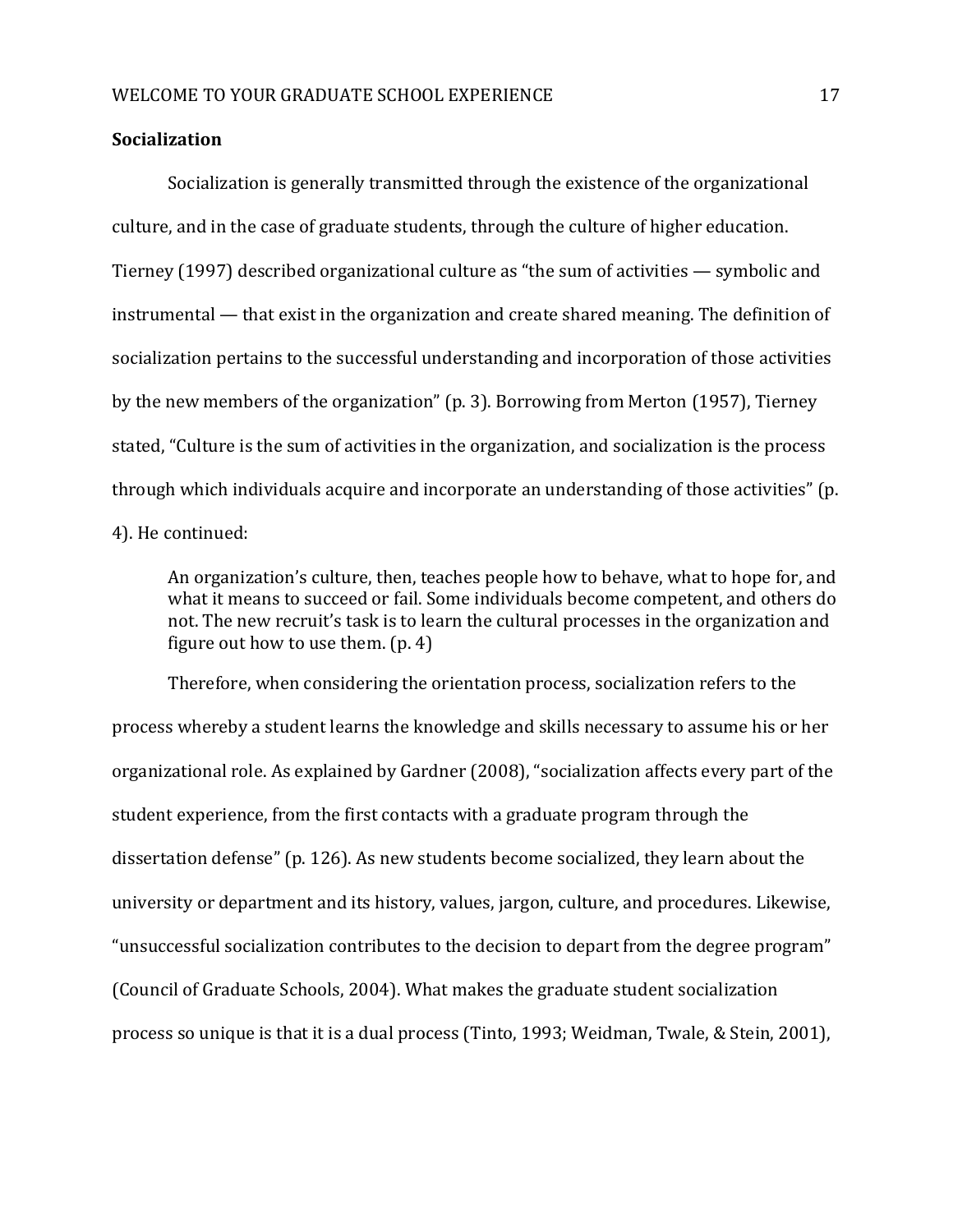**Socialization**

Socialization is generally transmitted through the existence of the organizational culture, and in the case of graduate students, through the culture of higher education. Tierney (1997) described organizational culture as "the sum of activities — symbolic and instrumental — that exist in the organization and create shared meaning. The definition of socialization pertains to the successful understanding and incorporation of those activities by the new members of the organization" (p. 3). Borrowing from Merton (1957), Tierney stated, "Culture is the sum of activities in the organization, and socialization is the process through which individuals acquire and incorporate an understanding of those activities" (p. 4). He continued:

> An organization's culture, then, teaches people how to behave, what to hope for, and what it means to succeed or fail. Some individuals become competent, and others do not. The new recruit's task is to learn the cultural processes in the organization and figure out how to use them. (p. 4)

Therefore, when considering the orientation process, socialization refers to the process whereby a student learns the knowledge and skills necessary to assume his or her organizational role. As explained by Gardner (2008), "socialization affects every part of the student experience, from the first contacts with a graduate program through the dissertation defense" (p. 126). As new students become socialized, they learn about the university or department and its history, values, jargon, culture, and procedures. Likewise, "unsuccessful socialization contributes to the decision to depart from the degree program" (Council of Graduate Schools, 2004). What makes the graduate student socialization process so unique is that it is a dual process (Tinto, 1993; Weidman, Twale, & Stein, 2001),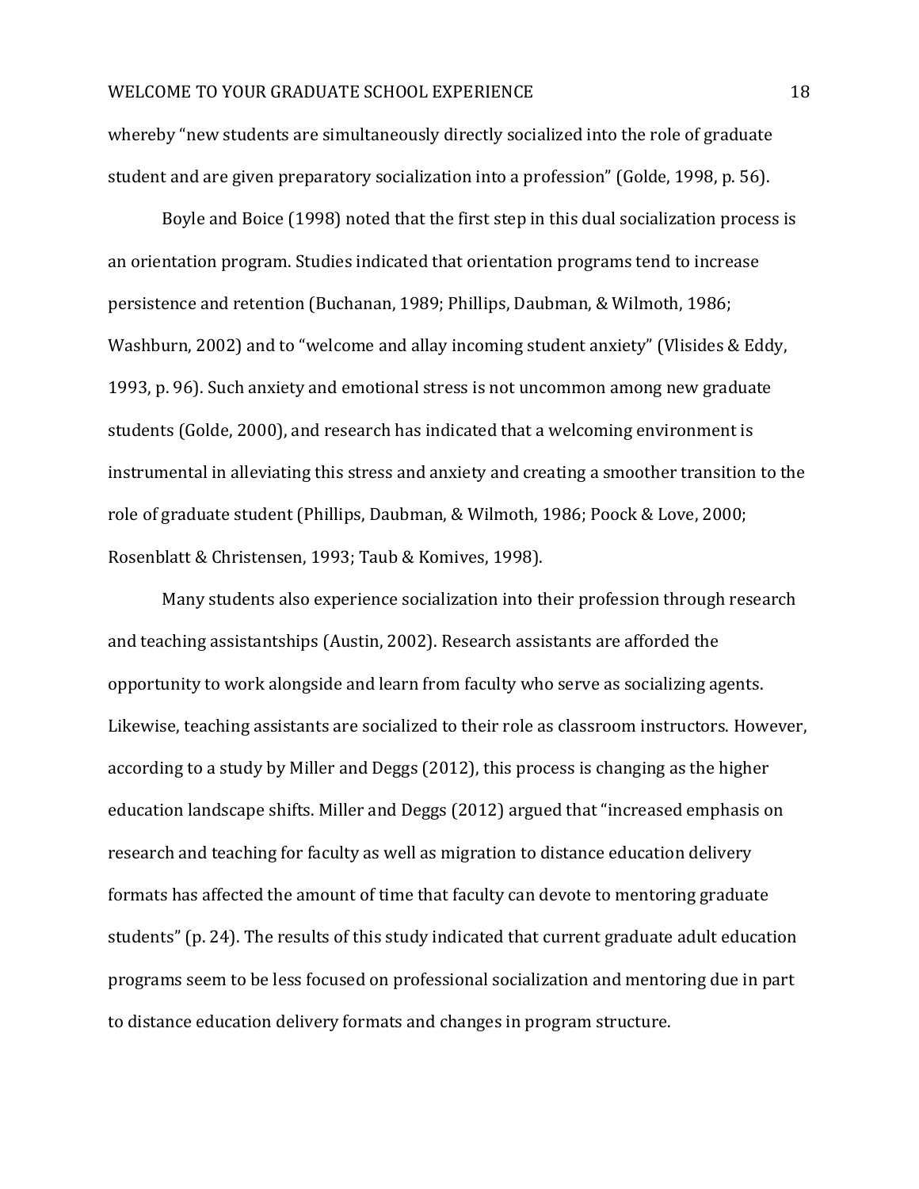whereby "new students are simultaneously directly socialized into the role of graduate student and are given preparatory socialization into a profession" (Golde, 1998, p. 56).

Boyle and Boice (1998) noted that the first step in this dual socialization process is an orientation program. Studies indicated that orientation programs tend to increase persistence and retention (Buchanan, 1989; Phillips, Daubman, & Wilmoth, 1986; Washburn, 2002) and to "welcome and allay incoming student anxiety" (Vlisides & Eddy, 1993, p. 96). Such anxiety and emotional stress is not uncommon among new graduate students (Golde, 2000), and research has indicated that a welcoming environment is instrumental in alleviating this stress and anxiety and creating a smoother transition to the role of graduate student (Phillips, Daubman, & Wilmoth, 1986; Poock & Love, 2000; Rosenblatt & Christensen, 1993; Taub & Komives, 1998).

Many students also experience socialization into their profession through research and teaching assistantships (Austin, 2002). Research assistants are afforded the opportunity to work alongside and learn from faculty who serve as socializing agents. Likewise, teaching assistants are socialized to their role as classroom instructors. However, according to a study by Miller and Deggs (2012), this process is changing as the higher education landscape shifts. Miller and Deggs (2012) argued that "increased emphasis on research and teaching for faculty as well as migration to distance education delivery formats has affected the amount of time that faculty can devote to mentoring graduate students" (p. 24). The results of this study indicated that current graduate adult education programs seem to be less focused on professional socialization and mentoring due in part to distance education delivery formats and changes in program structure.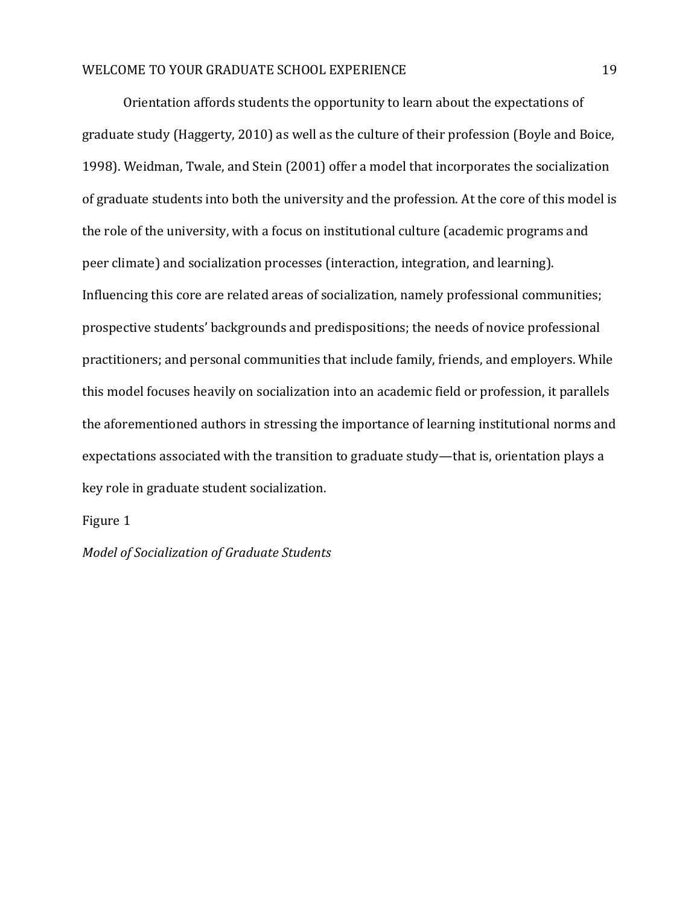Orientation affords students the opportunity to learn about the expectations of graduate study (Haggerty, 2010) as well as the culture of their profession (Boyle and Boice, 1998). Weidman, Twale, and Stein (2001) offer a model that incorporates the socialization of graduate students into both the university and the profession. At the core of this model is the role of the university, with a focus on institutional culture (academic programs and peer climate) and socialization processes (interaction, integration, and learning). Influencing this core are related areas of socialization, namely professional communities; prospective students' backgrounds and predispositions; the needs of novice professional practitioners; and personal communities that include family, friends, and employers. While this model focuses heavily on socialization into an academic field or profession, it parallels the aforementioned authors in stressing the importance of learning institutional norms and expectations associated with the transition to graduate study—that is, orientation plays a key role in graduate student socialization.

Figure 1

*Model of Socialization of Graduate Students*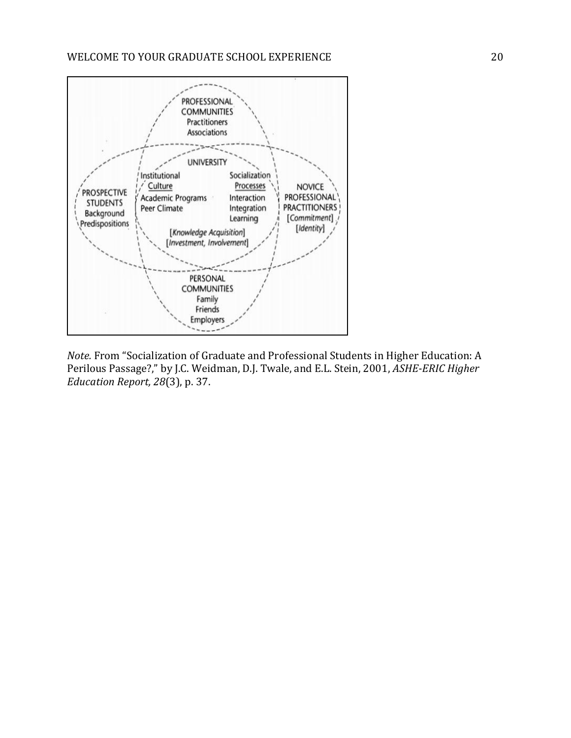PROFESSIONAL COMMUNITIES
Practitioners
Associations

PROSPECTIVE STUDENTS
Background
Predispositions

UNIVERSITY

Institutional Culture
Academic Programs
Peer Climate

Socialization Processes
Interaction
Integration
Learning

[*Knowledge Acquisition*]
[*Investment, Involvement*]

NOVICE PROFESSIONAL PRACTITIONERS
[*Commitment*]
[*Identity*]

PERSONAL COMMUNITIES
Family
Friends
Employers

*Note.* From "Socialization of Graduate and Professional Students in Higher Education: A Perilous Passage?," by J.C. Weidman, D.J. Twale, and E.L. Stein, 2001, *ASHE-ERIC Higher Education Report, 28*(3), p. 37.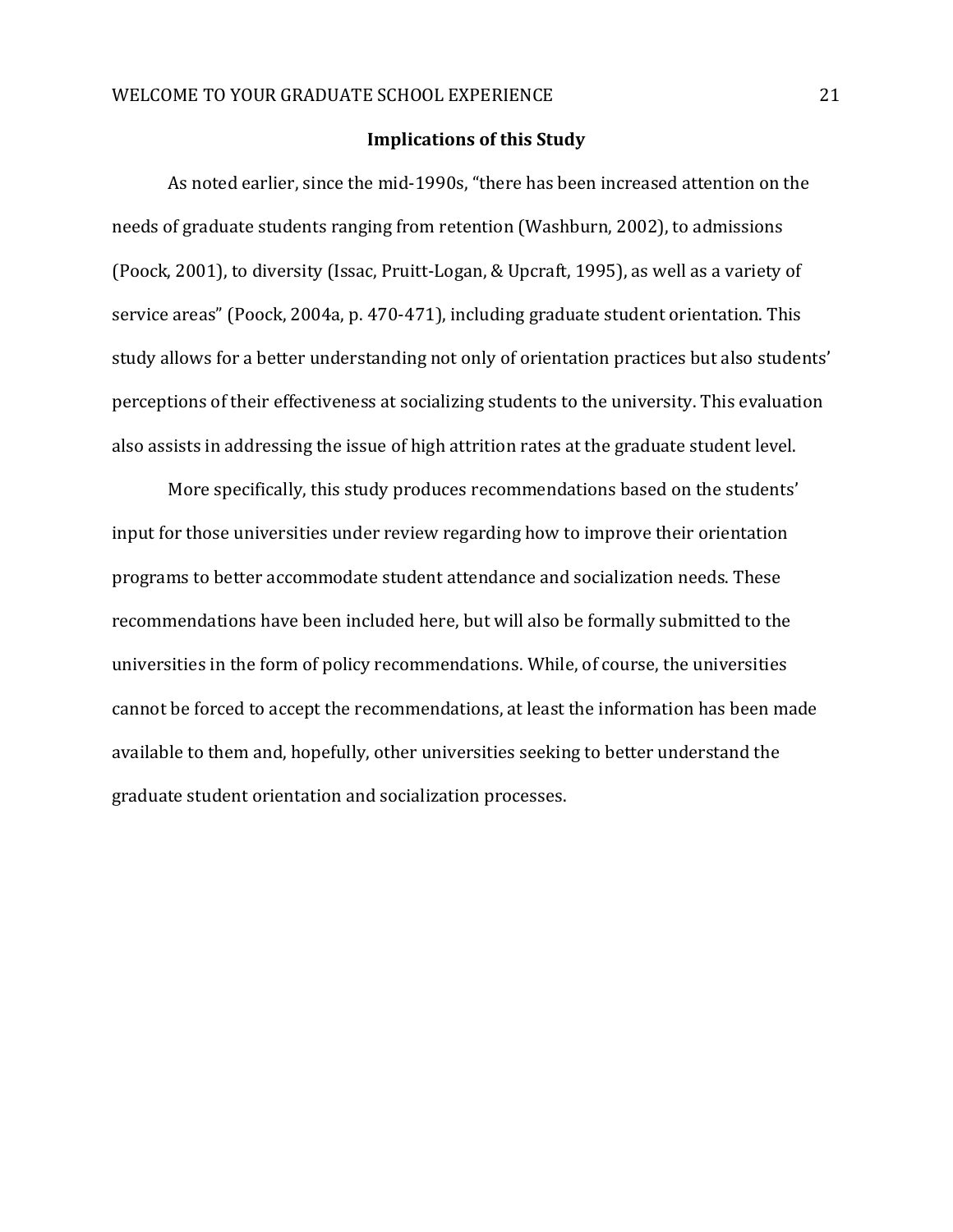## Implications of this Study

As noted earlier, since the mid-1990s, "there has been increased attention on the needs of graduate students ranging from retention (Washburn, 2002), to admissions (Poock, 2001), to diversity (Issac, Pruitt-Logan, & Upcraft, 1995), as well as a variety of service areas" (Poock, 2004a, p. 470-471), including graduate student orientation. This study allows for a better understanding not only of orientation practices but also students' perceptions of their effectiveness at socializing students to the university. This evaluation also assists in addressing the issue of high attrition rates at the graduate student level.

More specifically, this study produces recommendations based on the students' input for those universities under review regarding how to improve their orientation programs to better accommodate student attendance and socialization needs. These recommendations have been included here, but will also be formally submitted to the universities in the form of policy recommendations. While, of course, the universities cannot be forced to accept the recommendations, at least the information has been made available to them and, hopefully, other universities seeking to better understand the graduate student orientation and socialization processes.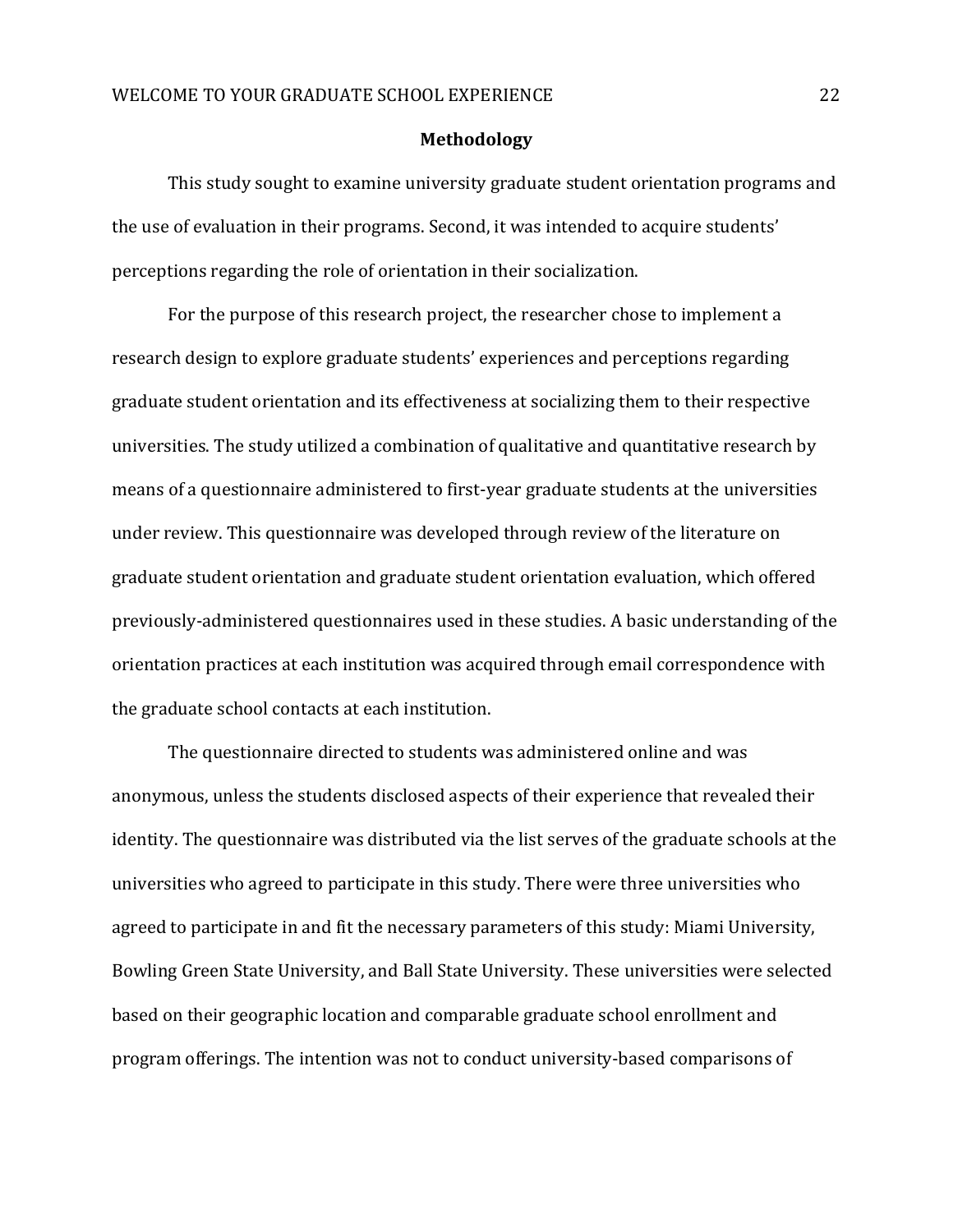## Methodology

This study sought to examine university graduate student orientation programs and the use of evaluation in their programs. Second, it was intended to acquire students' perceptions regarding the role of orientation in their socialization.

For the purpose of this research project, the researcher chose to implement a research design to explore graduate students' experiences and perceptions regarding graduate student orientation and its effectiveness at socializing them to their respective universities. The study utilized a combination of qualitative and quantitative research by means of a questionnaire administered to first-year graduate students at the universities under review. This questionnaire was developed through review of the literature on graduate student orientation and graduate student orientation evaluation, which offered previously-administered questionnaires used in these studies. A basic understanding of the orientation practices at each institution was acquired through email correspondence with the graduate school contacts at each institution.

The questionnaire directed to students was administered online and was anonymous, unless the students disclosed aspects of their experience that revealed their identity. The questionnaire was distributed via the list serves of the graduate schools at the universities who agreed to participate in this study. There were three universities who agreed to participate in and fit the necessary parameters of this study: Miami University, Bowling Green State University, and Ball State University. These universities were selected based on their geographic location and comparable graduate school enrollment and program offerings. The intention was not to conduct university-based comparisons of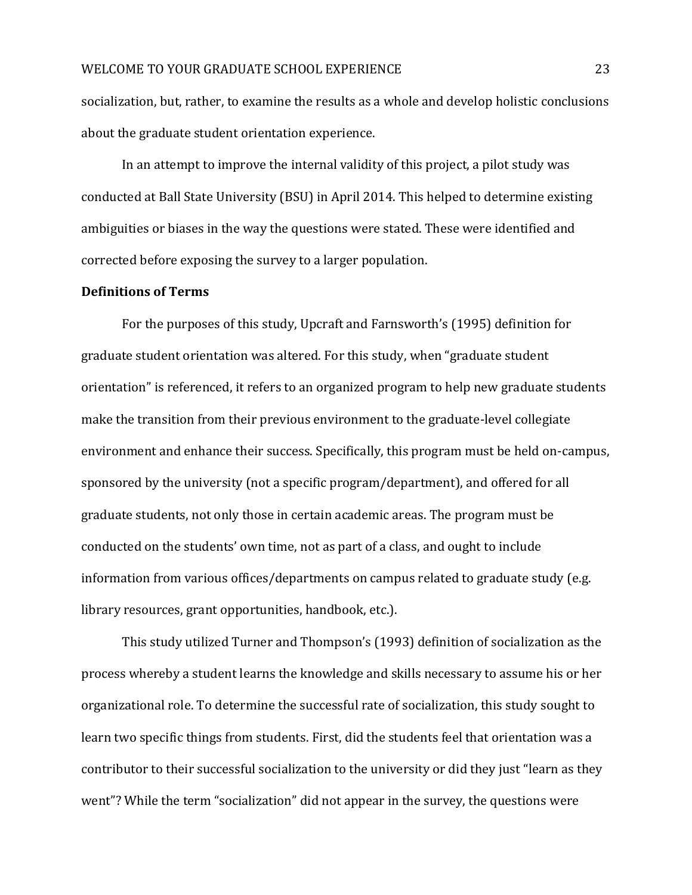socialization, but, rather, to examine the results as a whole and develop holistic conclusions about the graduate student orientation experience.

In an attempt to improve the internal validity of this project, a pilot study was conducted at Ball State University (BSU) in April 2014. This helped to determine existing ambiguities or biases in the way the questions were stated. These were identified and corrected before exposing the survey to a larger population.

**Definitions of Terms**

For the purposes of this study, Upcraft and Farnsworth's (1995) definition for graduate student orientation was altered. For this study, when "graduate student orientation" is referenced, it refers to an organized program to help new graduate students make the transition from their previous environment to the graduate-level collegiate environment and enhance their success. Specifically, this program must be held on-campus, sponsored by the university (not a specific program/department), and offered for all graduate students, not only those in certain academic areas. The program must be conducted on the students' own time, not as part of a class, and ought to include information from various offices/departments on campus related to graduate study (e.g. library resources, grant opportunities, handbook, etc.).

This study utilized Turner and Thompson's (1993) definition of socialization as the process whereby a student learns the knowledge and skills necessary to assume his or her organizational role. To determine the successful rate of socialization, this study sought to learn two specific things from students. First, did the students feel that orientation was a contributor to their successful socialization to the university or did they just "learn as they went"? While the term "socialization" did not appear in the survey, the questions were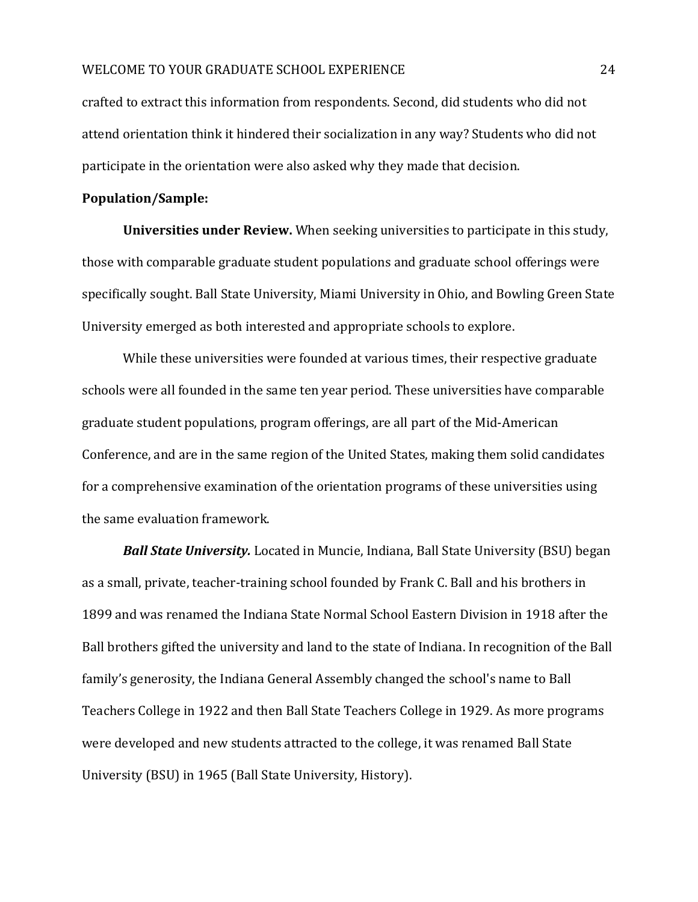crafted to extract this information from respondents. Second, did students who did not attend orientation think it hindered their socialization in any way? Students who did not participate in the orientation were also asked why they made that decision.

**Population/Sample:**

**Universities under Review.** When seeking universities to participate in this study, those with comparable graduate student populations and graduate school offerings were specifically sought. Ball State University, Miami University in Ohio, and Bowling Green State University emerged as both interested and appropriate schools to explore.

While these universities were founded at various times, their respective graduate schools were all founded in the same ten year period. These universities have comparable graduate student populations, program offerings, are all part of the Mid-American Conference, and are in the same region of the United States, making them solid candidates for a comprehensive examination of the orientation programs of these universities using the same evaluation framework.

***Ball State University.*** Located in Muncie, Indiana, Ball State University (BSU) began as a small, private, teacher-training school founded by Frank C. Ball and his brothers in 1899 and was renamed the Indiana State Normal School Eastern Division in 1918 after the Ball brothers gifted the university and land to the state of Indiana. In recognition of the Ball family's generosity, the Indiana General Assembly changed the school's name to Ball Teachers College in 1922 and then Ball State Teachers College in 1929. As more programs were developed and new students attracted to the college, it was renamed Ball State University (BSU) in 1965 (Ball State University, History).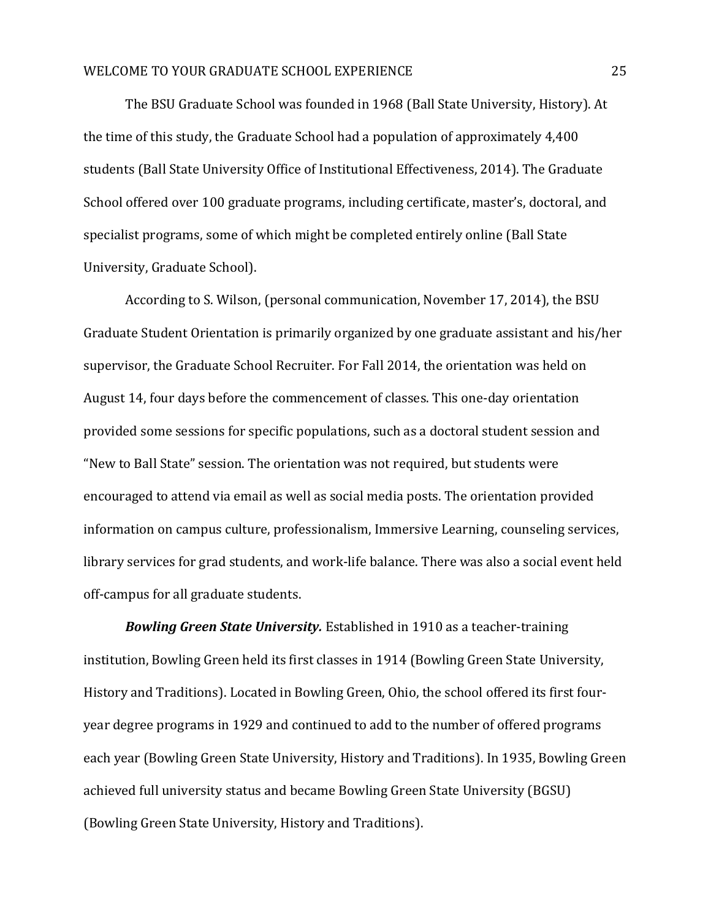The BSU Graduate School was founded in 1968 (Ball State University, History). At the time of this study, the Graduate School had a population of approximately 4,400 students (Ball State University Office of Institutional Effectiveness, 2014). The Graduate School offered over 100 graduate programs, including certificate, master's, doctoral, and specialist programs, some of which might be completed entirely online (Ball State University, Graduate School).

According to S. Wilson, (personal communication, November 17, 2014), the BSU Graduate Student Orientation is primarily organized by one graduate assistant and his/her supervisor, the Graduate School Recruiter. For Fall 2014, the orientation was held on August 14, four days before the commencement of classes. This one-day orientation provided some sessions for specific populations, such as a doctoral student session and "New to Ball State" session. The orientation was not required, but students were encouraged to attend via email as well as social media posts. The orientation provided information on campus culture, professionalism, Immersive Learning, counseling services, library services for grad students, and work-life balance. There was also a social event held off-campus for all graduate students.

***Bowling Green State University.*** Established in 1910 as a teacher-training institution, Bowling Green held its first classes in 1914 (Bowling Green State University, History and Traditions). Located in Bowling Green, Ohio, the school offered its first four-year degree programs in 1929 and continued to add to the number of offered programs each year (Bowling Green State University, History and Traditions). In 1935, Bowling Green achieved full university status and became Bowling Green State University (BGSU) (Bowling Green State University, History and Traditions).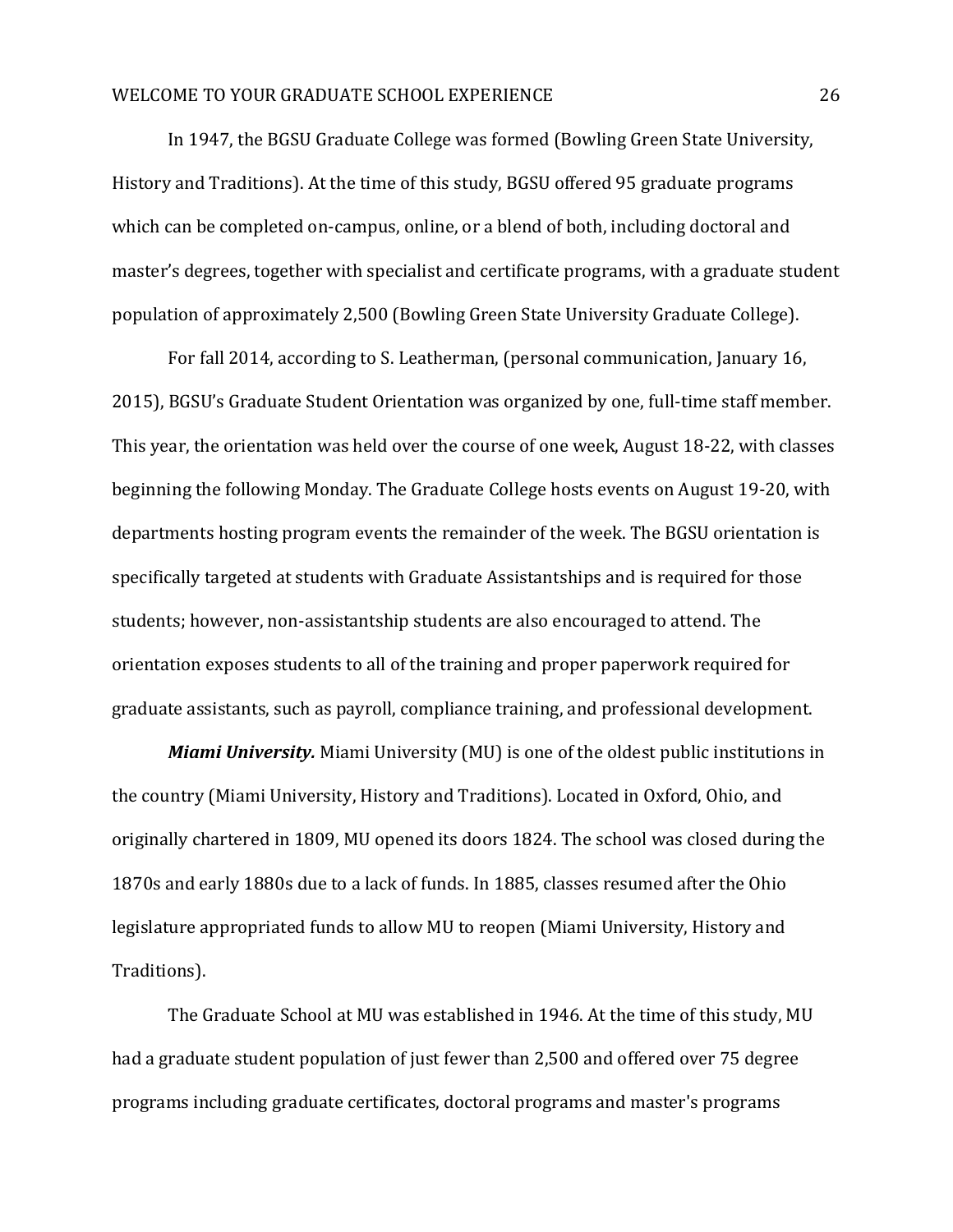In 1947, the BGSU Graduate College was formed (Bowling Green State University, History and Traditions). At the time of this study, BGSU offered 95 graduate programs which can be completed on-campus, online, or a blend of both, including doctoral and master's degrees, together with specialist and certificate programs, with a graduate student population of approximately 2,500 (Bowling Green State University Graduate College).

For fall 2014, according to S. Leatherman, (personal communication, January 16, 2015), BGSU's Graduate Student Orientation was organized by one, full-time staff member. This year, the orientation was held over the course of one week, August 18-22, with classes beginning the following Monday. The Graduate College hosts events on August 19-20, with departments hosting program events the remainder of the week. The BGSU orientation is specifically targeted at students with Graduate Assistantships and is required for those students; however, non-assistantship students are also encouraged to attend. The orientation exposes students to all of the training and proper paperwork required for graduate assistants, such as payroll, compliance training, and professional development.

***Miami University.*** Miami University (MU) is one of the oldest public institutions in the country (Miami University, History and Traditions). Located in Oxford, Ohio, and originally chartered in 1809, MU opened its doors 1824. The school was closed during the 1870s and early 1880s due to a lack of funds. In 1885, classes resumed after the Ohio legislature appropriated funds to allow MU to reopen (Miami University, History and Traditions).

The Graduate School at MU was established in 1946. At the time of this study, MU had a graduate student population of just fewer than 2,500 and offered over 75 degree programs including graduate certificates, doctoral programs and master's programs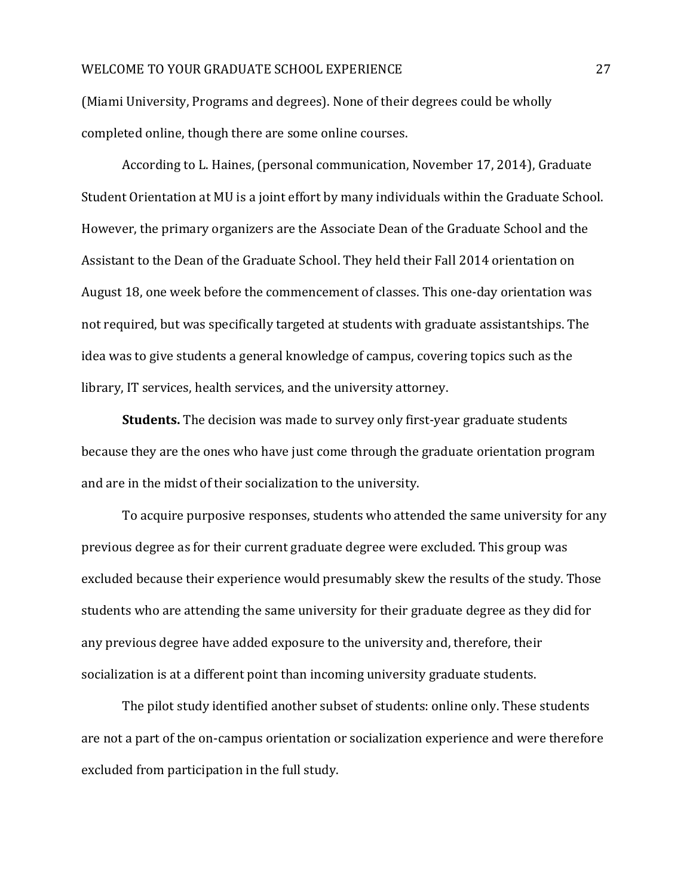(Miami University, Programs and degrees). None of their degrees could be wholly completed online, though there are some online courses.

According to L. Haines, (personal communication, November 17, 2014), Graduate Student Orientation at MU is a joint effort by many individuals within the Graduate School. However, the primary organizers are the Associate Dean of the Graduate School and the Assistant to the Dean of the Graduate School. They held their Fall 2014 orientation on August 18, one week before the commencement of classes. This one-day orientation was not required, but was specifically targeted at students with graduate assistantships. The idea was to give students a general knowledge of campus, covering topics such as the library, IT services, health services, and the university attorney.

**Students.** The decision was made to survey only first-year graduate students because they are the ones who have just come through the graduate orientation program and are in the midst of their socialization to the university.

To acquire purposive responses, students who attended the same university for any previous degree as for their current graduate degree were excluded. This group was excluded because their experience would presumably skew the results of the study. Those students who are attending the same university for their graduate degree as they did for any previous degree have added exposure to the university and, therefore, their socialization is at a different point than incoming university graduate students.

The pilot study identified another subset of students: online only. These students are not a part of the on-campus orientation or socialization experience and were therefore excluded from participation in the full study.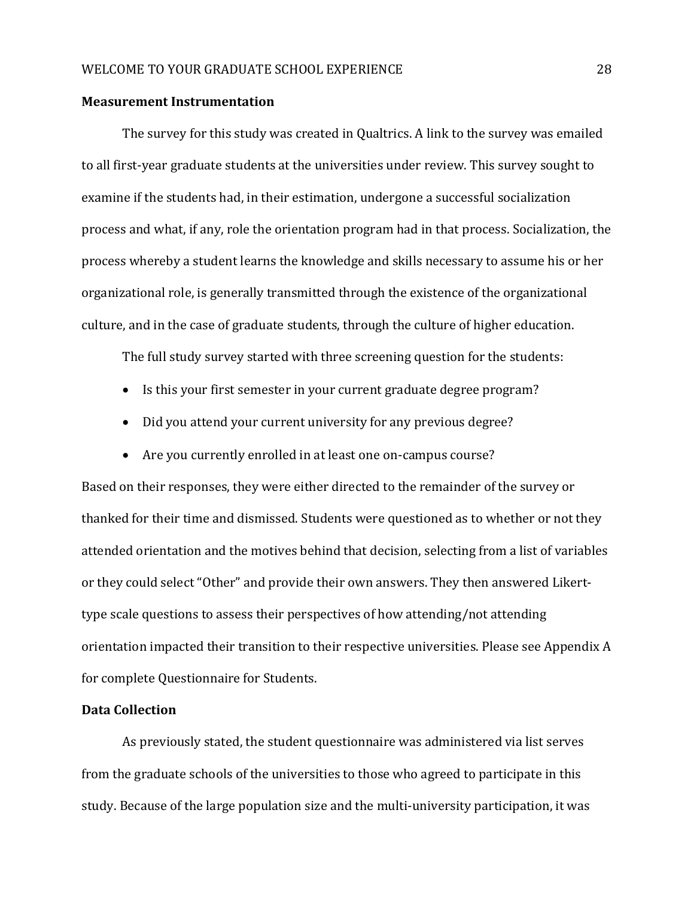**Measurement Instrumentation**

The survey for this study was created in Qualtrics. A link to the survey was emailed to all first-year graduate students at the universities under review. This survey sought to examine if the students had, in their estimation, undergone a successful socialization process and what, if any, role the orientation program had in that process. Socialization, the process whereby a student learns the knowledge and skills necessary to assume his or her organizational role, is generally transmitted through the existence of the organizational culture, and in the case of graduate students, through the culture of higher education.

The full study survey started with three screening question for the students:

- Is this your first semester in your current graduate degree program?
- Did you attend your current university for any previous degree?
- Are you currently enrolled in at least one on-campus course?

Based on their responses, they were either directed to the remainder of the survey or thanked for their time and dismissed. Students were questioned as to whether or not they attended orientation and the motives behind that decision, selecting from a list of variables or they could select "Other" and provide their own answers. They then answered Likert-type scale questions to assess their perspectives of how attending/not attending orientation impacted their transition to their respective universities. Please see Appendix A for complete Questionnaire for Students.

**Data Collection**

As previously stated, the student questionnaire was administered via list serves from the graduate schools of the universities to those who agreed to participate in this study. Because of the large population size and the multi-university participation, it was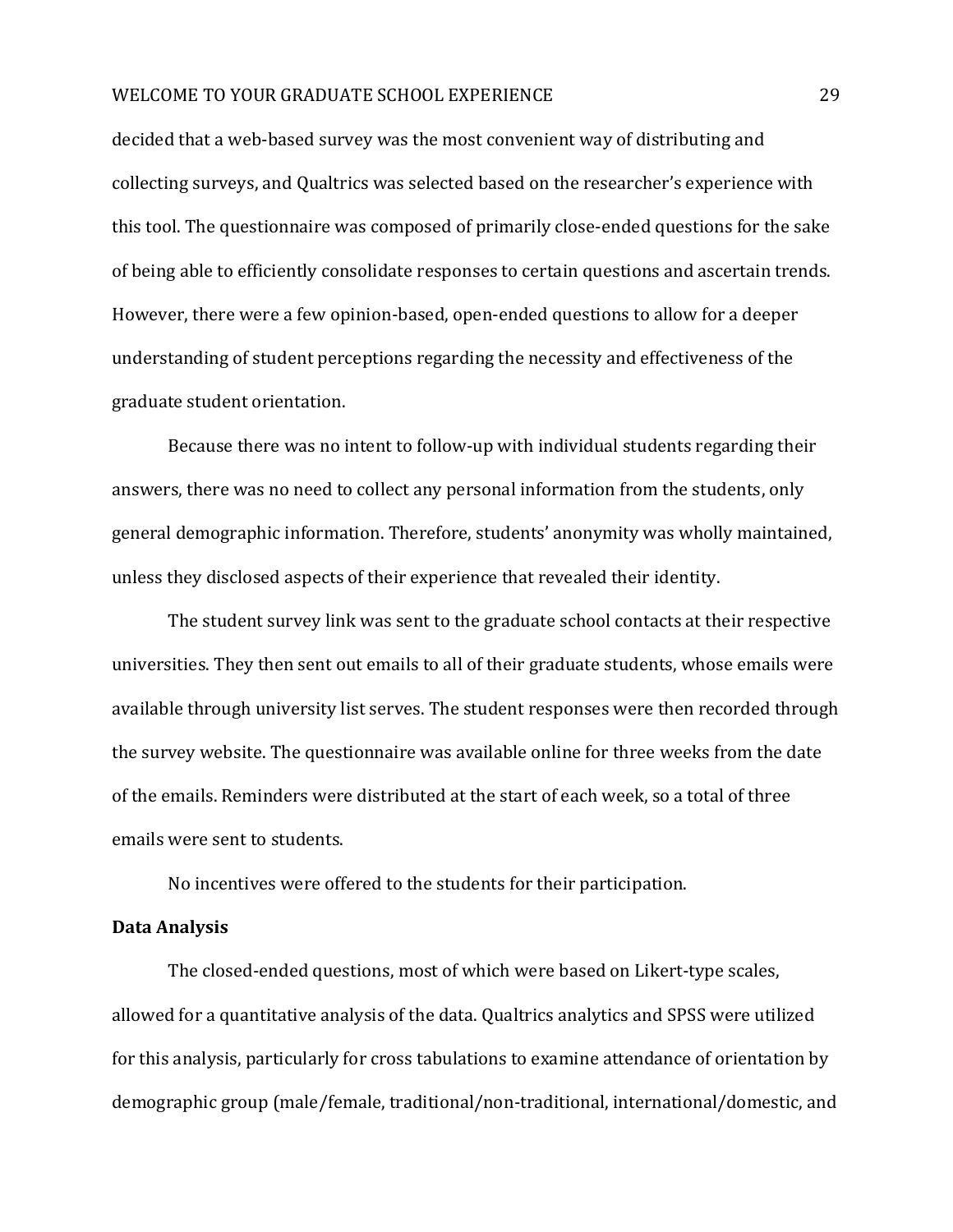decided that a web-based survey was the most convenient way of distributing and collecting surveys, and Qualtrics was selected based on the researcher's experience with this tool. The questionnaire was composed of primarily close-ended questions for the sake of being able to efficiently consolidate responses to certain questions and ascertain trends. However, there were a few opinion-based, open-ended questions to allow for a deeper understanding of student perceptions regarding the necessity and effectiveness of the graduate student orientation.

Because there was no intent to follow-up with individual students regarding their answers, there was no need to collect any personal information from the students, only general demographic information. Therefore, students' anonymity was wholly maintained, unless they disclosed aspects of their experience that revealed their identity.

The student survey link was sent to the graduate school contacts at their respective universities. They then sent out emails to all of their graduate students, whose emails were available through university list serves. The student responses were then recorded through the survey website. The questionnaire was available online for three weeks from the date of the emails. Reminders were distributed at the start of each week, so a total of three emails were sent to students.

No incentives were offered to the students for their participation.

**Data Analysis**

The closed-ended questions, most of which were based on Likert-type scales, allowed for a quantitative analysis of the data. Qualtrics analytics and SPSS were utilized for this analysis, particularly for cross tabulations to examine attendance of orientation by demographic group (male/female, traditional/non-traditional, international/domestic, and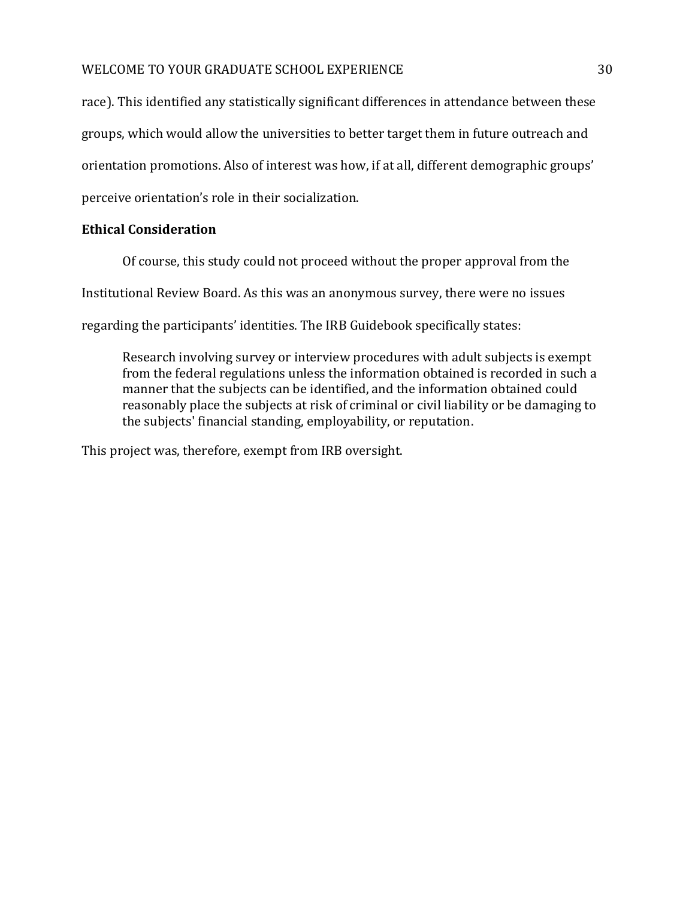race). This identified any statistically significant differences in attendance between these groups, which would allow the universities to better target them in future outreach and orientation promotions. Also of interest was how, if at all, different demographic groups' perceive orientation's role in their socialization.

**Ethical Consideration**

Of course, this study could not proceed without the proper approval from the Institutional Review Board. As this was an anonymous survey, there were no issues regarding the participants' identities. The IRB Guidebook specifically states:

> Research involving survey or interview procedures with adult subjects is exempt from the federal regulations unless the information obtained is recorded in such a manner that the subjects can be identified, and the information obtained could reasonably place the subjects at risk of criminal or civil liability or be damaging to the subjects' financial standing, employability, or reputation.

This project was, therefore, exempt from IRB oversight.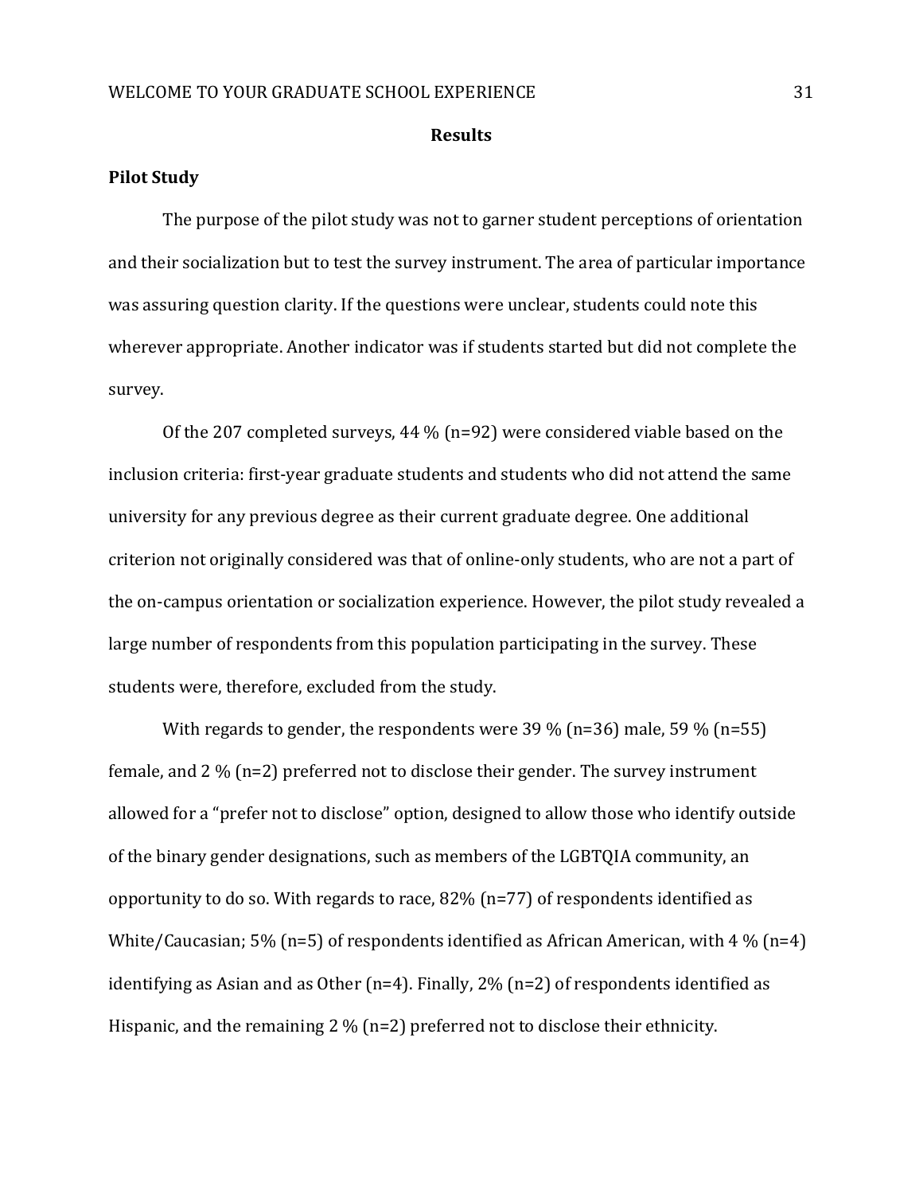## Results

### Pilot Study

The purpose of the pilot study was not to garner student perceptions of orientation and their socialization but to test the survey instrument. The area of particular importance was assuring question clarity. If the questions were unclear, students could note this wherever appropriate. Another indicator was if students started but did not complete the survey.

Of the 207 completed surveys, 44 % (n=92) were considered viable based on the inclusion criteria: first-year graduate students and students who did not attend the same university for any previous degree as their current graduate degree. One additional criterion not originally considered was that of online-only students, who are not a part of the on-campus orientation or socialization experience. However, the pilot study revealed a large number of respondents from this population participating in the survey. These students were, therefore, excluded from the study.

With regards to gender, the respondents were 39 % (n=36) male, 59 % (n=55) female, and 2 % (n=2) preferred not to disclose their gender. The survey instrument allowed for a "prefer not to disclose" option, designed to allow those who identify outside of the binary gender designations, such as members of the LGBTQIA community, an opportunity to do so. With regards to race, 82% (n=77) of respondents identified as White/Caucasian; 5% (n=5) of respondents identified as African American, with 4 % (n=4) identifying as Asian and as Other (n=4). Finally, 2% (n=2) of respondents identified as Hispanic, and the remaining 2 % (n=2) preferred not to disclose their ethnicity.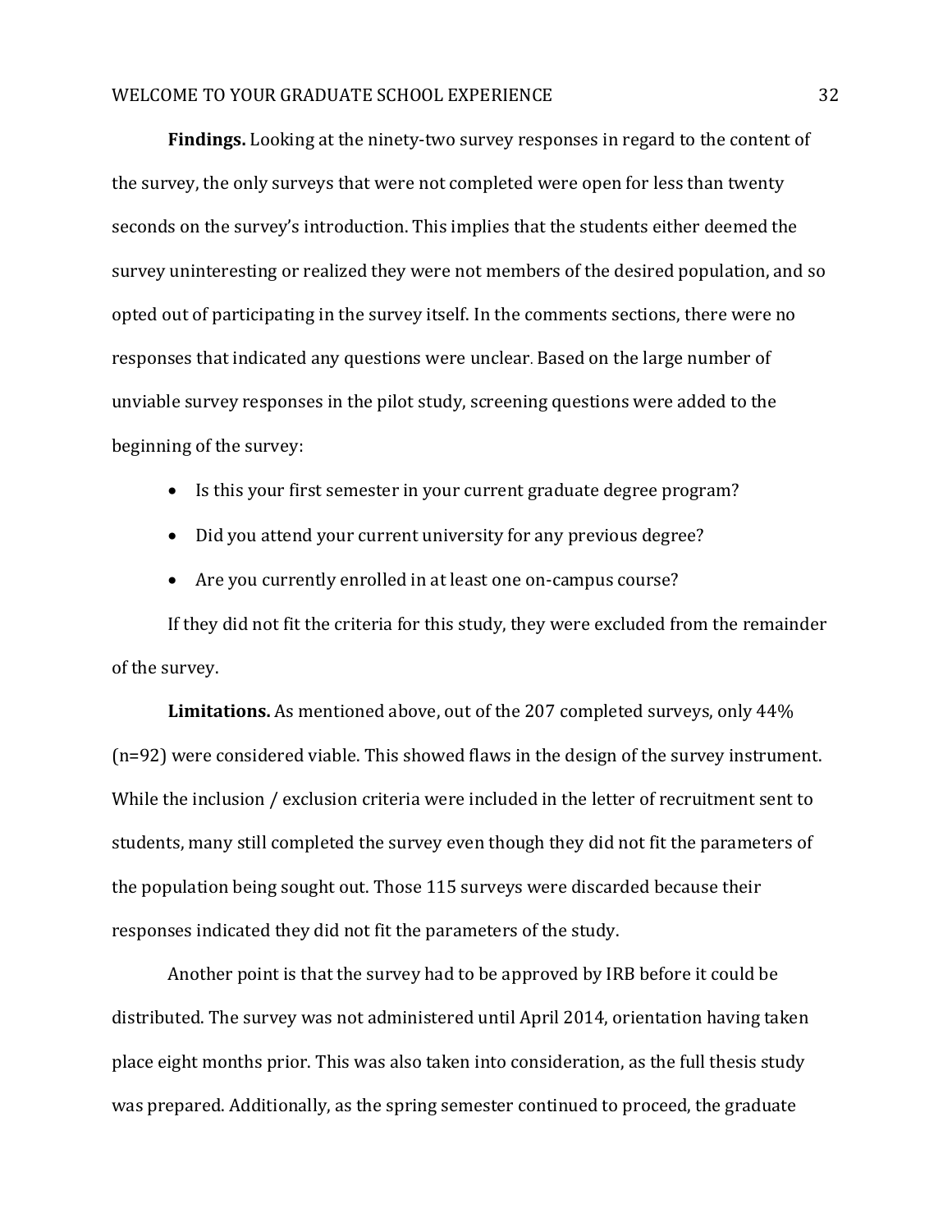**Findings.** Looking at the ninety-two survey responses in regard to the content of the survey, the only surveys that were not completed were open for less than twenty seconds on the survey's introduction. This implies that the students either deemed the survey uninteresting or realized they were not members of the desired population, and so opted out of participating in the survey itself. In the comments sections, there were no responses that indicated any questions were unclear. Based on the large number of unviable survey responses in the pilot study, screening questions were added to the beginning of the survey:

- Is this your first semester in your current graduate degree program?
- Did you attend your current university for any previous degree?
- Are you currently enrolled in at least one on-campus course?

If they did not fit the criteria for this study, they were excluded from the remainder of the survey.

**Limitations.** As mentioned above, out of the 207 completed surveys, only 44% (n=92) were considered viable. This showed flaws in the design of the survey instrument. While the inclusion / exclusion criteria were included in the letter of recruitment sent to students, many still completed the survey even though they did not fit the parameters of the population being sought out. Those 115 surveys were discarded because their responses indicated they did not fit the parameters of the study.

Another point is that the survey had to be approved by IRB before it could be distributed. The survey was not administered until April 2014, orientation having taken place eight months prior. This was also taken into consideration, as the full thesis study was prepared. Additionally, as the spring semester continued to proceed, the graduate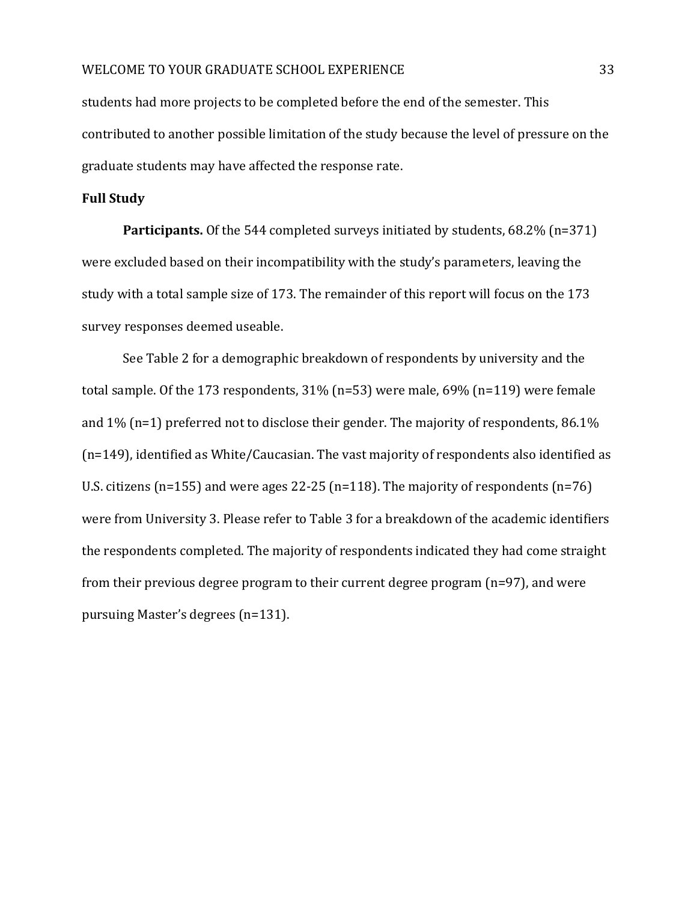students had more projects to be completed before the end of the semester. This contributed to another possible limitation of the study because the level of pressure on the graduate students may have affected the response rate.

**Full Study**

**Participants.** Of the 544 completed surveys initiated by students, 68.2% (n=371) were excluded based on their incompatibility with the study's parameters, leaving the study with a total sample size of 173. The remainder of this report will focus on the 173 survey responses deemed useable.

See Table 2 for a demographic breakdown of respondents by university and the total sample. Of the 173 respondents, 31% (n=53) were male, 69% (n=119) were female and 1% (n=1) preferred not to disclose their gender. The majority of respondents, 86.1% (n=149), identified as White/Caucasian. The vast majority of respondents also identified as U.S. citizens (n=155) and were ages 22-25 (n=118). The majority of respondents (n=76) were from University 3. Please refer to Table 3 for a breakdown of the academic identifiers the respondents completed. The majority of respondents indicated they had come straight from their previous degree program to their current degree program (n=97), and were pursuing Master's degrees (n=131).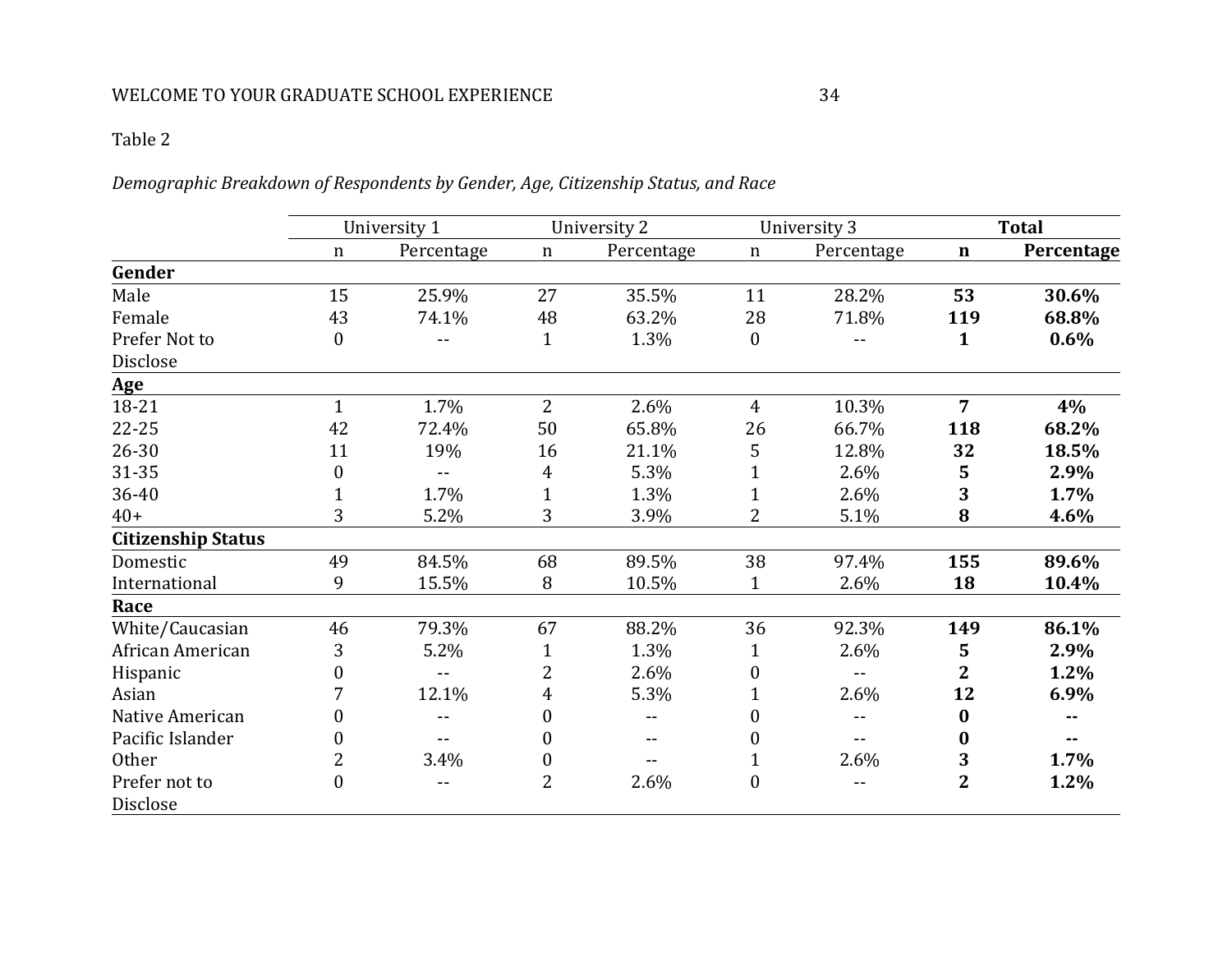Table 2

*Demographic Breakdown of Respondents by Gender, Age, Citizenship Status, and Race*

| | University 1 | | University 2 | | University 3 | | **Total** | |
|---|---|---|---|---|---|---|---|---|
| | n | Percentage | n | Percentage | n | Percentage | **n** | **Percentage** |
| **Gender** | | | | | | | | |
| Male | 15 | 25.9% | 27 | 35.5% | 11 | 28.2% | **53** | **30.6%** |
| Female | 43 | 74.1% | 48 | 63.2% | 28 | 71.8% | **119** | **68.8%** |
| Prefer Not to Disclose | 0 | -- | 1 | 1.3% | 0 | -- | **1** | **0.6%** |
| **Age** | | | | | | | | |
| 18-21 | 1 | 1.7% | 2 | 2.6% | 4 | 10.3% | **7** | **4%** |
| 22-25 | 42 | 72.4% | 50 | 65.8% | 26 | 66.7% | **118** | **68.2%** |
| 26-30 | 11 | 19% | 16 | 21.1% | 5 | 12.8% | **32** | **18.5%** |
| 31-35 | 0 | -- | 4 | 5.3% | 1 | 2.6% | **5** | **2.9%** |
| 36-40 | 1 | 1.7% | 1 | 1.3% | 1 | 2.6% | **3** | **1.7%** |
| 40+ | 3 | 5.2% | 3 | 3.9% | 2 | 5.1% | **8** | **4.6%** |
| **Citizenship Status** | | | | | | | | |
| Domestic | 49 | 84.5% | 68 | 89.5% | 38 | 97.4% | **155** | **89.6%** |
| International | 9 | 15.5% | 8 | 10.5% | 1 | 2.6% | **18** | **10.4%** |
| **Race** | | | | | | | | |
| White/Caucasian | 46 | 79.3% | 67 | 88.2% | 36 | 92.3% | **149** | **86.1%** |
| African American | 3 | 5.2% | 1 | 1.3% | 1 | 2.6% | **5** | **2.9%** |
| Hispanic | 0 | -- | 2 | 2.6% | 0 | -- | **2** | **1.2%** |
| Asian | 7 | 12.1% | 4 | 5.3% | 1 | 2.6% | **12** | **6.9%** |
| Native American | 0 | -- | 0 | -- | 0 | -- | **0** | **--** |
| Pacific Islander | 0 | -- | 0 | -- | 0 | -- | **0** | **--** |
| Other | 2 | 3.4% | 0 | -- | 1 | 2.6% | **3** | **1.7%** |
| Prefer not to Disclose | 0 | -- | 2 | 2.6% | 0 | -- | **2** | **1.2%** |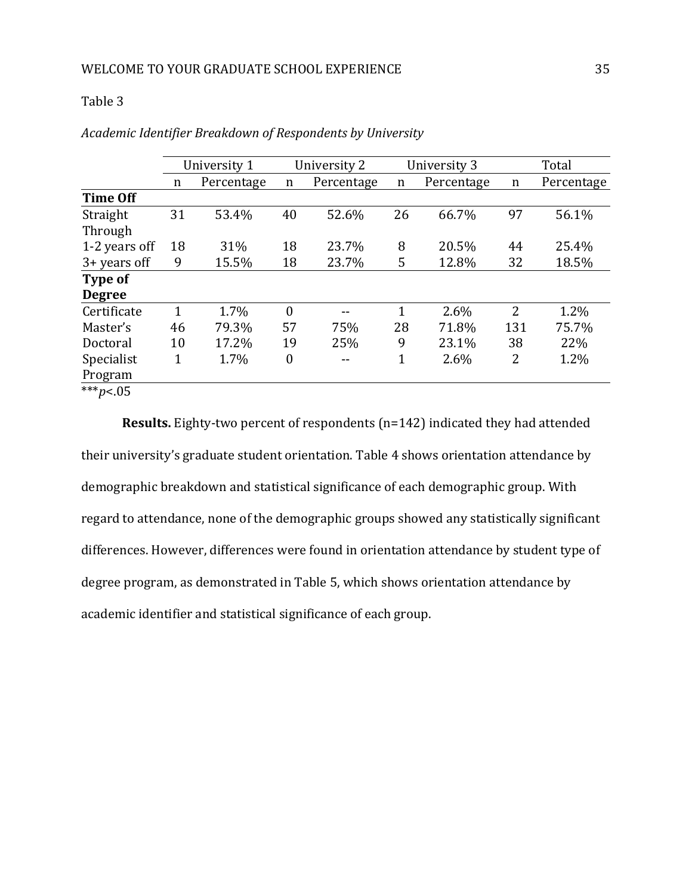Table 3

*Academic Identifier Breakdown of Respondents by University*

| | University 1 | | University 2 | | University 3 | | Total | |
|---|---|---|---|---|---|---|---|---|
| | n | Percentage | n | Percentage | n | Percentage | n | Percentage |
| **Time Off** | | | | | | | | |
| Straight Through | 31 | 53.4% | 40 | 52.6% | 26 | 66.7% | 97 | 56.1% |
| 1-2 years off | 18 | 31% | 18 | 23.7% | 8 | 20.5% | 44 | 25.4% |
| 3+ years off | 9 | 15.5% | 18 | 23.7% | 5 | 12.8% | 32 | 18.5% |
| **Type of Degree** | | | | | | | | |
| Certificate | 1 | 1.7% | 0 | -- | 1 | 2.6% | 2 | 1.2% |
| Master's | 46 | 79.3% | 57 | 75% | 28 | 71.8% | 131 | 75.7% |
| Doctoral | 10 | 17.2% | 19 | 25% | 9 | 23.1% | 38 | 22% |
| Specialist Program | 1 | 1.7% | 0 | -- | 1 | 2.6% | 2 | 1.2% |

***$p<.05$

**Results.** Eighty-two percent of respondents (n=142) indicated they had attended their university's graduate student orientation. Table 4 shows orientation attendance by demographic breakdown and statistical significance of each demographic group. With regard to attendance, none of the demographic groups showed any statistically significant differences. However, differences were found in orientation attendance by student type of degree program, as demonstrated in Table 5, which shows orientation attendance by academic identifier and statistical significance of each group.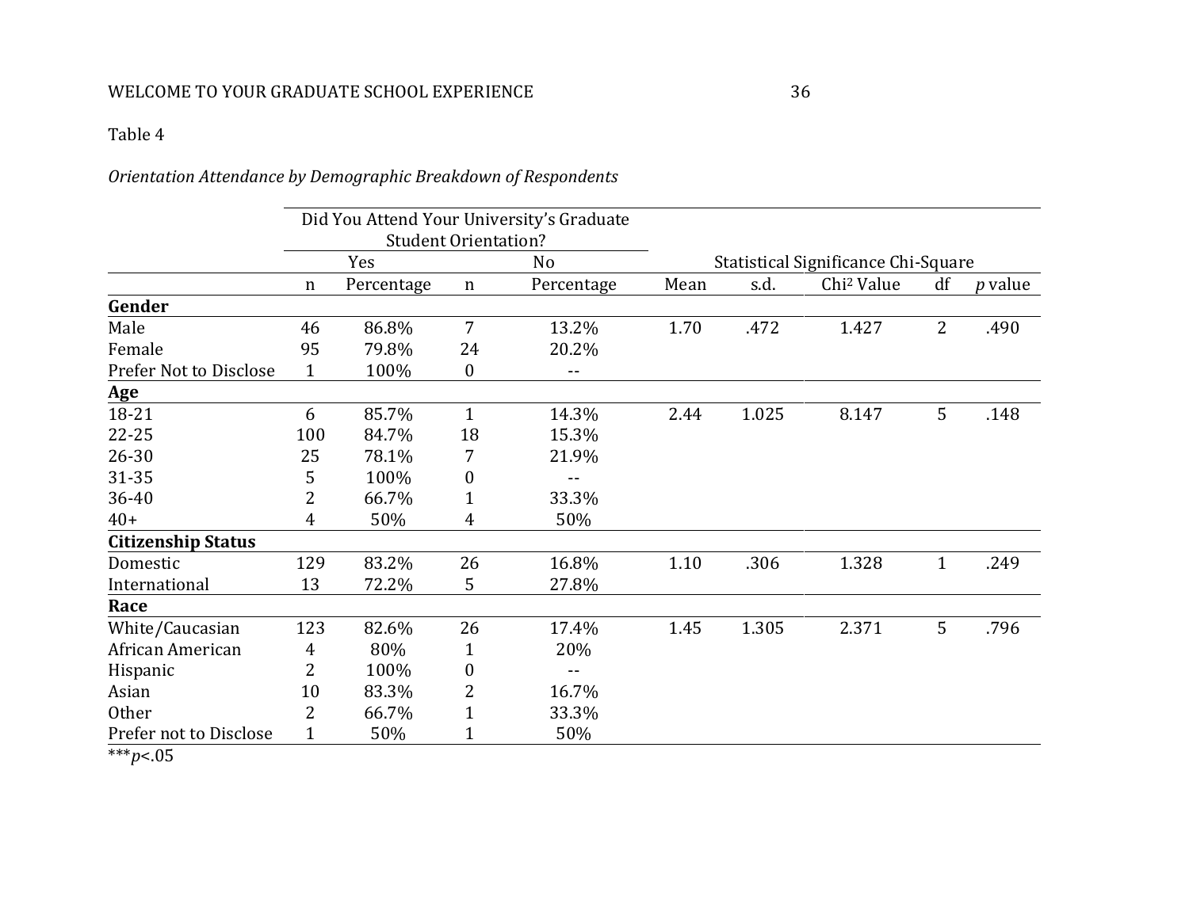Table 4

*Orientation Attendance by Demographic Breakdown of Respondents*

| | Did You Attend Your University's Graduate Student Orientation? | | | | | | | | |
|---|---|---|---|---|---|---|---|---|---|
| | Yes | | No | | Statistical Significance Chi-Square | | | | |
| | n | Percentage | n | Percentage | Mean | s.d. | $Chi^2$ Value | df | *p* value |
| **Gender** | | | | | | | | | |
| Male | 46 | 86.8% | 7 | 13.2% | 1.70 | .472 | 1.427 | 2 | .490 |
| Female | 95 | 79.8% | 24 | 20.2% | | | | | |
| Prefer Not to Disclose | 1 | 100% | 0 | -- | | | | | |
| **Age** | | | | | | | | | |
| 18-21 | 6 | 85.7% | 1 | 14.3% | 2.44 | 1.025 | 8.147 | 5 | .148 |
| 22-25 | 100 | 84.7% | 18 | 15.3% | | | | | |
| 26-30 | 25 | 78.1% | 7 | 21.9% | | | | | |
| 31-35 | 5 | 100% | 0 | -- | | | | | |
| 36-40 | 2 | 66.7% | 1 | 33.3% | | | | | |
| 40+ | 4 | 50% | 4 | 50% | | | | | |
| **Citizenship Status** | | | | | | | | | |
| Domestic | 129 | 83.2% | 26 | 16.8% | 1.10 | .306 | 1.328 | 1 | .249 |
| International | 13 | 72.2% | 5 | 27.8% | | | | | |
| **Race** | | | | | | | | | |
| White/Caucasian | 123 | 82.6% | 26 | 17.4% | 1.45 | 1.305 | 2.371 | 5 | .796 |
| African American | 4 | 80% | 1 | 20% | | | | | |
| Hispanic | 2 | 100% | 0 | -- | | | | | |
| Asian | 10 | 83.3% | 2 | 16.7% | | | | | |
| Other | 2 | 66.7% | 1 | 33.3% | | | | | |
| Prefer not to Disclose | 1 | 50% | 1 | 50% | | | | | |

***$p<.05$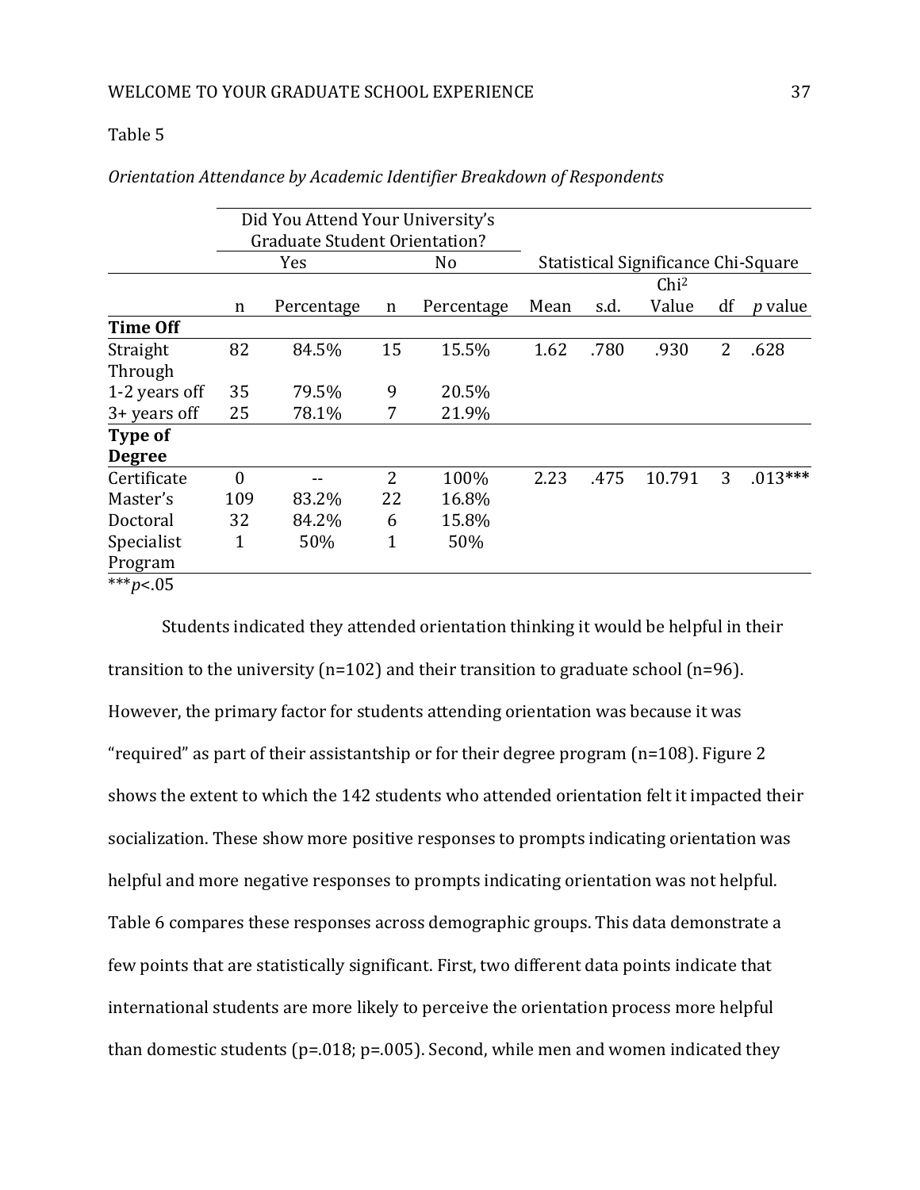Table 5

*Orientation Attendance by Academic Identifier Breakdown of Respondents*

| | Did You Attend Your University's Graduate Student Orientation? | | | | | | | | |
|---|---|---|---|---|---|---|---|---|---|
| | Yes | | No | | Statistical Significance Chi-Square | | | | |
| | n | Percentage | n | Percentage | Mean | s.d. | $Chi^2$ Value | df | *p* value |
| **Time Off** | | | | | | | | | |
| Straight Through | 82 | 84.5% | 15 | 15.5% | 1.62 | .780 | .930 | 2 | .628 |
| 1-2 years off | 35 | 79.5% | 9 | 20.5% | | | | | |
| 3+ years off | 25 | 78.1% | 7 | 21.9% | | | | | |
| **Type of Degree** | | | | | | | | | |
| Certificate | 0 | -- | 2 | 100% | 2.23 | .475 | 10.791 | 3 | .013*** |
| Master's | 109 | 83.2% | 22 | 16.8% | | | | | |
| Doctoral | 32 | 84.2% | 6 | 15.8% | | | | | |
| Specialist Program | 1 | 50% | 1 | 50% | | | | | |

***$p<.05$

Students indicated they attended orientation thinking it would be helpful in their transition to the university (n=102) and their transition to graduate school (n=96). However, the primary factor for students attending orientation was because it was "required" as part of their assistantship or for their degree program (n=108). Figure 2 shows the extent to which the 142 students who attended orientation felt it impacted their socialization. These show more positive responses to prompts indicating orientation was helpful and more negative responses to prompts indicating orientation was not helpful. Table 6 compares these responses across demographic groups. This data demonstrate a few points that are statistically significant. First, two different data points indicate that international students are more likely to perceive the orientation process more helpful than domestic students (p=.018; p=.005). Second, while men and women indicated they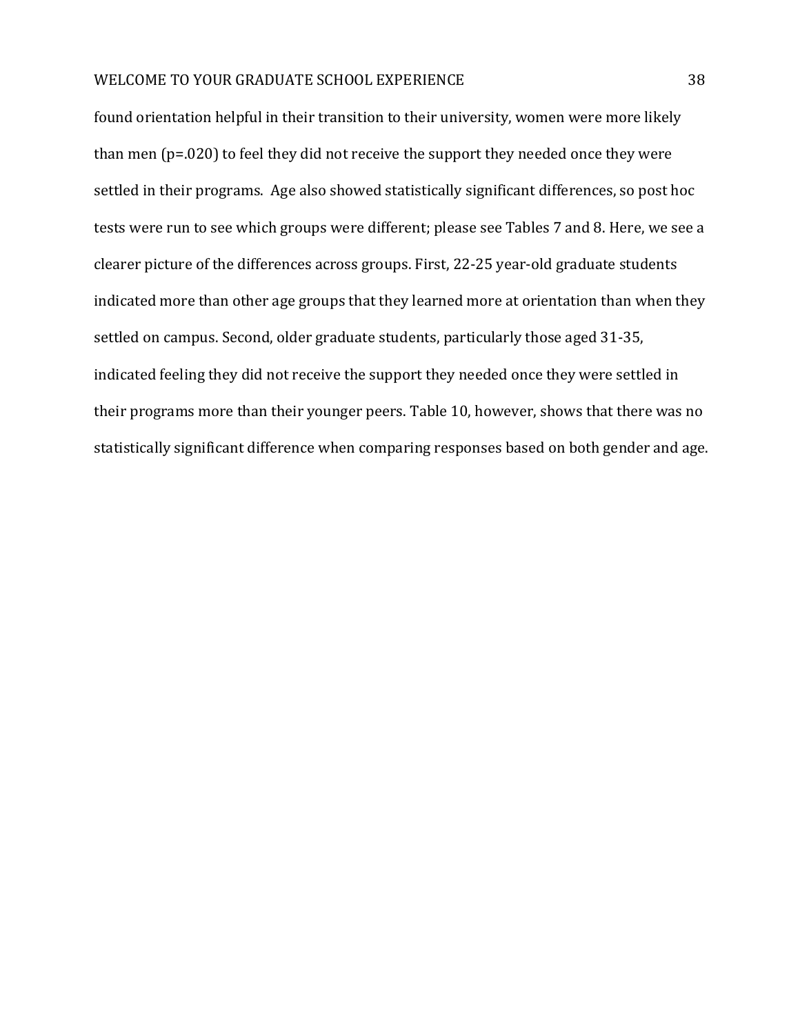found orientation helpful in their transition to their university, women were more likely than men ($p=.020$) to feel they did not receive the support they needed once they were settled in their programs. Age also showed statistically significant differences, so post hoc tests were run to see which groups were different; please see Tables 7 and 8. Here, we see a clearer picture of the differences across groups. First, 22-25 year-old graduate students indicated more than other age groups that they learned more at orientation than when they settled on campus. Second, older graduate students, particularly those aged 31-35, indicated feeling they did not receive the support they needed once they were settled in their programs more than their younger peers. Table 10, however, shows that there was no statistically significant difference when comparing responses based on both gender and age.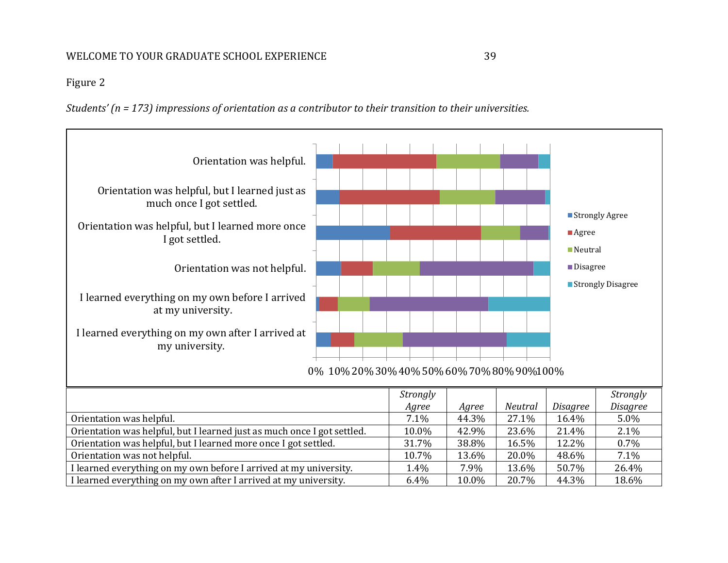Figure 2

*Students' (n = 173) impressions of orientation as a contributor to their transition to their universities.*

| | *Strongly Agree* | *Agree* | *Neutral* | *Disagree* | *Strongly Disagree* |
|---|---|---|---|---|---|
| Orientation was helpful. | 7.1% | 44.3% | 27.1% | 16.4% | 5.0% |
| Orientation was helpful, but I learned just as much once I got settled. | 10.0% | 42.9% | 23.6% | 21.4% | 2.1% |
| Orientation was helpful, but I learned more once I got settled. | 31.7% | 38.8% | 16.5% | 12.2% | 0.7% |
| Orientation was not helpful. | 10.7% | 13.6% | 20.0% | 48.6% | 7.1% |
| I learned everything on my own before I arrived at my university. | 1.4% | 7.9% | 13.6% | 50.7% | 26.4% |
| I learned everything on my own after I arrived at my university. | 6.4% | 10.0% | 20.7% | 44.3% | 18.6% |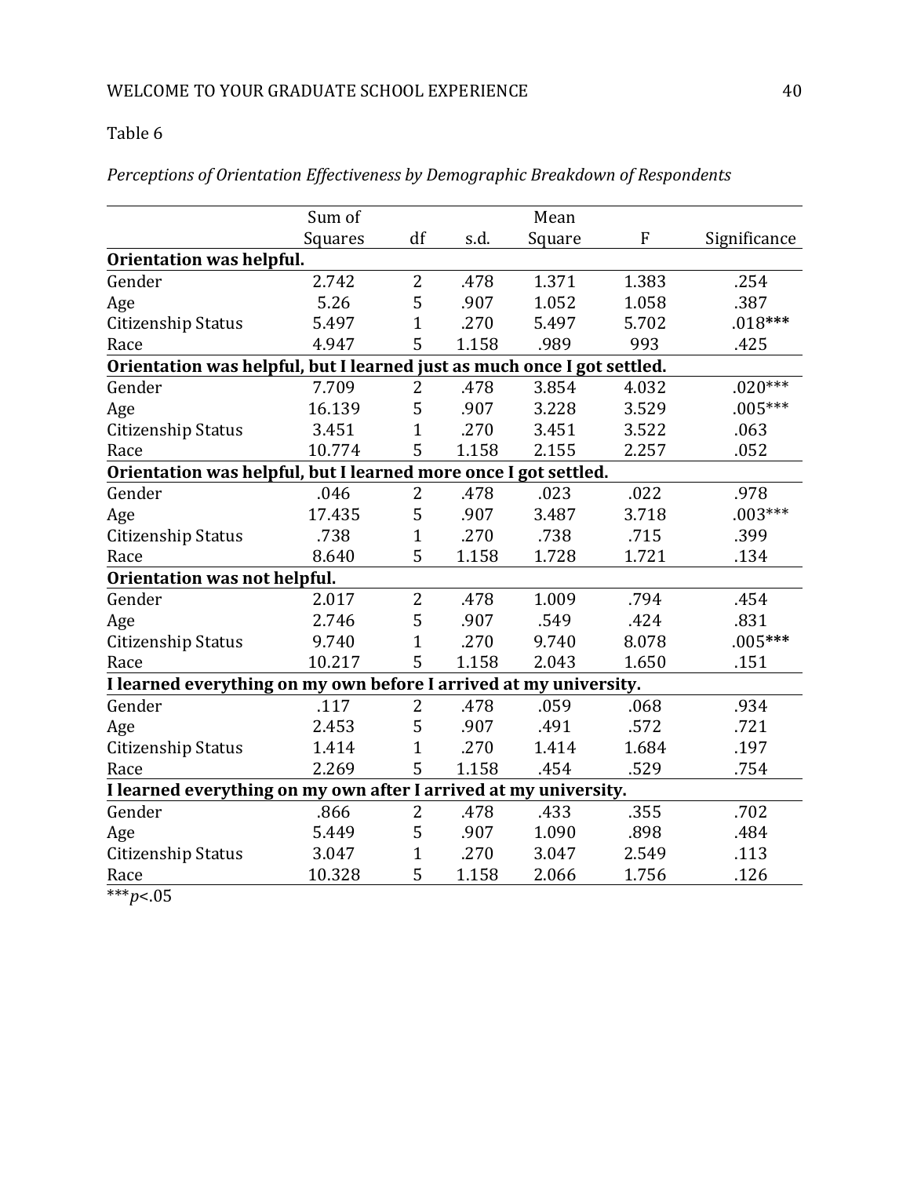Table 6

*Perceptions of Orientation Effectiveness by Demographic Breakdown of Respondents*

| | Sum of Squares | df | s.d. | Mean Square | F | Significance |
|---|---|---|---|---|---|---|
| **Orientation was helpful.** | | | | | | |
| Gender | 2.742 | 2 | .478 | 1.371 | 1.383 | .254 |
| Age | 5.26 | 5 | .907 | 1.052 | 1.058 | .387 |
| Citizenship Status | 5.497 | 1 | .270 | 5.497 | 5.702 | .018*** |
| Race | 4.947 | 5 | 1.158 | .989 | 993 | .425 |
| **Orientation was helpful, but I learned just as much once I got settled.** | | | | | | |
| Gender | 7.709 | 2 | .478 | 3.854 | 4.032 | .020*** |
| Age | 16.139 | 5 | .907 | 3.228 | 3.529 | .005*** |
| Citizenship Status | 3.451 | 1 | .270 | 3.451 | 3.522 | .063 |
| Race | 10.774 | 5 | 1.158 | 2.155 | 2.257 | .052 |
| **Orientation was helpful, but I learned more once I got settled.** | | | | | | |
| Gender | .046 | 2 | .478 | .023 | .022 | .978 |
| Age | 17.435 | 5 | .907 | 3.487 | 3.718 | .003*** |
| Citizenship Status | .738 | 1 | .270 | .738 | .715 | .399 |
| Race | 8.640 | 5 | 1.158 | 1.728 | 1.721 | .134 |
| **Orientation was not helpful.** | | | | | | |
| Gender | 2.017 | 2 | .478 | 1.009 | .794 | .454 |
| Age | 2.746 | 5 | .907 | .549 | .424 | .831 |
| Citizenship Status | 9.740 | 1 | .270 | 9.740 | 8.078 | .005*** |
| Race | 10.217 | 5 | 1.158 | 2.043 | 1.650 | .151 |
| **I learned everything on my own before I arrived at my university.** | | | | | | |
| Gender | .117 | 2 | .478 | .059 | .068 | .934 |
| Age | 2.453 | 5 | .907 | .491 | .572 | .721 |
| Citizenship Status | 1.414 | 1 | .270 | 1.414 | 1.684 | .197 |
| Race | 2.269 | 5 | 1.158 | .454 | .529 | .754 |
| **I learned everything on my own after I arrived at my university.** | | | | | | |
| Gender | .866 | 2 | .478 | .433 | .355 | .702 |
| Age | 5.449 | 5 | .907 | 1.090 | .898 | .484 |
| Citizenship Status | 3.047 | 1 | .270 | 3.047 | 2.549 | .113 |
| Race | 10.328 | 5 | 1.158 | 2.066 | 1.756 | .126 |

***$p<.05$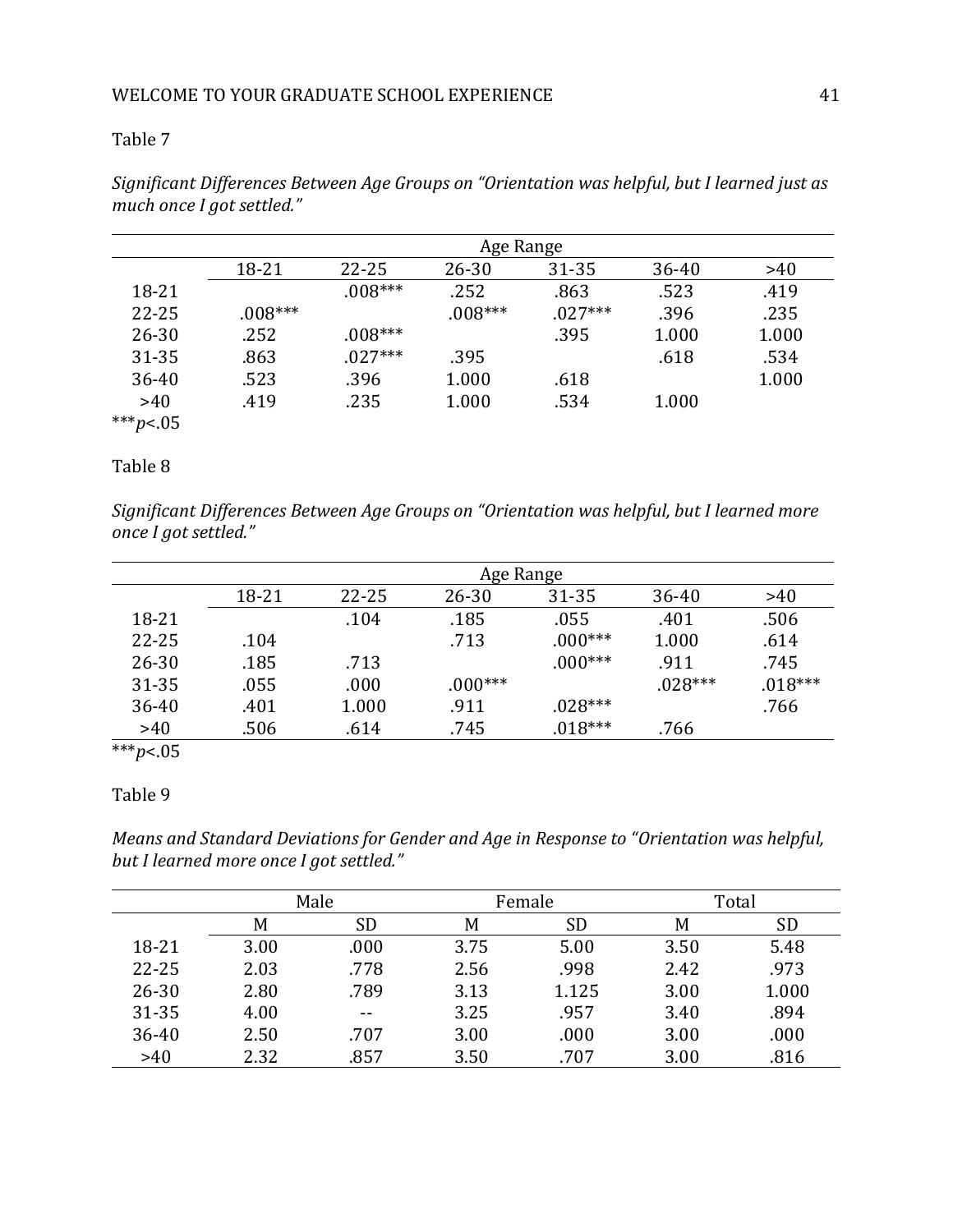Table 7

*Significant Differences Between Age Groups on "Orientation was helpful, but I learned just as much once I got settled."*

| | Age Range | | | | | |
|---|---|---|---|---|---|---|
| | 18-21 | 22-25 | 26-30 | 31-35 | 36-40 | >40 |
| 18-21 | | .008*** | .252 | .863 | .523 | .419 |
| 22-25 | .008*** | | .008*** | .027*** | .396 | .235 |
| 26-30 | .252 | .008*** | | .395 | 1.000 | 1.000 |
| 31-35 | .863 | .027*** | .395 | | .618 | .534 |
| 36-40 | .523 | .396 | 1.000 | .618 | | 1.000 |
| >40 | .419 | .235 | 1.000 | .534 | 1.000 | |

***$p$<.05

Table 8

*Significant Differences Between Age Groups on "Orientation was helpful, but I learned more once I got settled."*

| | Age Range | | | | | |
|---|---|---|---|---|---|---|
| | 18-21 | 22-25 | 26-30 | 31-35 | 36-40 | >40 |
| 18-21 | | .104 | .185 | .055 | .401 | .506 |
| 22-25 | .104 | | .713 | .000*** | 1.000 | .614 |
| 26-30 | .185 | .713 | | .000*** | .911 | .745 |
| 31-35 | .055 | .000 | .000*** | | .028*** | .018*** |
| 36-40 | .401 | 1.000 | .911 | .028*** | | .766 |
| >40 | .506 | .614 | .745 | .018*** | .766 | |

***$p$<.05

Table 9

*Means and Standard Deviations for Gender and Age in Response to "Orientation was helpful, but I learned more once I got settled."*

| | Male | | Female | | Total | |
|---|---|---|---|---|---|---|
| | M | SD | M | SD | M | SD |
| 18-21 | 3.00 | .000 | 3.75 | 5.00 | 3.50 | 5.48 |
| 22-25 | 2.03 | .778 | 2.56 | .998 | 2.42 | .973 |
| 26-30 | 2.80 | .789 | 3.13 | 1.125 | 3.00 | 1.000 |
| 31-35 | 4.00 | -- | 3.25 | .957 | 3.40 | .894 |
| 36-40 | 2.50 | .707 | 3.00 | .000 | 3.00 | .000 |
| >40 | 2.32 | .857 | 3.50 | .707 | 3.00 | .816 |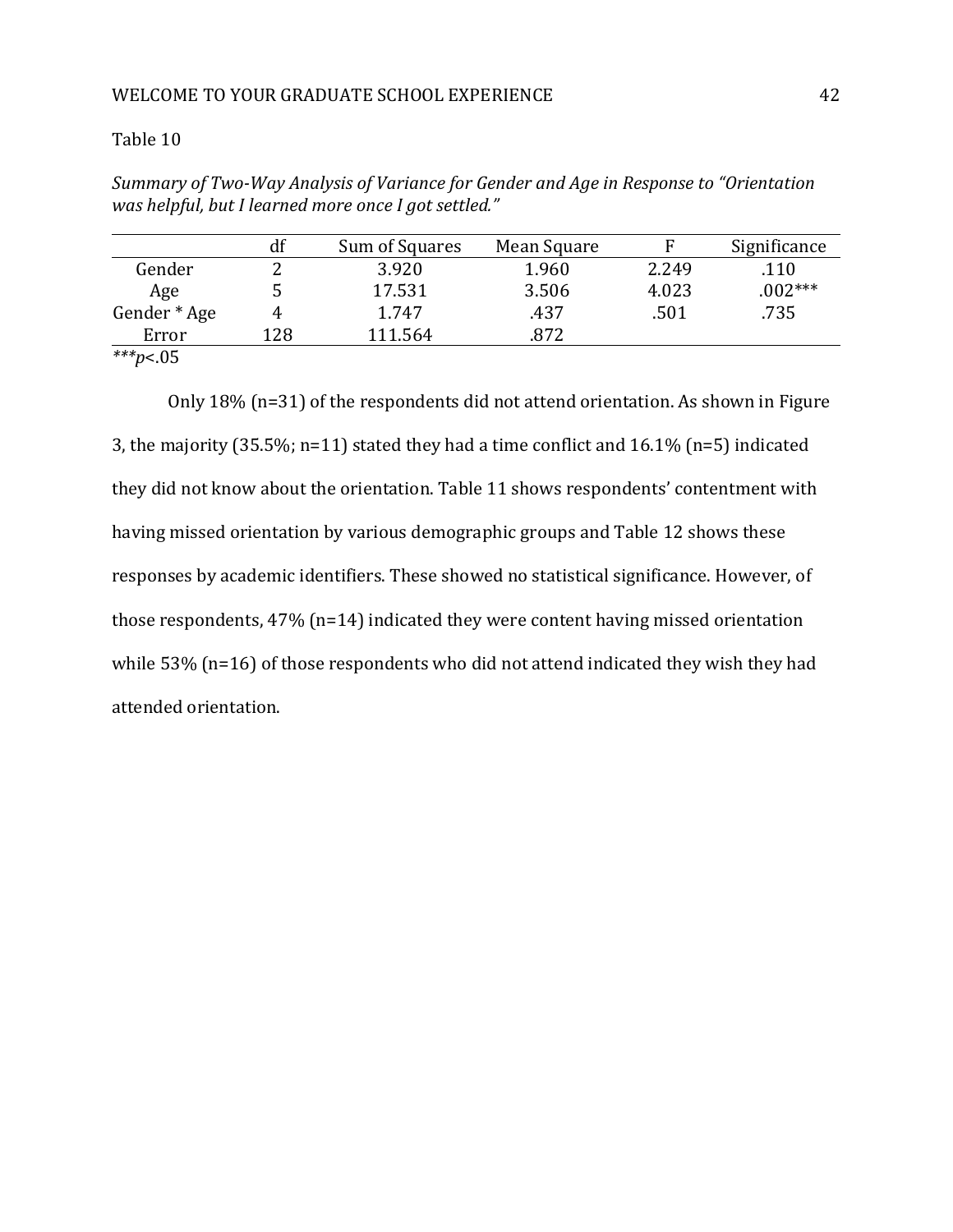Table 10

*Summary of Two-Way Analysis of Variance for Gender and Age in Response to "Orientation was helpful, but I learned more once I got settled."*

| | df | Sum of Squares | Mean Square | F | Significance |
|---|---|---|---|---|---|
| Gender | 2 | 3.920 | 1.960 | 2.249 | .110 |
| Age | 5 | 17.531 | 3.506 | 4.023 | .002*** |
| Gender * Age | 4 | 1.747 | .437 | .501 | .735 |
| Error | 128 | 111.564 | .872 | | |

****p*<.05

Only 18% (n=31) of the respondents did not attend orientation. As shown in Figure 3, the majority (35.5%; n=11) stated they had a time conflict and 16.1% (n=5) indicated they did not know about the orientation. Table 11 shows respondents' contentment with having missed orientation by various demographic groups and Table 12 shows these responses by academic identifiers. These showed no statistical significance. However, of those respondents, 47% (n=14) indicated they were content having missed orientation while 53% (n=16) of those respondents who did not attend indicated they wish they had attended orientation.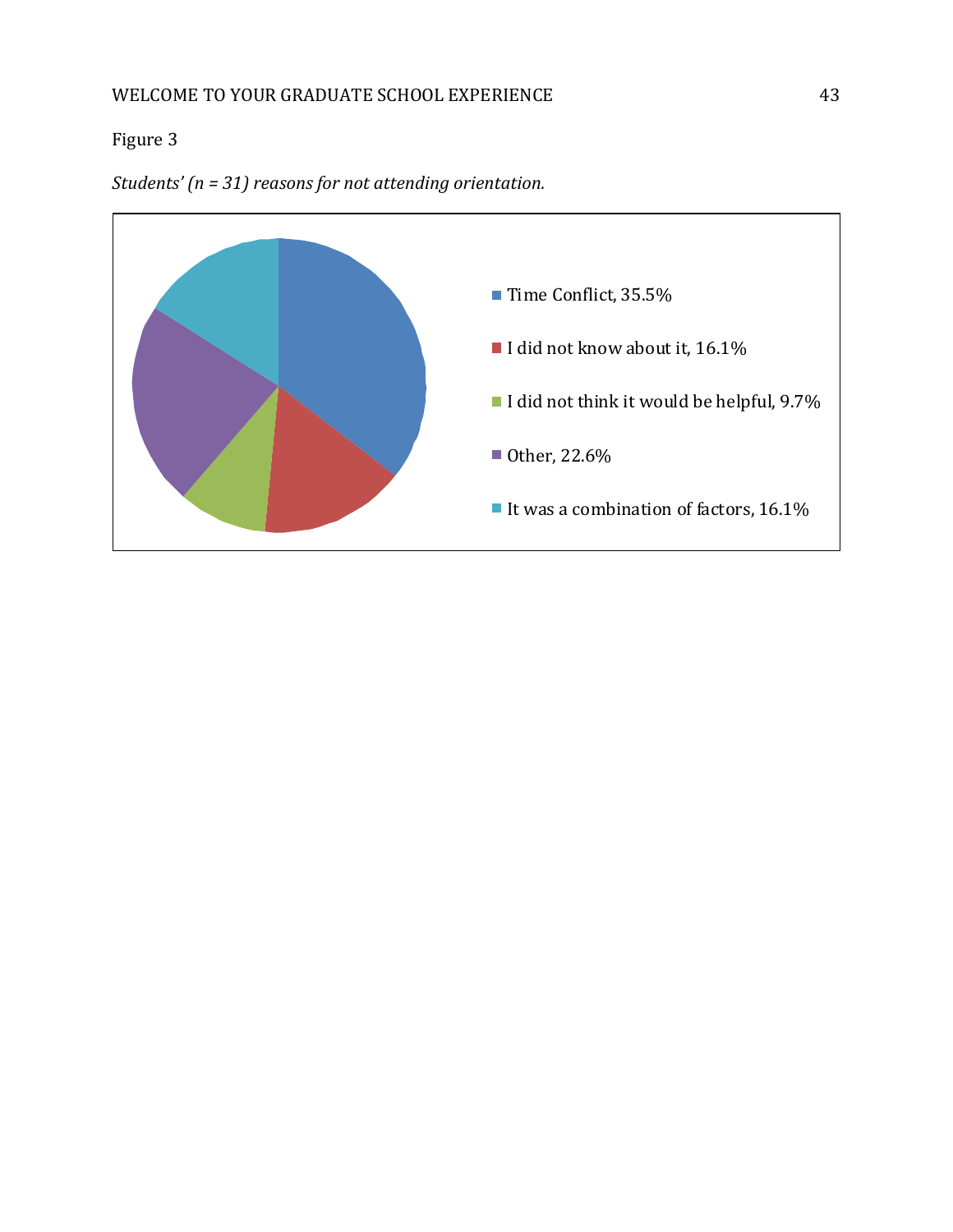Figure 3

*Students' (n = 31) reasons for not attending orientation.*

Time Conflict, 35.5%

I did not know about it, 16.1%

I did not think it would be helpful, 9.7%

Other, 22.6%

It was a combination of factors, 16.1%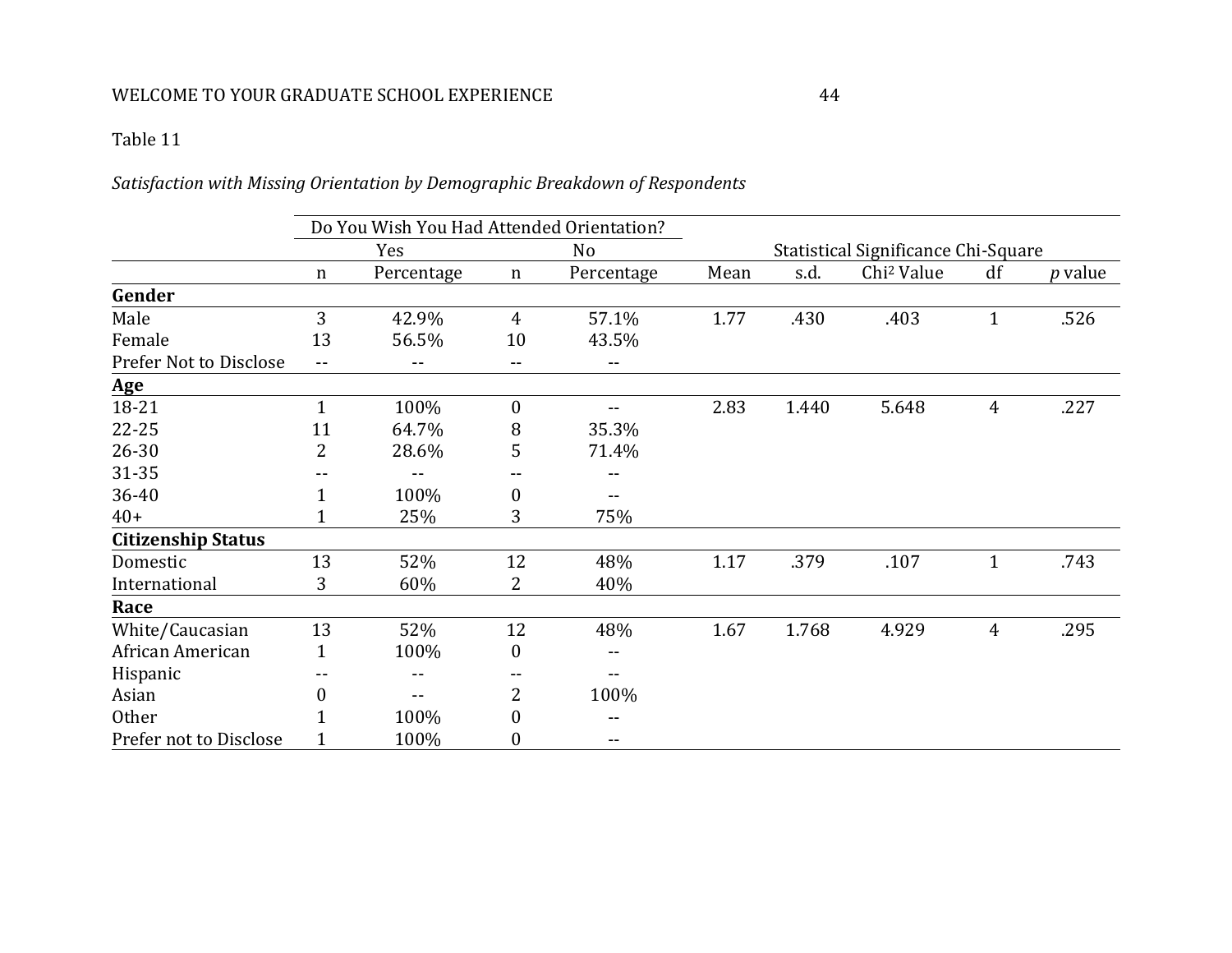Table 11

*Satisfaction with Missing Orientation by Demographic Breakdown of Respondents*

| | Do You Wish You Had Attended Orientation? | | | | | | | | |
|---|---|---|---|---|---|---|---|---|---|
| | Yes | | No | | Statistical Significance Chi-Square | | | | |
| | n | Percentage | n | Percentage | Mean | s.d. | Chi² Value | df | *p* value |
| **Gender** | | | | | | | | | |
| Male | 3 | 42.9% | 4 | 57.1% | 1.77 | .430 | .403 | 1 | .526 |
| Female | 13 | 56.5% | 10 | 43.5% | | | | | |
| Prefer Not to Disclose | -- | -- | -- | -- | | | | | |
| **Age** | | | | | | | | | |
| 18-21 | 1 | 100% | 0 | -- | 2.83 | 1.440 | 5.648 | 4 | .227 |
| 22-25 | 11 | 64.7% | 8 | 35.3% | | | | | |
| 26-30 | 2 | 28.6% | 5 | 71.4% | | | | | |
| 31-35 | -- | -- | -- | -- | | | | | |
| 36-40 | 1 | 100% | 0 | -- | | | | | |
| 40+ | 1 | 25% | 3 | 75% | | | | | |
| **Citizenship Status** | | | | | | | | | |
| Domestic | 13 | 52% | 12 | 48% | 1.17 | .379 | .107 | 1 | .743 |
| International | 3 | 60% | 2 | 40% | | | | | |
| **Race** | | | | | | | | | |
| White/Caucasian | 13 | 52% | 12 | 48% | 1.67 | 1.768 | 4.929 | 4 | .295 |
| African American | 1 | 100% | 0 | -- | | | | | |
| Hispanic | -- | -- | -- | -- | | | | | |
| Asian | 0 | -- | 2 | 100% | | | | | |
| Other | 1 | 100% | 0 | -- | | | | | |
| Prefer not to Disclose | 1 | 100% | 0 | -- | | | | | |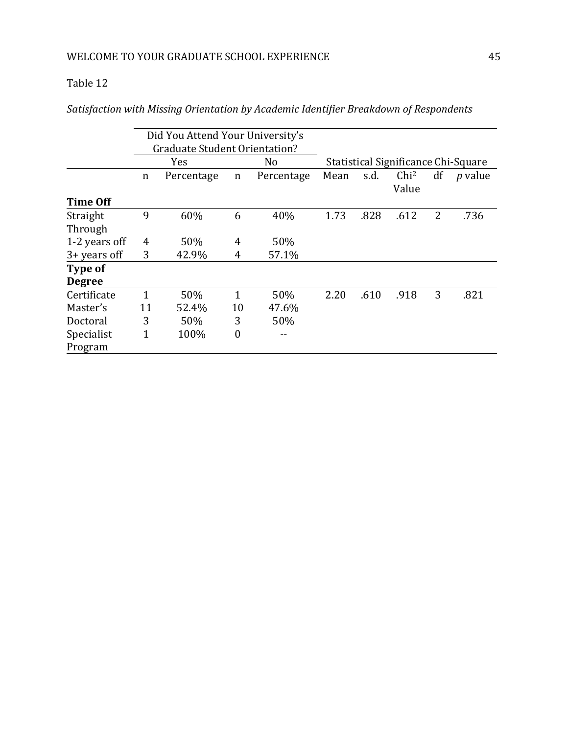Table 12

*Satisfaction with Missing Orientation by Academic Identifier Breakdown of Respondents*

| | Did You Attend Your University's Graduate Student Orientation? | | | | | | | | |
|---|---|---|---|---|---|---|---|---|---|
| | Yes | | No | | Statistical Significance Chi-Square | | | | |
| | n | Percentage | n | Percentage | Mean | s.d. | $Chi^2$ Value | df | *p* value |
| **Time Off** | | | | | | | | | |
| Straight Through | 9 | 60% | 6 | 40% | 1.73 | .828 | .612 | 2 | .736 |
| 1-2 years off | 4 | 50% | 4 | 50% | | | | | |
| 3+ years off | 3 | 42.9% | 4 | 57.1% | | | | | |
| **Type of Degree** | | | | | | | | | |
| Certificate | 1 | 50% | 1 | 50% | 2.20 | .610 | .918 | 3 | .821 |
| Master's | 11 | 52.4% | 10 | 47.6% | | | | | |
| Doctoral | 3 | 50% | 3 | 50% | | | | | |
| Specialist Program | 1 | 100% | 0 | -- | | | | | |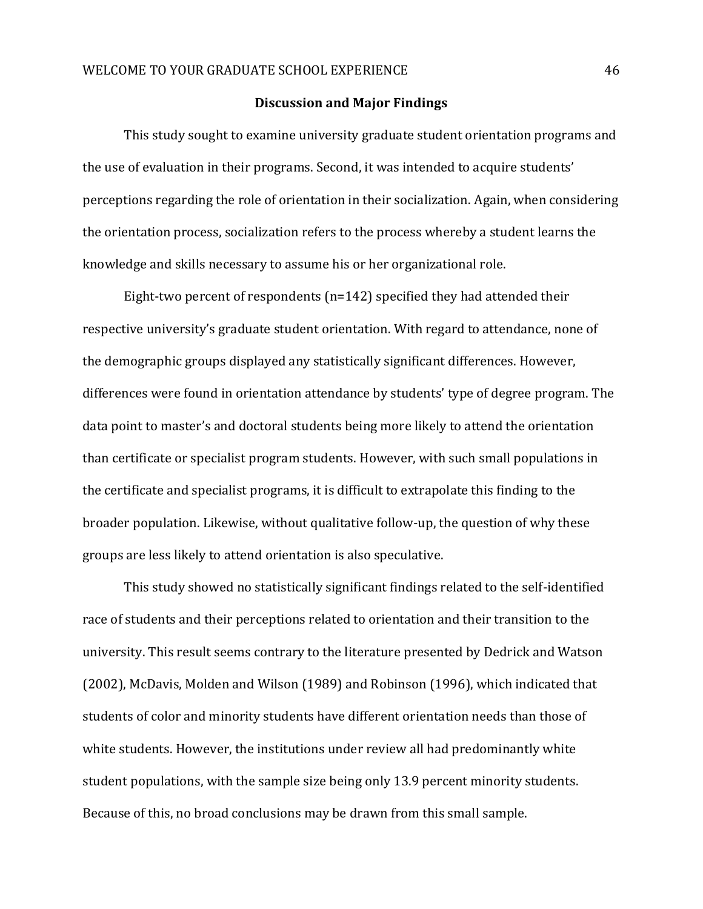## Discussion and Major Findings

This study sought to examine university graduate student orientation programs and the use of evaluation in their programs. Second, it was intended to acquire students' perceptions regarding the role of orientation in their socialization. Again, when considering the orientation process, socialization refers to the process whereby a student learns the knowledge and skills necessary to assume his or her organizational role.

Eight-two percent of respondents (n=142) specified they had attended their respective university's graduate student orientation. With regard to attendance, none of the demographic groups displayed any statistically significant differences. However, differences were found in orientation attendance by students' type of degree program. The data point to master's and doctoral students being more likely to attend the orientation than certificate or specialist program students. However, with such small populations in the certificate and specialist programs, it is difficult to extrapolate this finding to the broader population. Likewise, without qualitative follow-up, the question of why these groups are less likely to attend orientation is also speculative.

This study showed no statistically significant findings related to the self-identified race of students and their perceptions related to orientation and their transition to the university. This result seems contrary to the literature presented by Dedrick and Watson (2002), McDavis, Molden and Wilson (1989) and Robinson (1996), which indicated that students of color and minority students have different orientation needs than those of white students. However, the institutions under review all had predominantly white student populations, with the sample size being only 13.9 percent minority students. Because of this, no broad conclusions may be drawn from this small sample.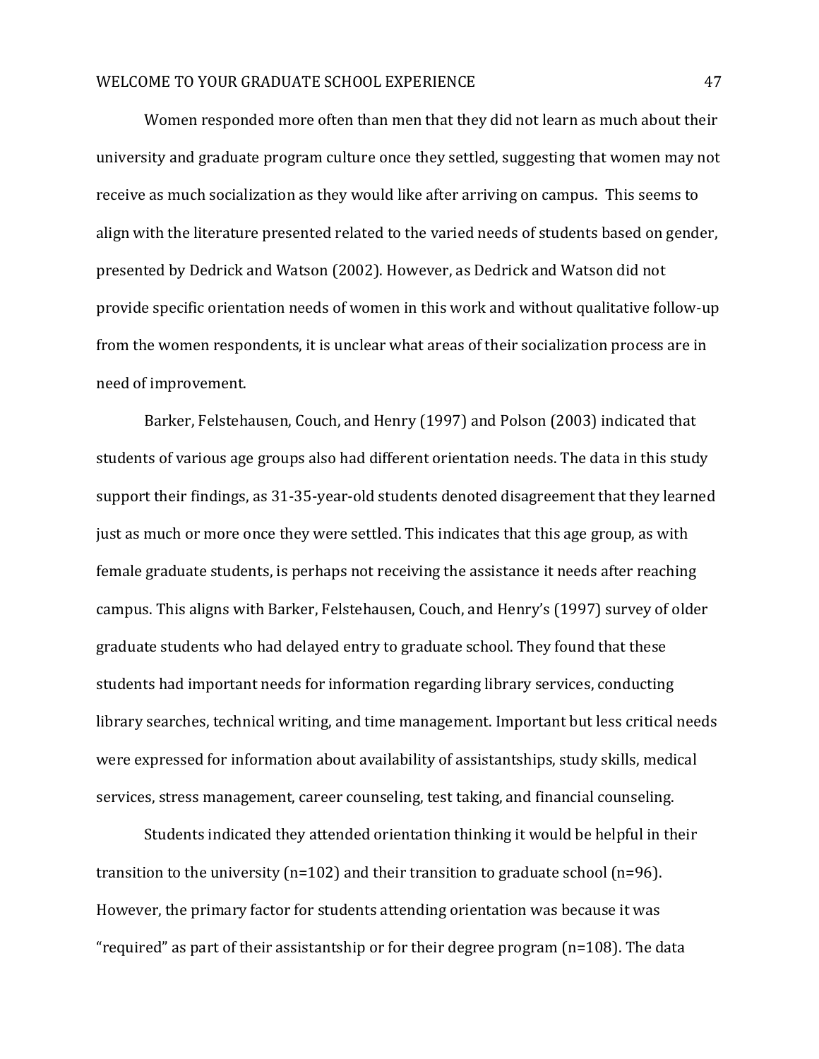Women responded more often than men that they did not learn as much about their university and graduate program culture once they settled, suggesting that women may not receive as much socialization as they would like after arriving on campus. This seems to align with the literature presented related to the varied needs of students based on gender, presented by Dedrick and Watson (2002). However, as Dedrick and Watson did not provide specific orientation needs of women in this work and without qualitative follow-up from the women respondents, it is unclear what areas of their socialization process are in need of improvement.

Barker, Felstehausen, Couch, and Henry (1997) and Polson (2003) indicated that students of various age groups also had different orientation needs. The data in this study support their findings, as 31-35-year-old students denoted disagreement that they learned just as much or more once they were settled. This indicates that this age group, as with female graduate students, is perhaps not receiving the assistance it needs after reaching campus. This aligns with Barker, Felstehausen, Couch, and Henry's (1997) survey of older graduate students who had delayed entry to graduate school. They found that these students had important needs for information regarding library services, conducting library searches, technical writing, and time management. Important but less critical needs were expressed for information about availability of assistantships, study skills, medical services, stress management, career counseling, test taking, and financial counseling.

Students indicated they attended orientation thinking it would be helpful in their transition to the university (n=102) and their transition to graduate school (n=96). However, the primary factor for students attending orientation was because it was "required" as part of their assistantship or for their degree program (n=108). The data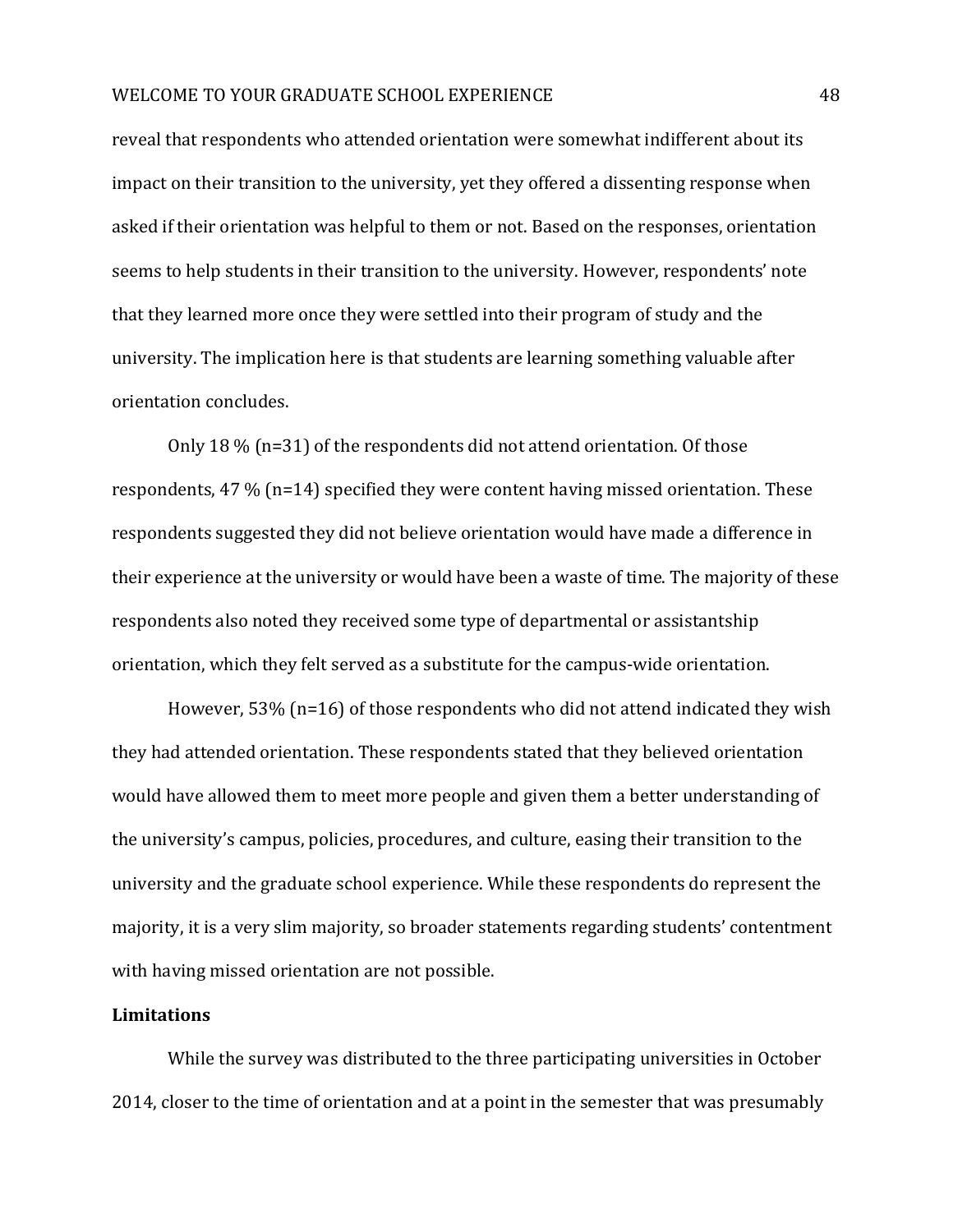reveal that respondents who attended orientation were somewhat indifferent about its impact on their transition to the university, yet they offered a dissenting response when asked if their orientation was helpful to them or not. Based on the responses, orientation seems to help students in their transition to the university. However, respondents' note that they learned more once they were settled into their program of study and the university. The implication here is that students are learning something valuable after orientation concludes.

Only 18 % (n=31) of the respondents did not attend orientation. Of those respondents, 47 % (n=14) specified they were content having missed orientation. These respondents suggested they did not believe orientation would have made a difference in their experience at the university or would have been a waste of time. The majority of these respondents also noted they received some type of departmental or assistantship orientation, which they felt served as a substitute for the campus-wide orientation.

However, 53% (n=16) of those respondents who did not attend indicated they wish they had attended orientation. These respondents stated that they believed orientation would have allowed them to meet more people and given them a better understanding of the university's campus, policies, procedures, and culture, easing their transition to the university and the graduate school experience. While these respondents do represent the majority, it is a very slim majority, so broader statements regarding students' contentment with having missed orientation are not possible.

**Limitations**

While the survey was distributed to the three participating universities in October 2014, closer to the time of orientation and at a point in the semester that was presumably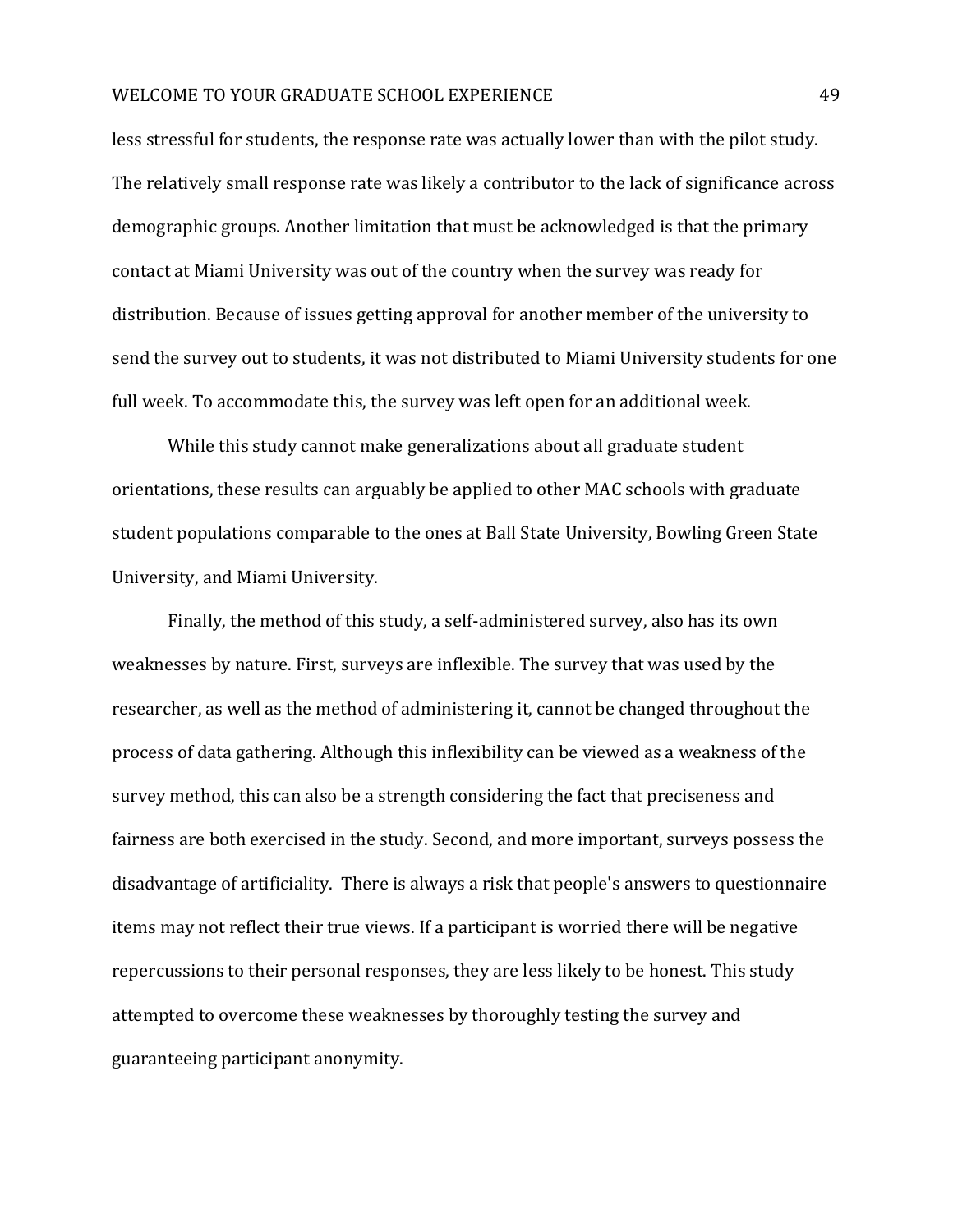less stressful for students, the response rate was actually lower than with the pilot study. The relatively small response rate was likely a contributor to the lack of significance across demographic groups. Another limitation that must be acknowledged is that the primary contact at Miami University was out of the country when the survey was ready for distribution. Because of issues getting approval for another member of the university to send the survey out to students, it was not distributed to Miami University students for one full week. To accommodate this, the survey was left open for an additional week.

While this study cannot make generalizations about all graduate student orientations, these results can arguably be applied to other MAC schools with graduate student populations comparable to the ones at Ball State University, Bowling Green State University, and Miami University.

Finally, the method of this study, a self-administered survey, also has its own weaknesses by nature. First, surveys are inflexible. The survey that was used by the researcher, as well as the method of administering it, cannot be changed throughout the process of data gathering. Although this inflexibility can be viewed as a weakness of the survey method, this can also be a strength considering the fact that preciseness and fairness are both exercised in the study. Second, and more important, surveys possess the disadvantage of artificiality. There is always a risk that people's answers to questionnaire items may not reflect their true views. If a participant is worried there will be negative repercussions to their personal responses, they are less likely to be honest. This study attempted to overcome these weaknesses by thoroughly testing the survey and guaranteeing participant anonymity.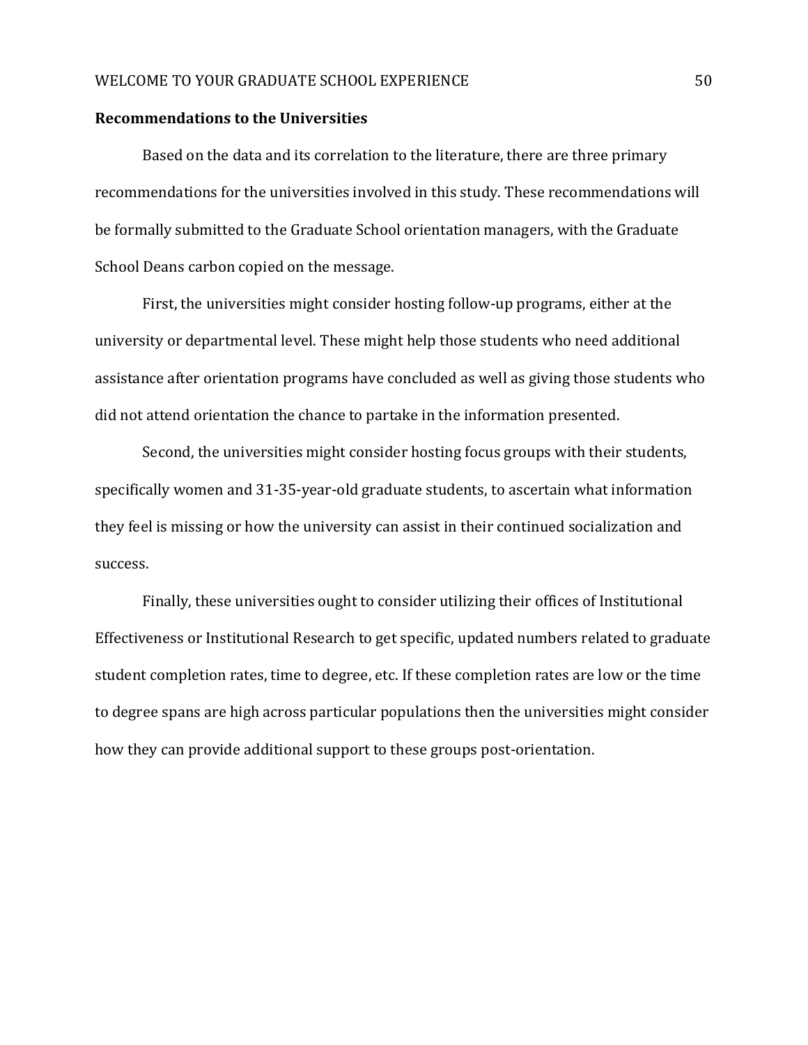## Recommendations to the Universities

Based on the data and its correlation to the literature, there are three primary recommendations for the universities involved in this study. These recommendations will be formally submitted to the Graduate School orientation managers, with the Graduate School Deans carbon copied on the message.

First, the universities might consider hosting follow-up programs, either at the university or departmental level. These might help those students who need additional assistance after orientation programs have concluded as well as giving those students who did not attend orientation the chance to partake in the information presented.

Second, the universities might consider hosting focus groups with their students, specifically women and 31-35-year-old graduate students, to ascertain what information they feel is missing or how the university can assist in their continued socialization and success.

Finally, these universities ought to consider utilizing their offices of Institutional Effectiveness or Institutional Research to get specific, updated numbers related to graduate student completion rates, time to degree, etc. If these completion rates are low or the time to degree spans are high across particular populations then the universities might consider how they can provide additional support to these groups post-orientation.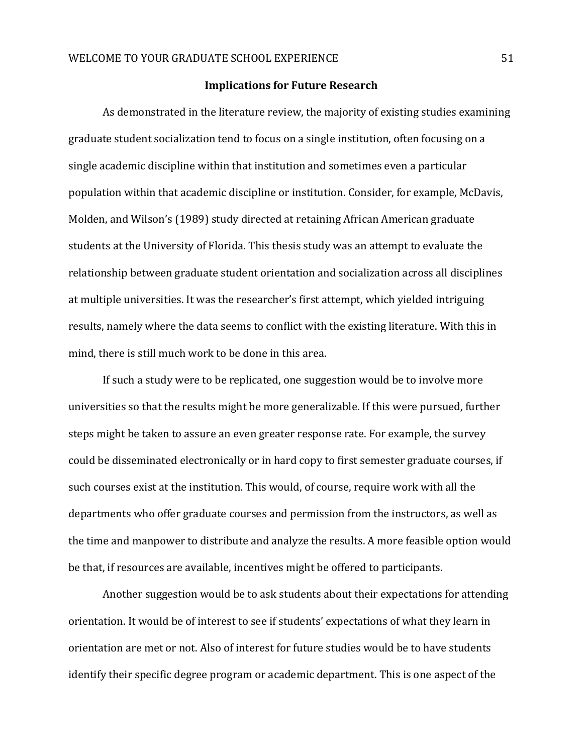## Implications for Future Research

As demonstrated in the literature review, the majority of existing studies examining graduate student socialization tend to focus on a single institution, often focusing on a single academic discipline within that institution and sometimes even a particular population within that academic discipline or institution. Consider, for example, McDavis, Molden, and Wilson's (1989) study directed at retaining African American graduate students at the University of Florida. This thesis study was an attempt to evaluate the relationship between graduate student orientation and socialization across all disciplines at multiple universities. It was the researcher's first attempt, which yielded intriguing results, namely where the data seems to conflict with the existing literature. With this in mind, there is still much work to be done in this area.

If such a study were to be replicated, one suggestion would be to involve more universities so that the results might be more generalizable. If this were pursued, further steps might be taken to assure an even greater response rate. For example, the survey could be disseminated electronically or in hard copy to first semester graduate courses, if such courses exist at the institution. This would, of course, require work with all the departments who offer graduate courses and permission from the instructors, as well as the time and manpower to distribute and analyze the results. A more feasible option would be that, if resources are available, incentives might be offered to participants.

Another suggestion would be to ask students about their expectations for attending orientation. It would be of interest to see if students' expectations of what they learn in orientation are met or not. Also of interest for future studies would be to have students identify their specific degree program or academic department. This is one aspect of the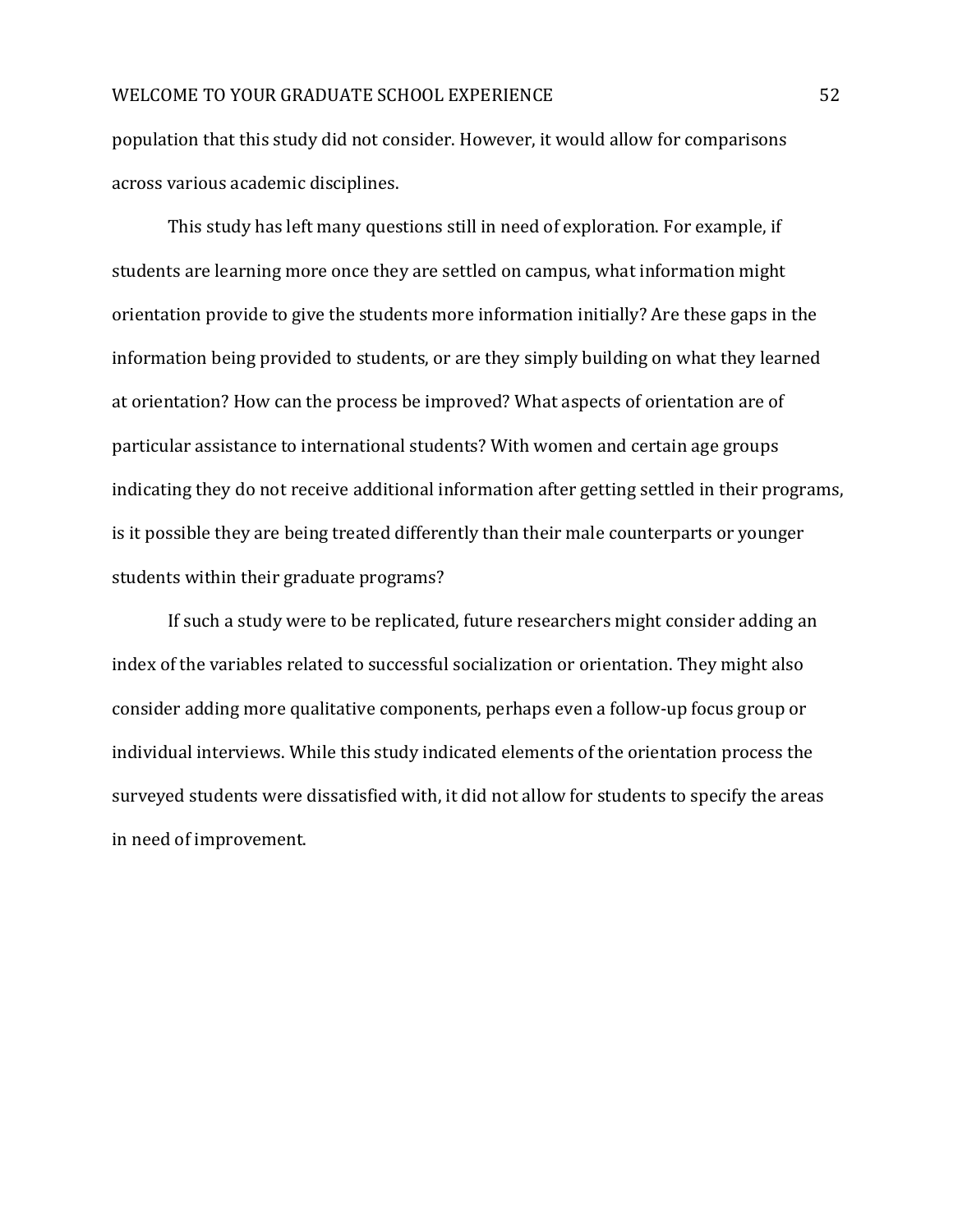population that this study did not consider. However, it would allow for comparisons across various academic disciplines.

This study has left many questions still in need of exploration. For example, if students are learning more once they are settled on campus, what information might orientation provide to give the students more information initially? Are these gaps in the information being provided to students, or are they simply building on what they learned at orientation? How can the process be improved? What aspects of orientation are of particular assistance to international students? With women and certain age groups indicating they do not receive additional information after getting settled in their programs, is it possible they are being treated differently than their male counterparts or younger students within their graduate programs?

If such a study were to be replicated, future researchers might consider adding an index of the variables related to successful socialization or orientation. They might also consider adding more qualitative components, perhaps even a follow-up focus group or individual interviews. While this study indicated elements of the orientation process the surveyed students were dissatisfied with, it did not allow for students to specify the areas in need of improvement.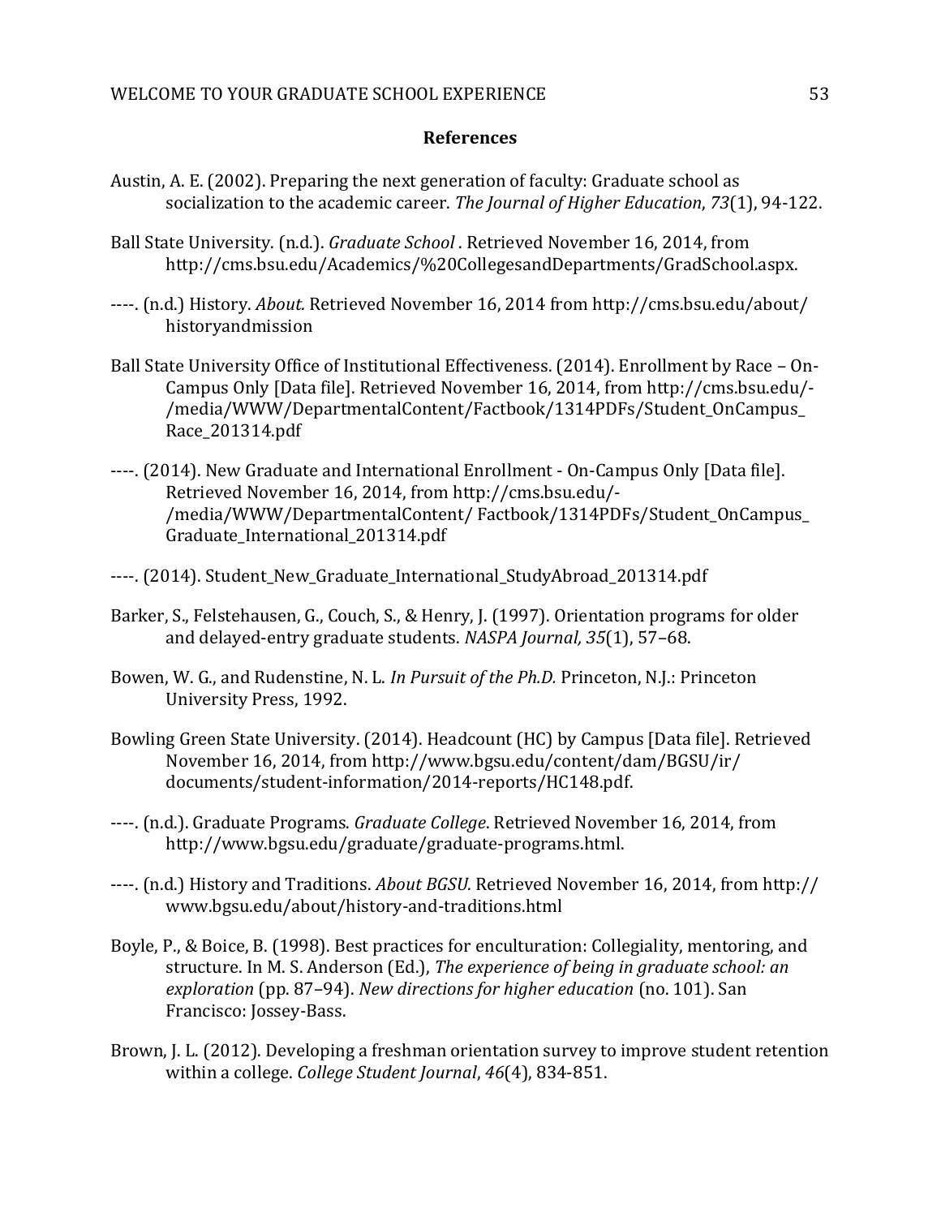## References

Austin, A. E. (2002). Preparing the next generation of faculty: Graduate school as socialization to the academic career. *The Journal of Higher Education*, *73*(1), 94-122.

Ball State University. (n.d.). *Graduate School* . Retrieved November 16, 2014, from http://cms.bsu.edu/Academics/%20CollegesandDepartments/GradSchool.aspx.

----. (n.d.) History. *About.* Retrieved November 16, 2014 from http://cms.bsu.edu/about/historyandmission

Ball State University Office of Institutional Effectiveness. (2014). Enrollment by Race – On-Campus Only [Data file]. Retrieved November 16, 2014, from http://cms.bsu.edu/-/media/WWW/DepartmentalContent/Factbook/1314PDFs/Student_OnCampus_Race_201314.pdf

----. (2014). New Graduate and International Enrollment - On-Campus Only [Data file]. Retrieved November 16, 2014, from http://cms.bsu.edu/-/media/WWW/DepartmentalContent/ Factbook/1314PDFs/Student_OnCampus_Graduate_International_201314.pdf

----. (2014). Student_New_Graduate_International_StudyAbroad_201314.pdf

Barker, S., Felstehausen, G., Couch, S., & Henry, J. (1997). Orientation programs for older and delayed-entry graduate students. *NASPA Journal, 35*(1), 57–68.

Bowen, W. G., and Rudenstine, N. L. *In Pursuit of the Ph.D.* Princeton, N.J.: Princeton University Press, 1992.

Bowling Green State University. (2014). Headcount (HC) by Campus [Data file]. Retrieved November 16, 2014, from http://www.bgsu.edu/content/dam/BGSU/ir/documents/student-information/2014-reports/HC148.pdf.

----. (n.d.). Graduate Programs. *Graduate College*. Retrieved November 16, 2014, from http://www.bgsu.edu/graduate/graduate-programs.html.

----. (n.d.) History and Traditions. *About BGSU.* Retrieved November 16, 2014, from http://www.bgsu.edu/about/history-and-traditions.html

Boyle, P., & Boice, B. (1998). Best practices for enculturation: Collegiality, mentoring, and structure. In M. S. Anderson (Ed.), *The experience of being in graduate school: an exploration* (pp. 87–94). *New directions for higher education* (no. 101). San Francisco: Jossey-Bass.

Brown, J. L. (2012). Developing a freshman orientation survey to improve student retention within a college. *College Student Journal*, *46*(4), 834-851.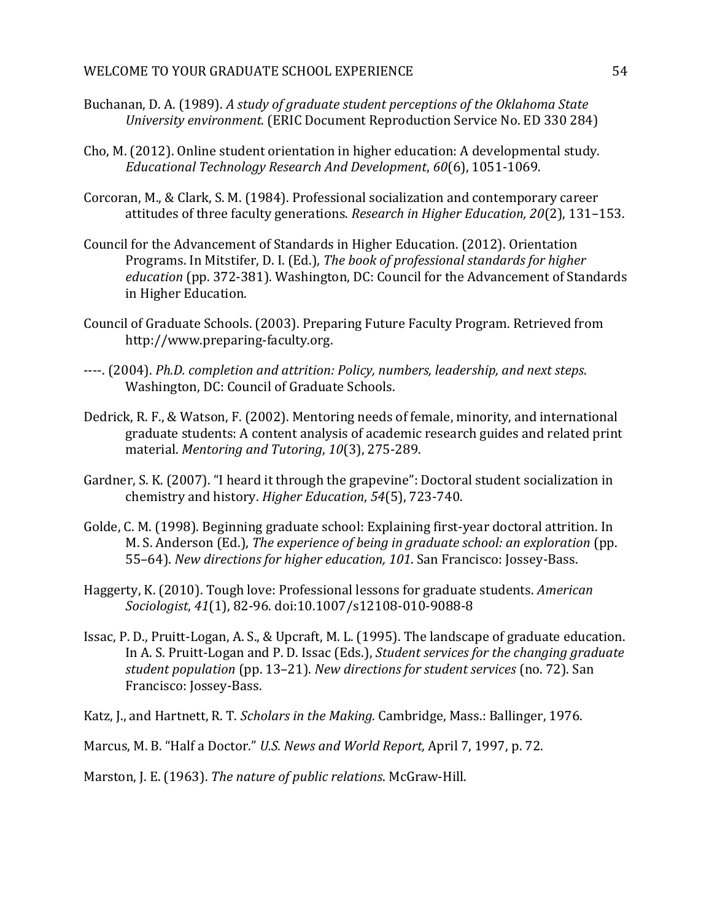Buchanan, D. A. (1989). *A study of graduate student perceptions of the Oklahoma State University environment.* (ERIC Document Reproduction Service No. ED 330 284)

Cho, M. (2012). Online student orientation in higher education: A developmental study. *Educational Technology Research And Development*, *60*(6), 1051-1069.

Corcoran, M., & Clark, S. M. (1984). Professional socialization and contemporary career attitudes of three faculty generations. *Research in Higher Education, 20*(2), 131–153.

Council for the Advancement of Standards in Higher Education. (2012). Orientation Programs. In Mitstifer, D. I. (Ed.), *The book of professional standards for higher education* (pp. 372-381). Washington, DC: Council for the Advancement of Standards in Higher Education.

Council of Graduate Schools. (2003). Preparing Future Faculty Program. Retrieved from http://www.preparing-faculty.org.

----. (2004). *Ph.D. completion and attrition: Policy, numbers, leadership, and next steps*. Washington, DC: Council of Graduate Schools.

Dedrick, R. F., & Watson, F. (2002). Mentoring needs of female, minority, and international graduate students: A content analysis of academic research guides and related print material. *Mentoring and Tutoring*, *10*(3), 275-289.

Gardner, S. K. (2007). "I heard it through the grapevine": Doctoral student socialization in chemistry and history. *Higher Education*, *54*(5), 723-740.

Golde, C. M. (1998). Beginning graduate school: Explaining first-year doctoral attrition. In M. S. Anderson (Ed.), *The experience of being in graduate school: an exploration* (pp. 55–64). *New directions for higher education, 101*. San Francisco: Jossey-Bass.

Haggerty, K. (2010). Tough love: Professional lessons for graduate students. *American Sociologist*, *41*(1), 82-96. doi:10.1007/s12108-010-9088-8

Issac, P. D., Pruitt-Logan, A. S., & Upcraft, M. L. (1995). The landscape of graduate education. In A. S. Pruitt-Logan and P. D. Issac (Eds.), *Student services for the changing graduate student population* (pp. 13–21). *New directions for student services* (no. 72). San Francisco: Jossey-Bass.

Katz, J., and Hartnett, R. T. *Scholars in the Making.* Cambridge, Mass.: Ballinger, 1976.

Marcus, M. B. "Half a Doctor." *U.S. News and World Report,* April 7, 1997, p. 72.

Marston, J. E. (1963). *The nature of public relations*. McGraw-Hill.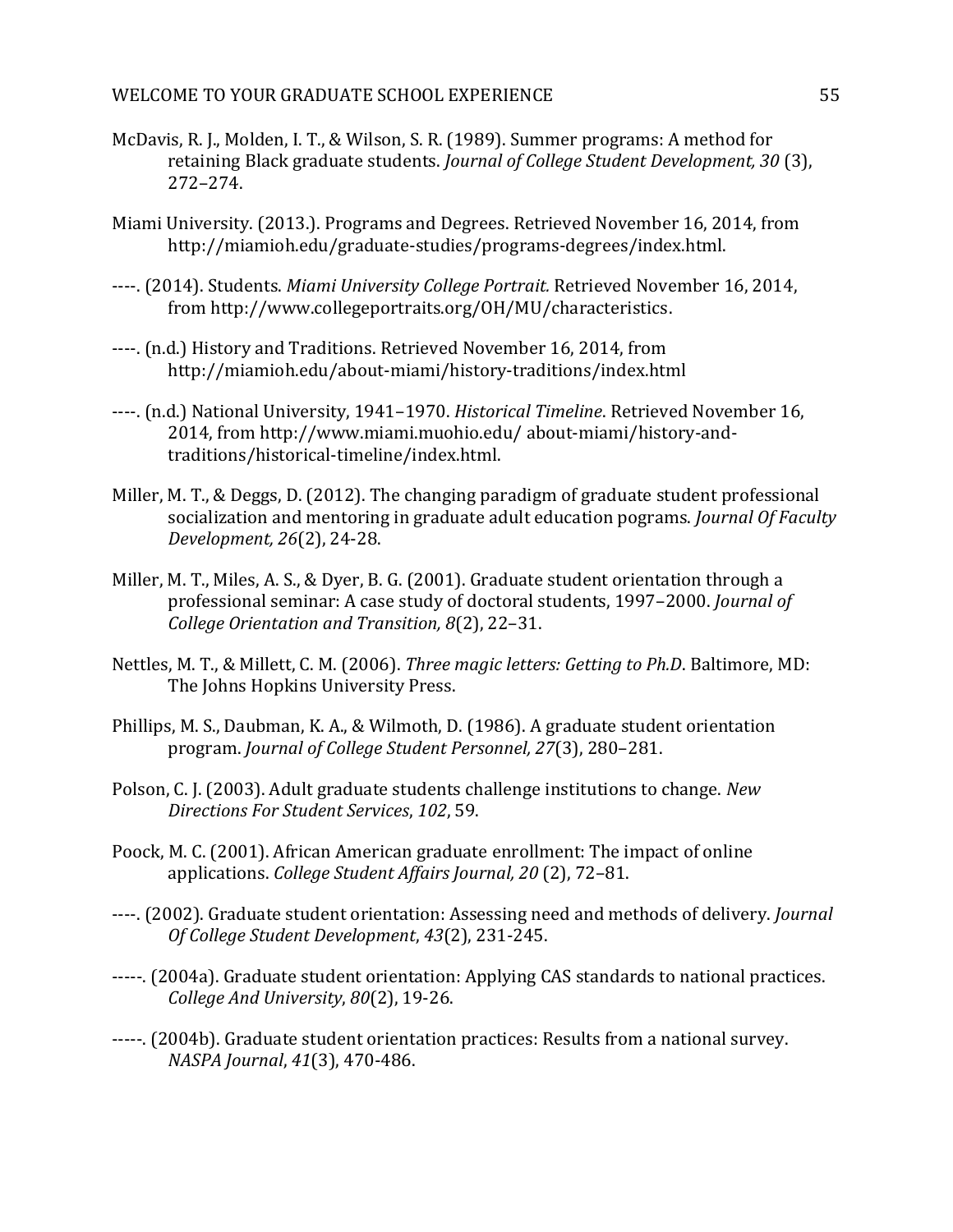McDavis, R. J., Molden, I. T., & Wilson, S. R. (1989). Summer programs: A method for retaining Black graduate students. *Journal of College Student Development, 30* (3), 272–274.

Miami University. (2013.). Programs and Degrees. Retrieved November 16, 2014, from http://miamioh.edu/graduate-studies/programs-degrees/index.html.

----. (2014). Students. *Miami University College Portrait.* Retrieved November 16, 2014, from http://www.collegeportraits.org/OH/MU/characteristics.

----. (n.d.) History and Traditions. Retrieved November 16, 2014, from http://miamioh.edu/about-miami/history-traditions/index.html

----. (n.d.) National University, 1941–1970. *Historical Timeline*. Retrieved November 16, 2014, from http://www.miami.muohio.edu/ about-miami/history-and-traditions/historical-timeline/index.html.

Miller, M. T., & Deggs, D. (2012). The changing paradigm of graduate student professional socialization and mentoring in graduate adult education pograms. *Journal Of Faculty Development, 26*(2), 24-28.

Miller, M. T., Miles, A. S., & Dyer, B. G. (2001). Graduate student orientation through a professional seminar: A case study of doctoral students, 1997–2000. *Journal of College Orientation and Transition, 8*(2), 22–31.

Nettles, M. T., & Millett, C. M. (2006). *Three magic letters: Getting to Ph.D*. Baltimore, MD: The Johns Hopkins University Press.

Phillips, M. S., Daubman, K. A., & Wilmoth, D. (1986). A graduate student orientation program. *Journal of College Student Personnel, 27*(3), 280–281.

Polson, C. J. (2003). Adult graduate students challenge institutions to change. *New Directions For Student Services*, *102*, 59.

Poock, M. C. (2001). African American graduate enrollment: The impact of online applications. *College Student Affairs Journal, 20* (2), 72–81.

----. (2002). Graduate student orientation: Assessing need and methods of delivery. *Journal Of College Student Development*, *43*(2), 231-245.

-----. (2004a). Graduate student orientation: Applying CAS standards to national practices. *College And University*, *80*(2), 19-26.

-----. (2004b). Graduate student orientation practices: Results from a national survey. *NASPA Journal*, *41*(3), 470-486.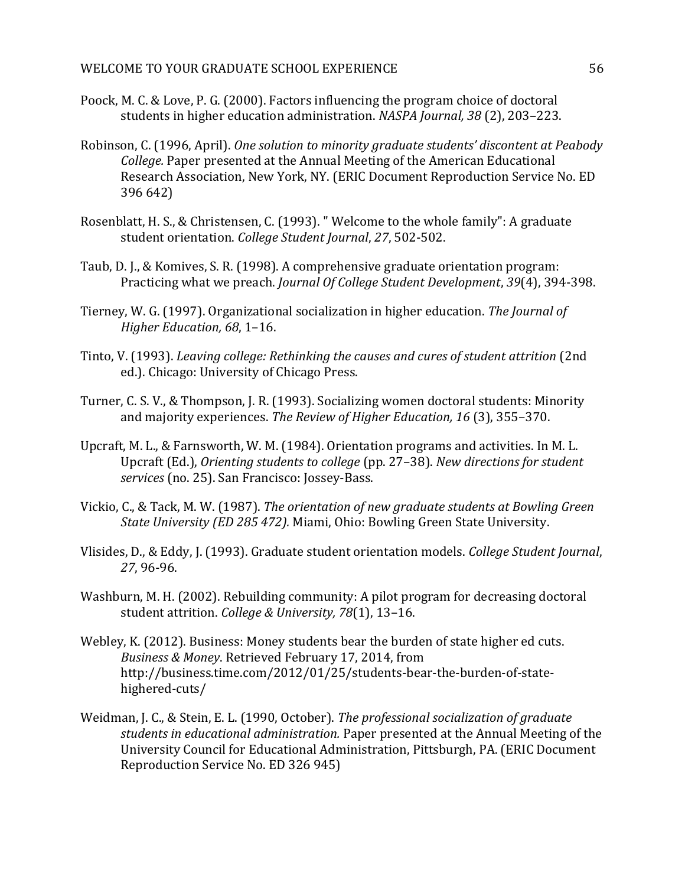Poock, M. C. & Love, P. G. (2000). Factors influencing the program choice of doctoral students in higher education administration. *NASPA Journal, 38* (2), 203–223.

Robinson, C. (1996, April). *One solution to minority graduate students' discontent at Peabody College.* Paper presented at the Annual Meeting of the American Educational Research Association, New York, NY. (ERIC Document Reproduction Service No. ED 396 642)

Rosenblatt, H. S., & Christensen, C. (1993). " Welcome to the whole family": A graduate student orientation. *College Student Journal*, *27*, 502-502.

Taub, D. J., & Komives, S. R. (1998). A comprehensive graduate orientation program: Practicing what we preach. *Journal Of College Student Development*, *39*(4), 394-398.

Tierney, W. G. (1997). Organizational socialization in higher education. *The Journal of Higher Education, 68*, 1–16.

Tinto, V. (1993). *Leaving college: Rethinking the causes and cures of student attrition* (2nd ed.). Chicago: University of Chicago Press.

Turner, C. S. V., & Thompson, J. R. (1993). Socializing women doctoral students: Minority and majority experiences. *The Review of Higher Education, 16* (3), 355–370.

Upcraft, M. L., & Farnsworth, W. M. (1984). Orientation programs and activities. In M. L. Upcraft (Ed.), *Orienting students to college* (pp. 27–38). *New directions for student services* (no. 25). San Francisco: Jossey-Bass.

Vickio, C., & Tack, M. W. (1987). *The orientation of new graduate students at Bowling Green State University (ED 285 472).* Miami, Ohio: Bowling Green State University.

Vlisides, D., & Eddy, J. (1993). Graduate student orientation models. *College Student Journal*, *27*, 96-96.

Washburn, M. H. (2002). Rebuilding community: A pilot program for decreasing doctoral student attrition. *College & University, 78*(1), 13–16.

Webley, K. (2012). Business: Money students bear the burden of state higher ed cuts. *Business & Money*. Retrieved February 17, 2014, from http://business.time.com/2012/01/25/students-bear-the-burden-of-state-highered-cuts/

Weidman, J. C., & Stein, E. L. (1990, October). *The professional socialization of graduate students in educational administration.* Paper presented at the Annual Meeting of the University Council for Educational Administration, Pittsburgh, PA. (ERIC Document Reproduction Service No. ED 326 945)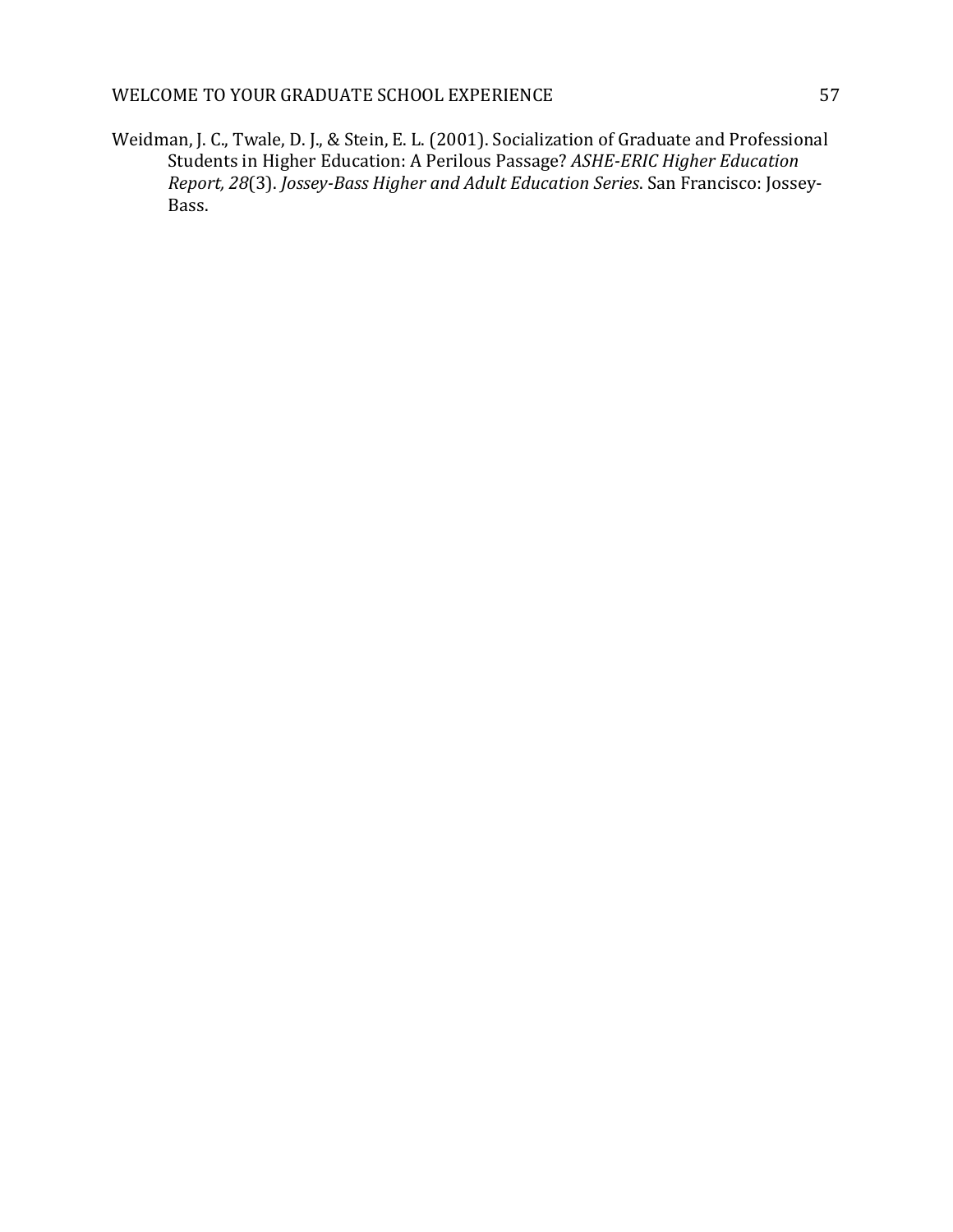Weidman, J. C., Twale, D. J., & Stein, E. L. (2001). Socialization of Graduate and Professional Students in Higher Education: A Perilous Passage? *ASHE-ERIC Higher Education Report, 28*(3). *Jossey-Bass Higher and Adult Education Series*. San Francisco: Jossey-Bass.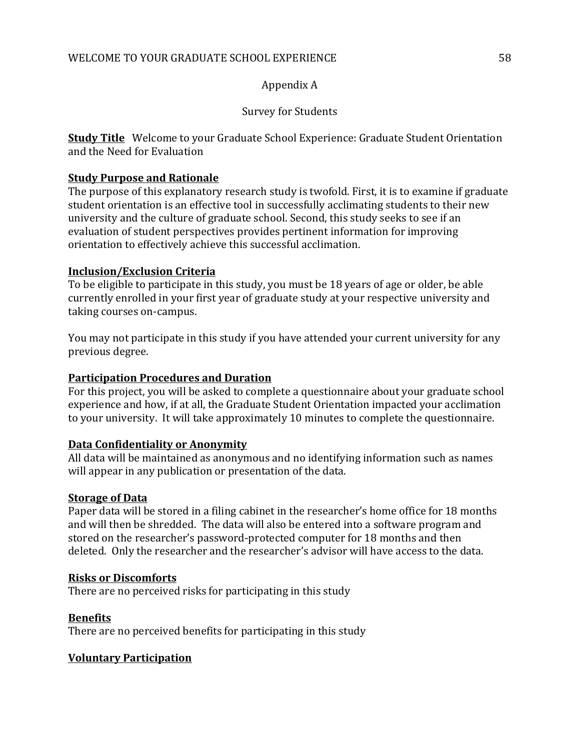Appendix A

Survey for Students

**Study Title** Welcome to your Graduate School Experience: Graduate Student Orientation and the Need for Evaluation

**Study Purpose and Rationale**

The purpose of this explanatory research study is twofold. First, it is to examine if graduate student orientation is an effective tool in successfully acclimating students to their new university and the culture of graduate school. Second, this study seeks to see if an evaluation of student perspectives provides pertinent information for improving orientation to effectively achieve this successful acclimation.

**Inclusion/Exclusion Criteria**

To be eligible to participate in this study, you must be 18 years of age or older, be able currently enrolled in your first year of graduate study at your respective university and taking courses on-campus.

You may not participate in this study if you have attended your current university for any previous degree.

**Participation Procedures and Duration**

For this project, you will be asked to complete a questionnaire about your graduate school experience and how, if at all, the Graduate Student Orientation impacted your acclimation to your university. It will take approximately 10 minutes to complete the questionnaire.

**Data Confidentiality or Anonymity**

All data will be maintained as anonymous and no identifying information such as names will appear in any publication or presentation of the data.

**Storage of Data**

Paper data will be stored in a filing cabinet in the researcher's home office for 18 months and will then be shredded. The data will also be entered into a software program and stored on the researcher's password-protected computer for 18 months and then deleted. Only the researcher and the researcher's advisor will have access to the data.

**Risks or Discomforts**

There are no perceived risks for participating in this study

**Benefits**

There are no perceived benefits for participating in this study

**Voluntary Participation**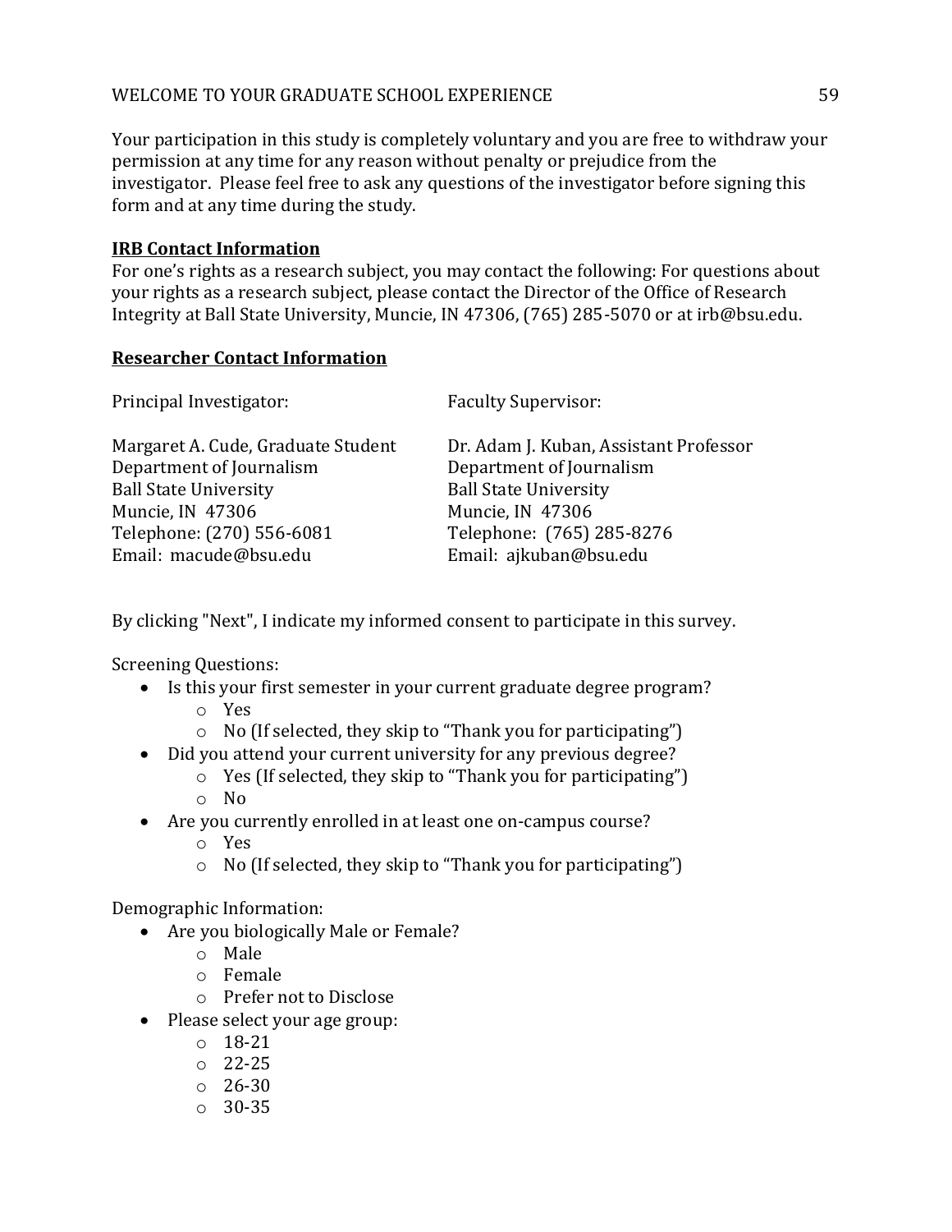Your participation in this study is completely voluntary and you are free to withdraw your permission at any time for any reason without penalty or prejudice from the investigator. Please feel free to ask any questions of the investigator before signing this form and at any time during the study.

**IRB Contact Information**

For one's rights as a research subject, you may contact the following: For questions about your rights as a research subject, please contact the Director of the Office of Research Integrity at Ball State University, Muncie, IN 47306, (765) 285-5070 or at irb@bsu.edu.

**Researcher Contact Information**

Principal Investigator:

Margaret A. Cude, Graduate Student
Department of Journalism
Ball State University
Muncie, IN 47306
Telephone: (270) 556-6081
Email: macude@bsu.edu

Faculty Supervisor:

Dr. Adam J. Kuban, Assistant Professor
Department of Journalism
Ball State University
Muncie, IN 47306
Telephone: (765) 285-8276
Email: ajkuban@bsu.edu

By clicking "Next", I indicate my informed consent to participate in this survey.

Screening Questions:

- Is this your first semester in your current graduate degree program?
  - Yes
  - No (If selected, they skip to "Thank you for participating")
- Did you attend your current university for any previous degree?
  - Yes (If selected, they skip to "Thank you for participating")
  - No
- Are you currently enrolled in at least one on-campus course?
  - Yes
  - No (If selected, they skip to "Thank you for participating")

Demographic Information:

- Are you biologically Male or Female?
  - Male
  - Female
  - Prefer not to Disclose
- Please select your age group:
  - 18-21
  - 22-25
  - 26-30
  - 30-35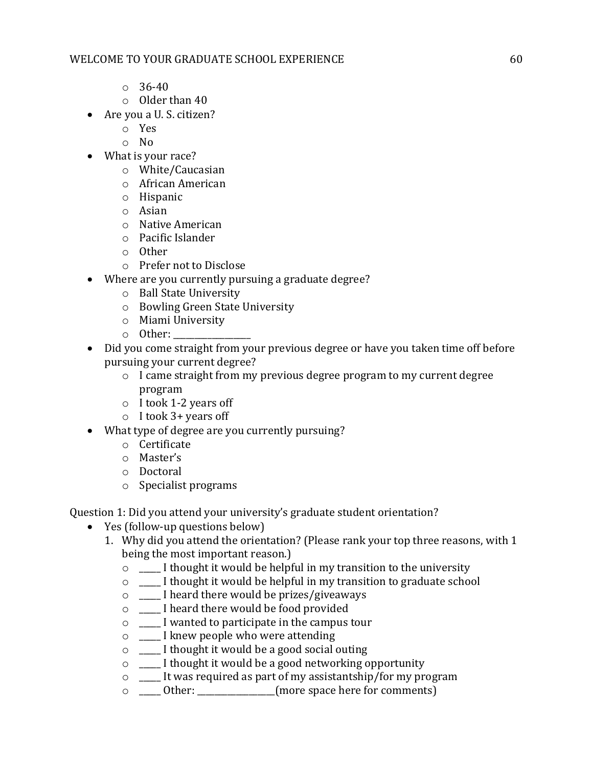- 36-40
  - Older than 40
- Are you a U. S. citizen?
  - Yes
  - No
- What is your race?
  - White/Caucasian
  - African American
  - Hispanic
  - Asian
  - Native American
  - Pacific Islander
  - Other
  - Prefer not to Disclose
- Where are you currently pursuing a graduate degree?
  - Ball State University
  - Bowling Green State University
  - Miami University
  - Other: ________________
- Did you come straight from your previous degree or have you taken time off before pursuing your current degree?
  - I came straight from my previous degree program to my current degree program
  - I took 1-2 years off
  - I took 3+ years off
- What type of degree are you currently pursuing?
  - Certificate
  - Master's
  - Doctoral
  - Specialist programs

Question 1: Did you attend your university's graduate student orientation?

- Yes (follow-up questions below)
  1. Why did you attend the orientation? (Please rank your top three reasons, with 1 being the most important reason.)
     - _____ I thought it would be helpful in my transition to the university
     - _____ I thought it would be helpful in my transition to graduate school
     - _____ I heard there would be prizes/giveaways
     - _____ I heard there would be food provided
     - _____ I wanted to participate in the campus tour
     - _____ I knew people who were attending
     - _____ I thought it would be a good social outing
     - _____ I thought it would be a good networking opportunity
     - _____ It was required as part of my assistantship/for my program
     - _____ Other: ________________(more space here for comments)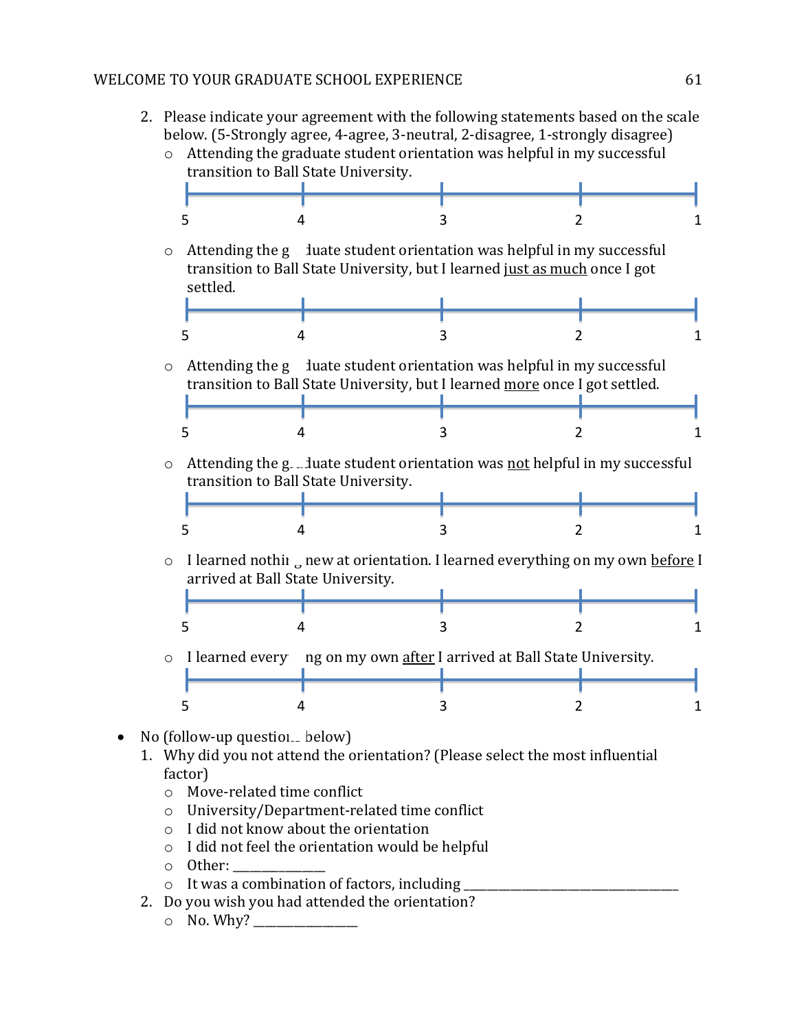2. Please indicate your agreement with the following statements based on the scale below. (5-Strongly agree, 4-agree, 3-neutral, 2-disagree, 1-strongly disagree)
   - Attending the graduate student orientation was helpful in my successful transition to Ball State University.

     5 4 3 2 1

   - Attending the graduate student orientation was helpful in my successful transition to Ball State University, but I learned just as much once I got settled.

     5 4 3 2 1

   - Attending the graduate student orientation was helpful in my successful transition to Ball State University, but I learned more once I got settled.

     5 4 3 2 1

   - Attending the graduate student orientation was not helpful in my successful transition to Ball State University.

     5 4 3 2 1

   - I learned nothing new at orientation. I learned everything on my own before I arrived at Ball State University.

     5 4 3 2 1

   - I learned everything on my own after I arrived at Ball State University.

     5 4 3 2 1

- No (follow-up questions below)
  1. Why did you not attend the orientation? (Please select the most influential factor)
     - Move-related time conflict
     - University/Department-related time conflict
     - I did not know about the orientation
     - I did not feel the orientation would be helpful
     - Other: ______________
     - It was a combination of factors, including ________________________________
  2. Do you wish you had attended the orientation?
     - No. Why? _______________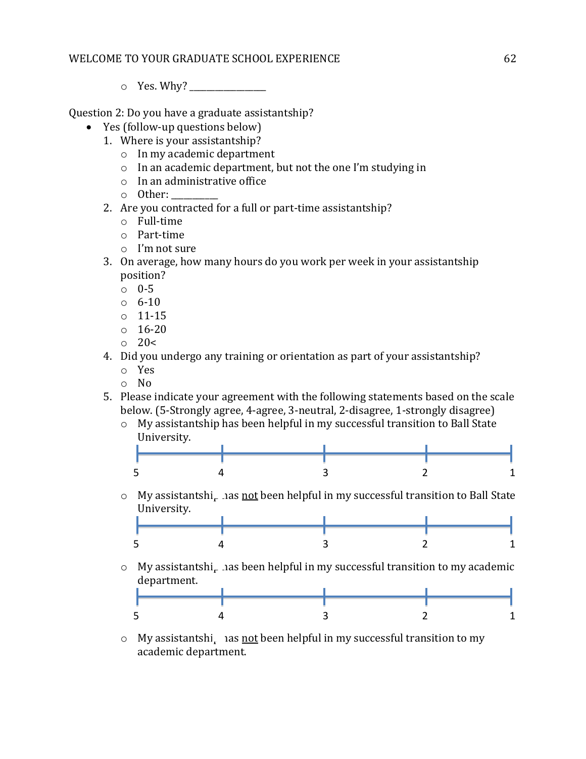- Yes. Why? _________________

Question 2: Do you have a graduate assistantship?

- Yes (follow-up questions below)
  1. Where is your assistantship?
     - In my academic department
     - In an academic department, but not the one I'm studying in
     - In an administrative office
     - Other: __________
  2. Are you contracted for a full or part-time assistantship?
     - Full-time
     - Part-time
     - I'm not sure
  3. On average, how many hours do you work per week in your assistantship position?
     - 0-5
     - 6-10
     - 11-15
     - 16-20
     - 20<
  4. Did you undergo any training or orientation as part of your assistantship?
     - Yes
     - No
  5. Please indicate your agreement with the following statements based on the scale below. (5-Strongly agree, 4-agree, 3-neutral, 2-disagree, 1-strongly disagree)
     - My assistantship has been helpful in my successful transition to Ball State University.

       5 — 4 — 3 — 2 — 1

     - My assistantship has not been helpful in my successful transition to Ball State University.

       5 — 4 — 3 — 2 — 1

     - My assistantship has been helpful in my successful transition to my academic department.

       5 — 4 — 3 — 2 — 1

     - My assistantship has not been helpful in my successful transition to my academic department.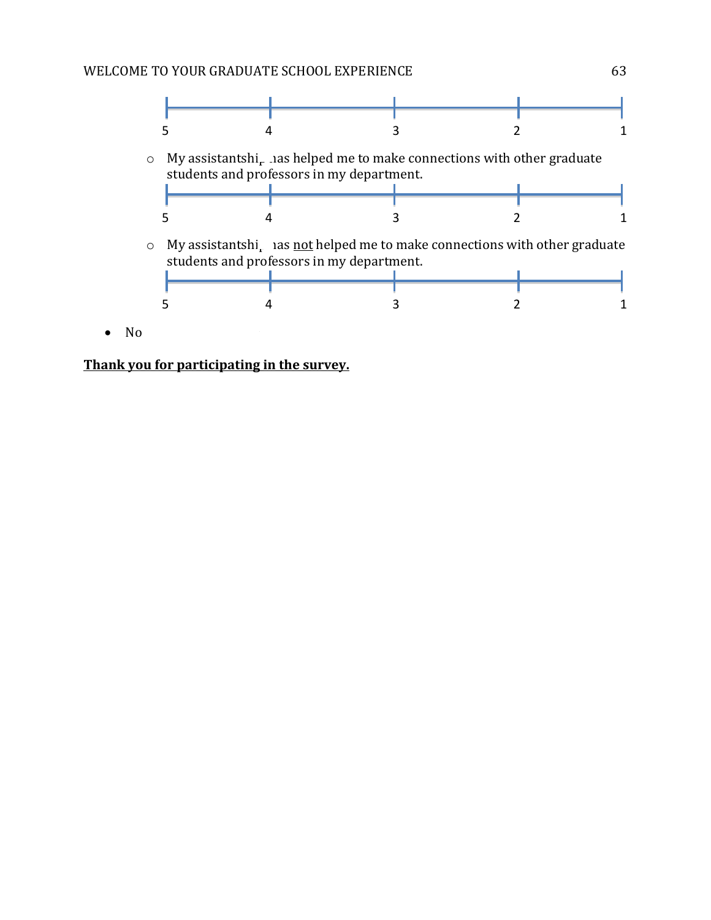5 4 3 2 1

- My assistantship has helped me to make connections with other graduate students and professors in my department.

5 4 3 2 1

- My assistantship has not helped me to make connections with other graduate students and professors in my department.

5 4 3 2 1

- No

**Thank you for participating in the survey.**